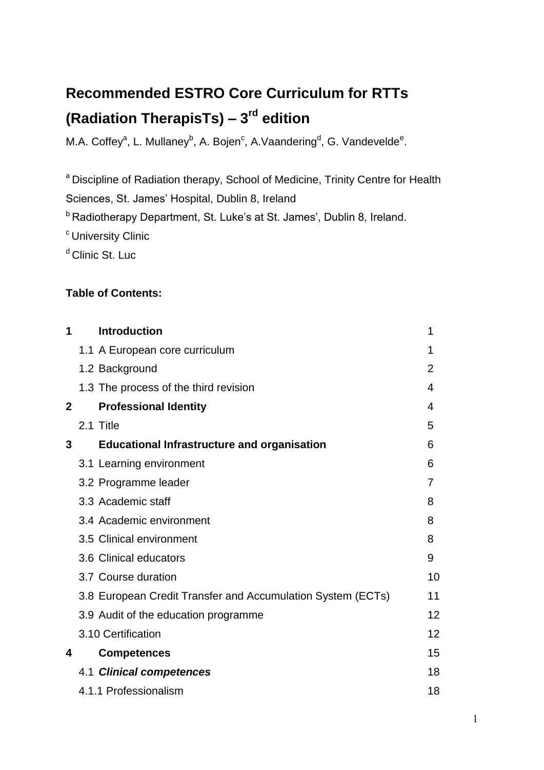# Recommended ESTRO Core Curriculum for RTTs (Radiation TherapisTs) – 3rd edition

M.A. Coffey[a], L. Mullaney[b], A. Bojen[c], A.Vaandering[d], G. Vandevelde[e].

[a] Discipline of Radiation therapy, School of Medicine, Trinity Centre for Health Sciences, St. James' Hospital, Dublin 8, Ireland

[b] Radiotherapy Department, St. Luke's at St. James', Dublin 8, Ireland.

[c] University Clinic

[d] Clinic St. Luc

**Table of Contents:**

| | | |
|---|---|---|
| **1** | **Introduction** | 1 |
| | 1.1 A European core curriculum | 1 |
| | 1.2 Background | 2 |
| | 1.3 The process of the third revision | 4 |
| **2** | **Professional Identity** | 4 |
| | 2.1 Title | 5 |
| **3** | **Educational Infrastructure and organisation** | 6 |
| | 3.1 Learning environment | 6 |
| | 3.2 Programme leader | 7 |
| | 3.3 Academic staff | 8 |
| | 3.4 Academic environment | 8 |
| | 3.5 Clinical environment | 8 |
| | 3.6 Clinical educators | 9 |
| | 3.7 Course duration | 10 |
| | 3.8 European Credit Transfer and Accumulation System (ECTs) | 11 |
| | 3.9 Audit of the education programme | 12 |
| | 3.10 Certification | 12 |
| **4** | **Competences** | 15 |
| | 4.1 ***Clinical competences*** | 18 |
| | 4.1.1 Professionalism | 18 |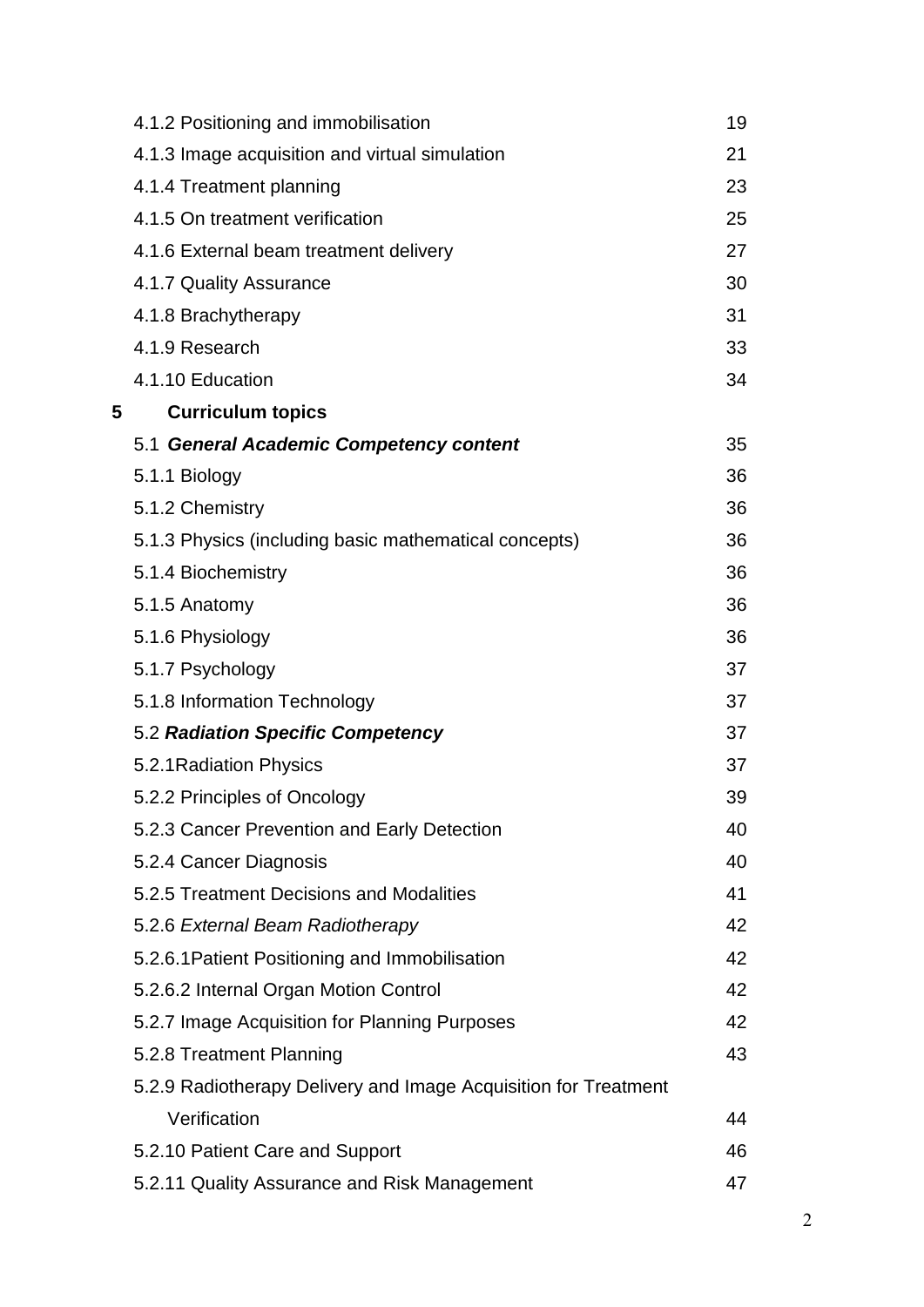| | |
|---|---|
| 4.1.2 Positioning and immobilisation | 19 |
| 4.1.3 Image acquisition and virtual simulation | 21 |
| 4.1.4 Treatment planning | 23 |
| 4.1.5 On treatment verification | 25 |
| 4.1.6 External beam treatment delivery | 27 |
| 4.1.7 Quality Assurance | 30 |
| 4.1.8 Brachytherapy | 31 |
| 4.1.9 Research | 33 |
| 4.1.10 Education | 34 |
| **5 Curriculum topics** | |
| 5.1 ***General Academic Competency content*** | 35 |
| 5.1.1 Biology | 36 |
| 5.1.2 Chemistry | 36 |
| 5.1.3 Physics (including basic mathematical concepts) | 36 |
| 5.1.4 Biochemistry | 36 |
| 5.1.5 Anatomy | 36 |
| 5.1.6 Physiology | 36 |
| 5.1.7 Psychology | 37 |
| 5.1.8 Information Technology | 37 |
| 5.2 ***Radiation Specific Competency*** | 37 |
| 5.2.1Radiation Physics | 37 |
| 5.2.2 Principles of Oncology | 39 |
| 5.2.3 Cancer Prevention and Early Detection | 40 |
| 5.2.4 Cancer Diagnosis | 40 |
| 5.2.5 Treatment Decisions and Modalities | 41 |
| 5.2.6 *External Beam Radiotherapy* | 42 |
| 5.2.6.1Patient Positioning and Immobilisation | 42 |
| 5.2.6.2 Internal Organ Motion Control | 42 |
| 5.2.7 Image Acquisition for Planning Purposes | 42 |
| 5.2.8 Treatment Planning | 43 |
| 5.2.9 Radiotherapy Delivery and Image Acquisition for Treatment Verification | 44 |
| 5.2.10 Patient Care and Support | 46 |
| 5.2.11 Quality Assurance and Risk Management | 47 |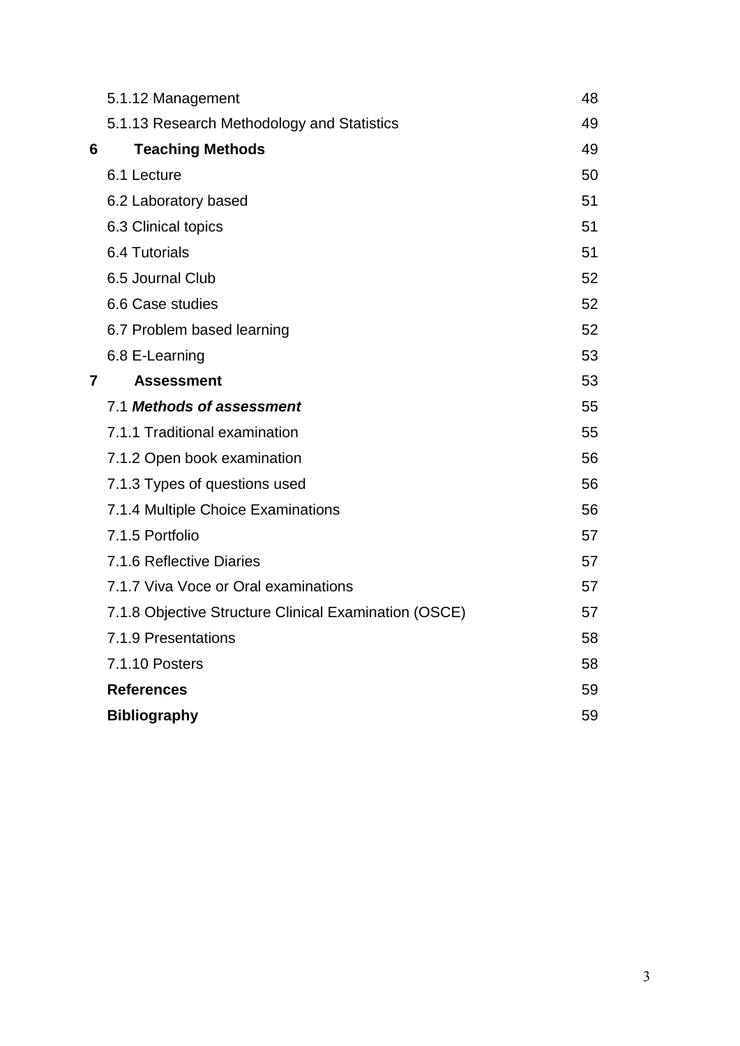| | | |
|---|---|---|
| | 5.1.12 Management | 48 |
| | 5.1.13 Research Methodology and Statistics | 49 |
| **6** | **Teaching Methods** | 49 |
| | 6.1 Lecture | 50 |
| | 6.2 Laboratory based | 51 |
| | 6.3 Clinical topics | 51 |
| | 6.4 Tutorials | 51 |
| | 6.5 Journal Club | 52 |
| | 6.6 Case studies | 52 |
| | 6.7 Problem based learning | 52 |
| | 6.8 E-Learning | 53 |
| **7** | **Assessment** | 53 |
| | 7.1 ***Methods of assessment*** | 55 |
| | 7.1.1 Traditional examination | 55 |
| | 7.1.2 Open book examination | 56 |
| | 7.1.3 Types of questions used | 56 |
| | 7.1.4 Multiple Choice Examinations | 56 |
| | 7.1.5 Portfolio | 57 |
| | 7.1.6 Reflective Diaries | 57 |
| | 7.1.7 Viva Voce or Oral examinations | 57 |
| | 7.1.8 Objective Structure Clinical Examination (OSCE) | 57 |
| | 7.1.9 Presentations | 58 |
| | 7.1.10 Posters | 58 |
| | **References** | 59 |
| | **Bibliography** | 59 |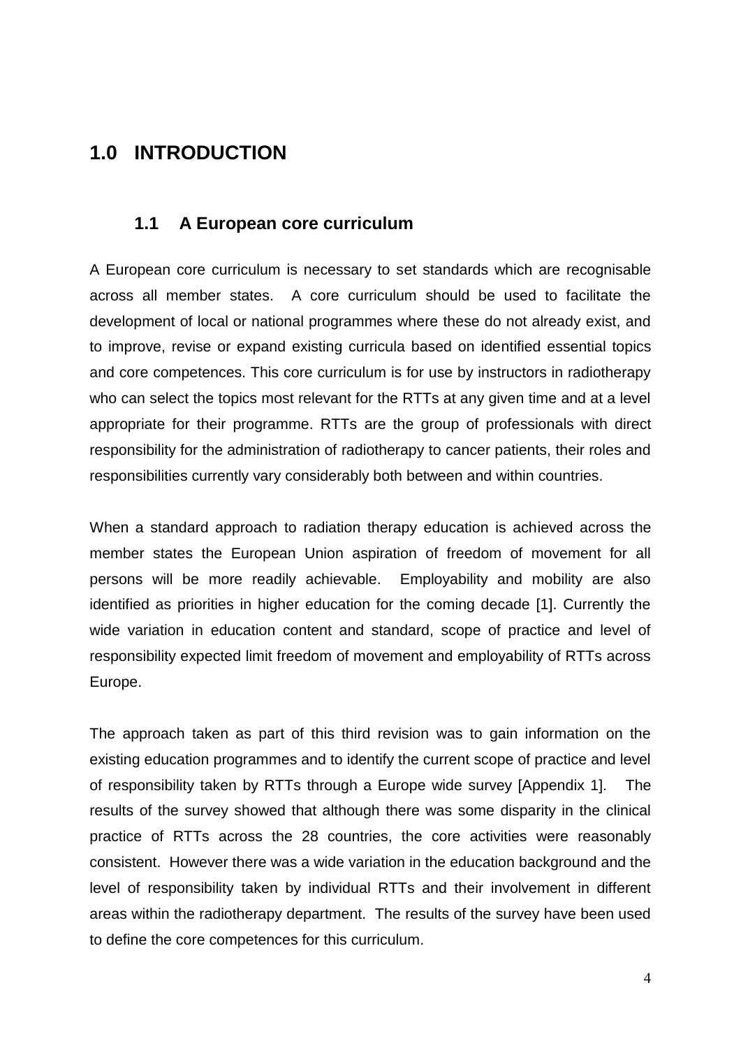# 1.0 INTRODUCTION

## 1.1 A European core curriculum

A European core curriculum is necessary to set standards which are recognisable across all member states. A core curriculum should be used to facilitate the development of local or national programmes where these do not already exist, and to improve, revise or expand existing curricula based on identified essential topics and core competences. This core curriculum is for use by instructors in radiotherapy who can select the topics most relevant for the RTTs at any given time and at a level appropriate for their programme. RTTs are the group of professionals with direct responsibility for the administration of radiotherapy to cancer patients, their roles and responsibilities currently vary considerably both between and within countries.

When a standard approach to radiation therapy education is achieved across the member states the European Union aspiration of freedom of movement for all persons will be more readily achievable. Employability and mobility are also identified as priorities in higher education for the coming decade [1]. Currently the wide variation in education content and standard, scope of practice and level of responsibility expected limit freedom of movement and employability of RTTs across Europe.

The approach taken as part of this third revision was to gain information on the existing education programmes and to identify the current scope of practice and level of responsibility taken by RTTs through a Europe wide survey [Appendix 1]. The results of the survey showed that although there was some disparity in the clinical practice of RTTs across the 28 countries, the core activities were reasonably consistent. However there was a wide variation in the education background and the level of responsibility taken by individual RTTs and their involvement in different areas within the radiotherapy department. The results of the survey have been used to define the core competences for this curriculum.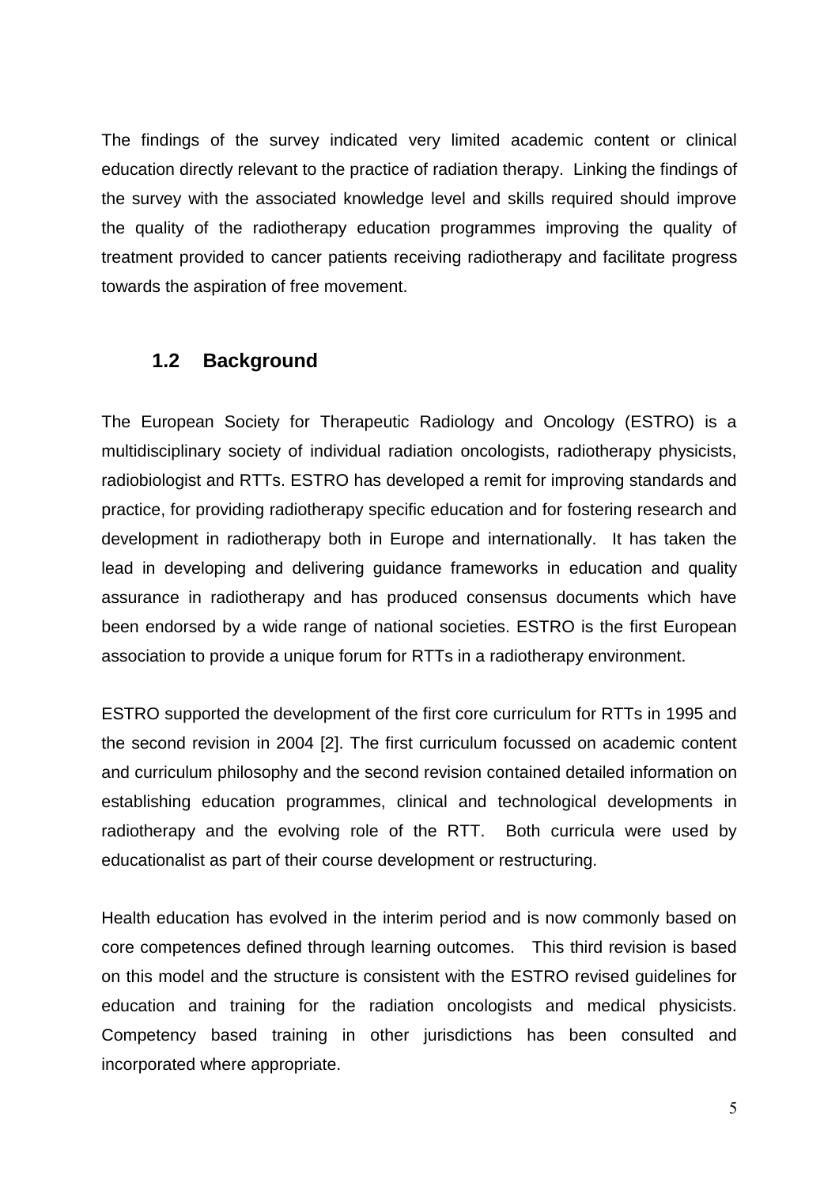The findings of the survey indicated very limited academic content or clinical education directly relevant to the practice of radiation therapy. Linking the findings of the survey with the associated knowledge level and skills required should improve the quality of the radiotherapy education programmes improving the quality of treatment provided to cancer patients receiving radiotherapy and facilitate progress towards the aspiration of free movement.

## 1.2 Background

The European Society for Therapeutic Radiology and Oncology (ESTRO) is a multidisciplinary society of individual radiation oncologists, radiotherapy physicists, radiobiologist and RTTs. ESTRO has developed a remit for improving standards and practice, for providing radiotherapy specific education and for fostering research and development in radiotherapy both in Europe and internationally. It has taken the lead in developing and delivering guidance frameworks in education and quality assurance in radiotherapy and has produced consensus documents which have been endorsed by a wide range of national societies. ESTRO is the first European association to provide a unique forum for RTTs in a radiotherapy environment.

ESTRO supported the development of the first core curriculum for RTTs in 1995 and the second revision in 2004 [2]. The first curriculum focussed on academic content and curriculum philosophy and the second revision contained detailed information on establishing education programmes, clinical and technological developments in radiotherapy and the evolving role of the RTT. Both curricula were used by educationalist as part of their course development or restructuring.

Health education has evolved in the interim period and is now commonly based on core competences defined through learning outcomes. This third revision is based on this model and the structure is consistent with the ESTRO revised guidelines for education and training for the radiation oncologists and medical physicists. Competency based training in other jurisdictions has been consulted and incorporated where appropriate.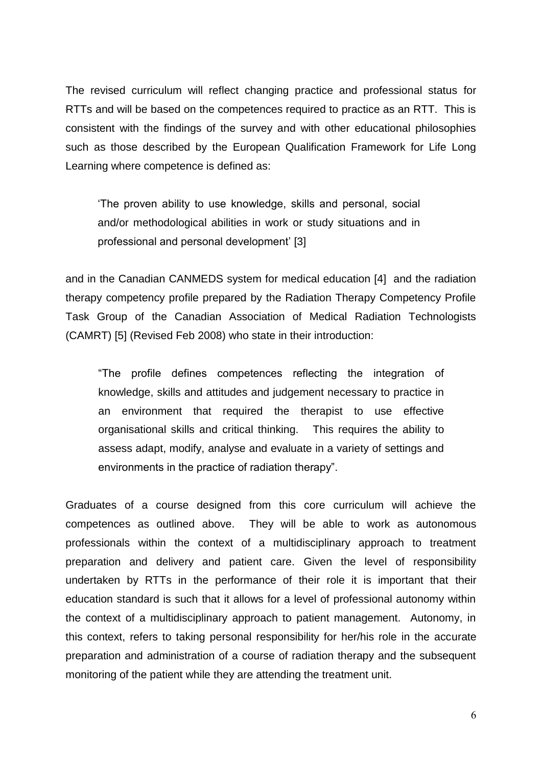The revised curriculum will reflect changing practice and professional status for RTTs and will be based on the competences required to practice as an RTT. This is consistent with the findings of the survey and with other educational philosophies such as those described by the European Qualification Framework for Life Long Learning where competence is defined as:

> 'The proven ability to use knowledge, skills and personal, social and/or methodological abilities in work or study situations and in professional and personal development' [3]

and in the Canadian CANMEDS system for medical education [4] and the radiation therapy competency profile prepared by the Radiation Therapy Competency Profile Task Group of the Canadian Association of Medical Radiation Technologists (CAMRT) [5] (Revised Feb 2008) who state in their introduction:

> "The profile defines competences reflecting the integration of knowledge, skills and attitudes and judgement necessary to practice in an environment that required the therapist to use effective organisational skills and critical thinking. This requires the ability to assess adapt, modify, analyse and evaluate in a variety of settings and environments in the practice of radiation therapy".

Graduates of a course designed from this core curriculum will achieve the competences as outlined above. They will be able to work as autonomous professionals within the context of a multidisciplinary approach to treatment preparation and delivery and patient care. Given the level of responsibility undertaken by RTTs in the performance of their role it is important that their education standard is such that it allows for a level of professional autonomy within the context of a multidisciplinary approach to patient management. Autonomy, in this context, refers to taking personal responsibility for her/his role in the accurate preparation and administration of a course of radiation therapy and the subsequent monitoring of the patient while they are attending the treatment unit.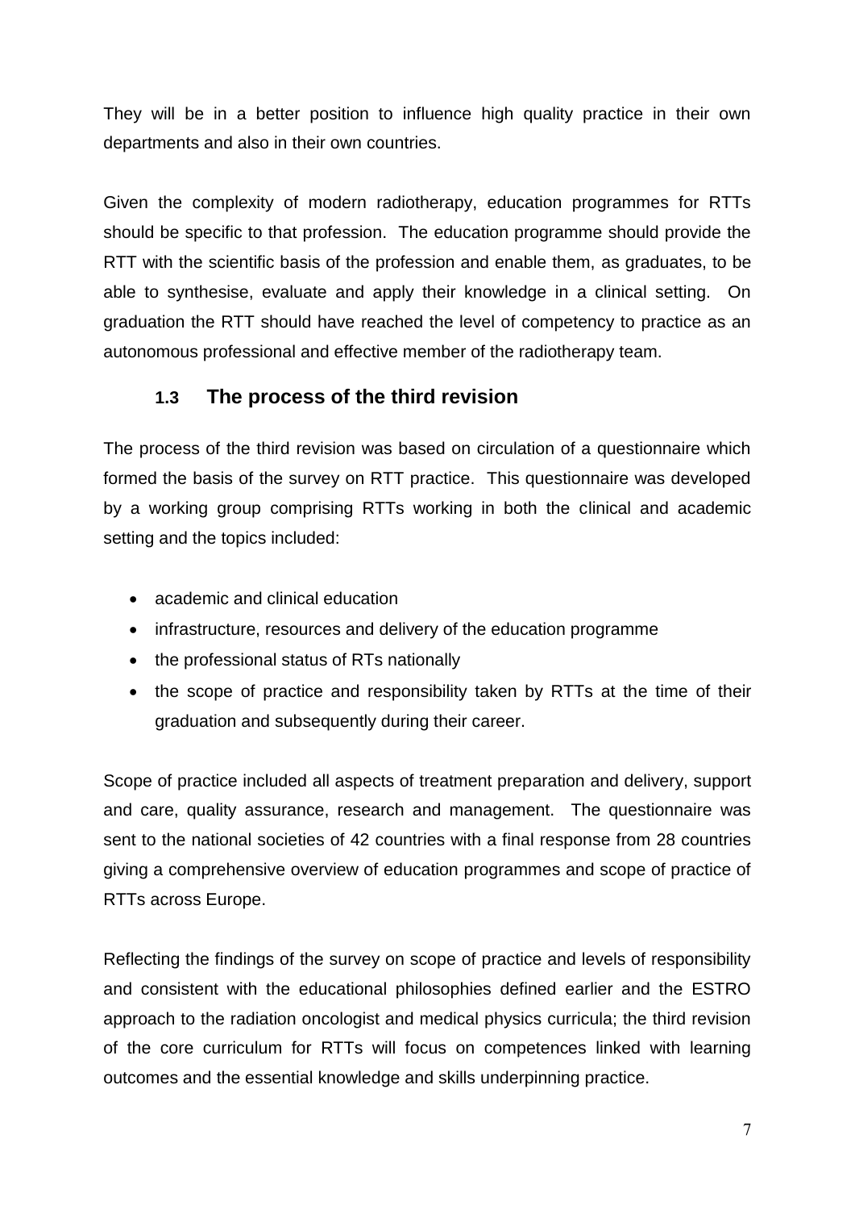They will be in a better position to influence high quality practice in their own departments and also in their own countries.

Given the complexity of modern radiotherapy, education programmes for RTTs should be specific to that profession. The education programme should provide the RTT with the scientific basis of the profession and enable them, as graduates, to be able to synthesise, evaluate and apply their knowledge in a clinical setting. On graduation the RTT should have reached the level of competency to practice as an autonomous professional and effective member of the radiotherapy team.

## 1.3 The process of the third revision

The process of the third revision was based on circulation of a questionnaire which formed the basis of the survey on RTT practice. This questionnaire was developed by a working group comprising RTTs working in both the clinical and academic setting and the topics included:

- academic and clinical education
- infrastructure, resources and delivery of the education programme
- the professional status of RTs nationally
- the scope of practice and responsibility taken by RTTs at the time of their graduation and subsequently during their career.

Scope of practice included all aspects of treatment preparation and delivery, support and care, quality assurance, research and management. The questionnaire was sent to the national societies of 42 countries with a final response from 28 countries giving a comprehensive overview of education programmes and scope of practice of RTTs across Europe.

Reflecting the findings of the survey on scope of practice and levels of responsibility and consistent with the educational philosophies defined earlier and the ESTRO approach to the radiation oncologist and medical physics curricula; the third revision of the core curriculum for RTTs will focus on competences linked with learning outcomes and the essential knowledge and skills underpinning practice.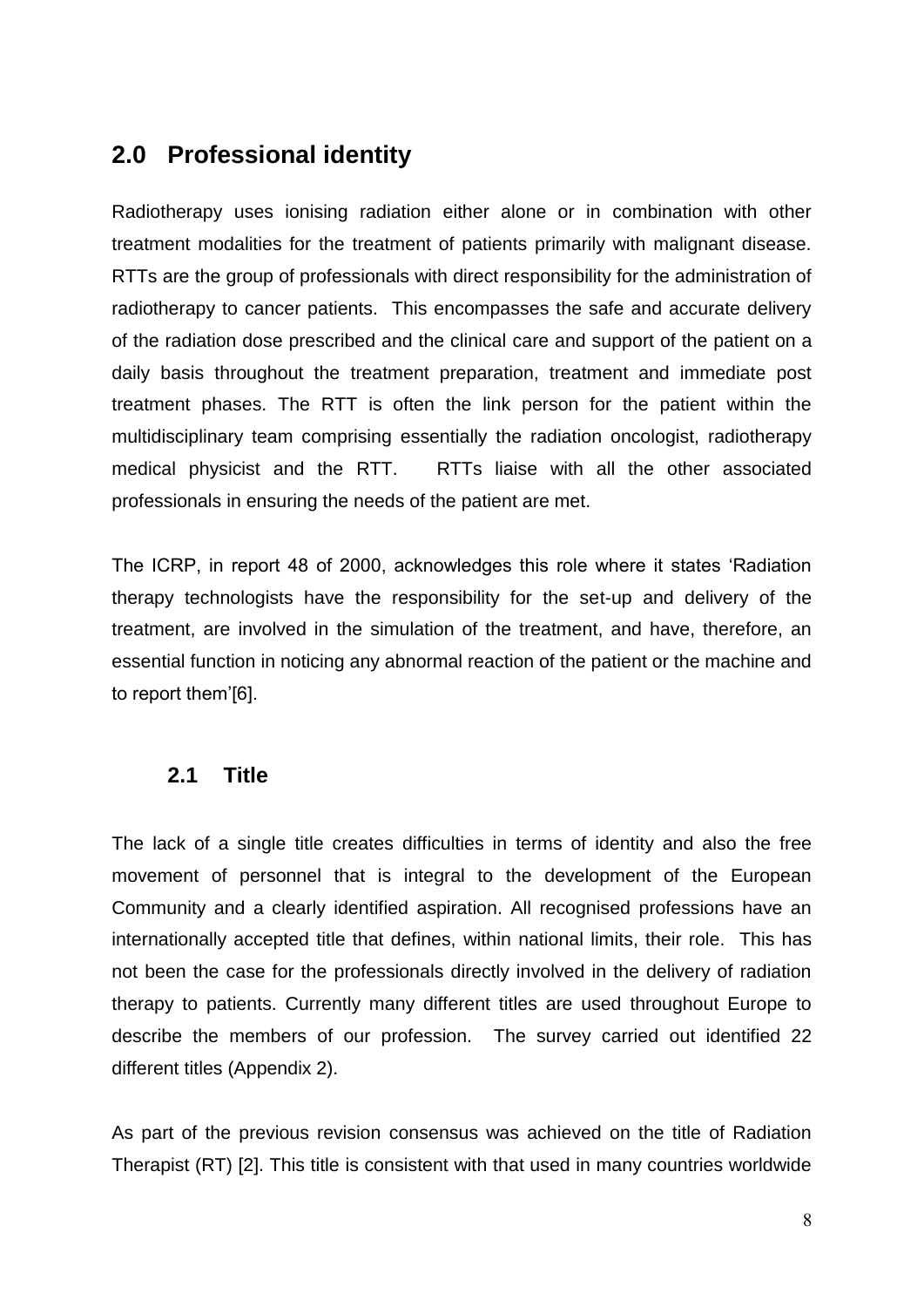## 2.0 Professional identity

Radiotherapy uses ionising radiation either alone or in combination with other treatment modalities for the treatment of patients primarily with malignant disease. RTTs are the group of professionals with direct responsibility for the administration of radiotherapy to cancer patients. This encompasses the safe and accurate delivery of the radiation dose prescribed and the clinical care and support of the patient on a daily basis throughout the treatment preparation, treatment and immediate post treatment phases. The RTT is often the link person for the patient within the multidisciplinary team comprising essentially the radiation oncologist, radiotherapy medical physicist and the RTT. RTTs liaise with all the other associated professionals in ensuring the needs of the patient are met.

The ICRP, in report 48 of 2000, acknowledges this role where it states 'Radiation therapy technologists have the responsibility for the set-up and delivery of the treatment, are involved in the simulation of the treatment, and have, therefore, an essential function in noticing any abnormal reaction of the patient or the machine and to report them'[6].

### 2.1 Title

The lack of a single title creates difficulties in terms of identity and also the free movement of personnel that is integral to the development of the European Community and a clearly identified aspiration. All recognised professions have an internationally accepted title that defines, within national limits, their role. This has not been the case for the professionals directly involved in the delivery of radiation therapy to patients. Currently many different titles are used throughout Europe to describe the members of our profession. The survey carried out identified 22 different titles (Appendix 2).

As part of the previous revision consensus was achieved on the title of Radiation Therapist (RT) [2]. This title is consistent with that used in many countries worldwide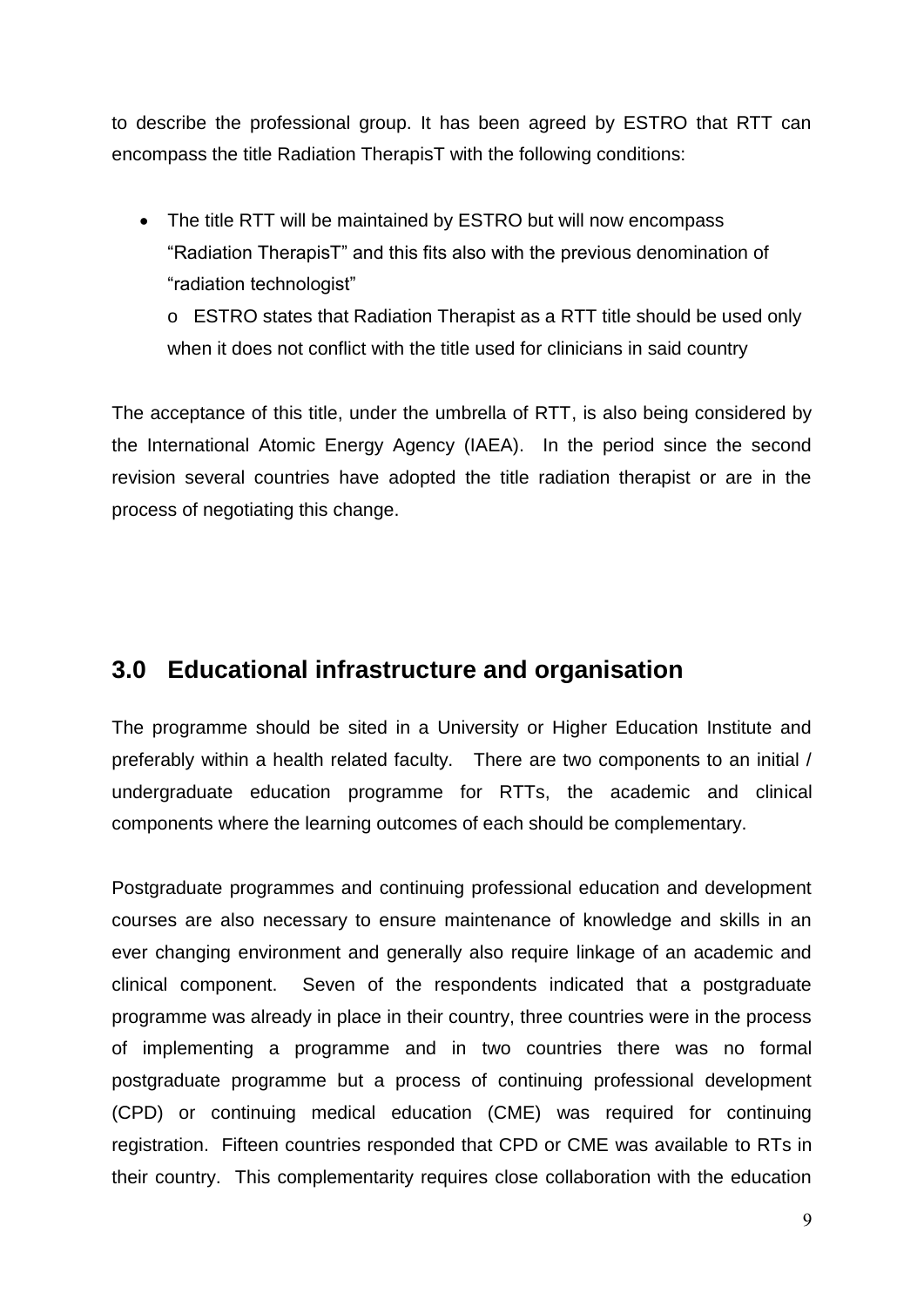to describe the professional group. It has been agreed by ESTRO that RTT can encompass the title Radiation TherapisT with the following conditions:

- The title RTT will be maintained by ESTRO but will now encompass "Radiation TherapisT" and this fits also with the previous denomination of "radiation technologist"
  - ESTRO states that Radiation Therapist as a RTT title should be used only when it does not conflict with the title used for clinicians in said country

The acceptance of this title, under the umbrella of RTT, is also being considered by the International Atomic Energy Agency (IAEA). In the period since the second revision several countries have adopted the title radiation therapist or are in the process of negotiating this change.

## 3.0 Educational infrastructure and organisation

The programme should be sited in a University or Higher Education Institute and preferably within a health related faculty. There are two components to an initial / undergraduate education programme for RTTs, the academic and clinical components where the learning outcomes of each should be complementary.

Postgraduate programmes and continuing professional education and development courses are also necessary to ensure maintenance of knowledge and skills in an ever changing environment and generally also require linkage of an academic and clinical component. Seven of the respondents indicated that a postgraduate programme was already in place in their country, three countries were in the process of implementing a programme and in two countries there was no formal postgraduate programme but a process of continuing professional development (CPD) or continuing medical education (CME) was required for continuing registration. Fifteen countries responded that CPD or CME was available to RTs in their country. This complementarity requires close collaboration with the education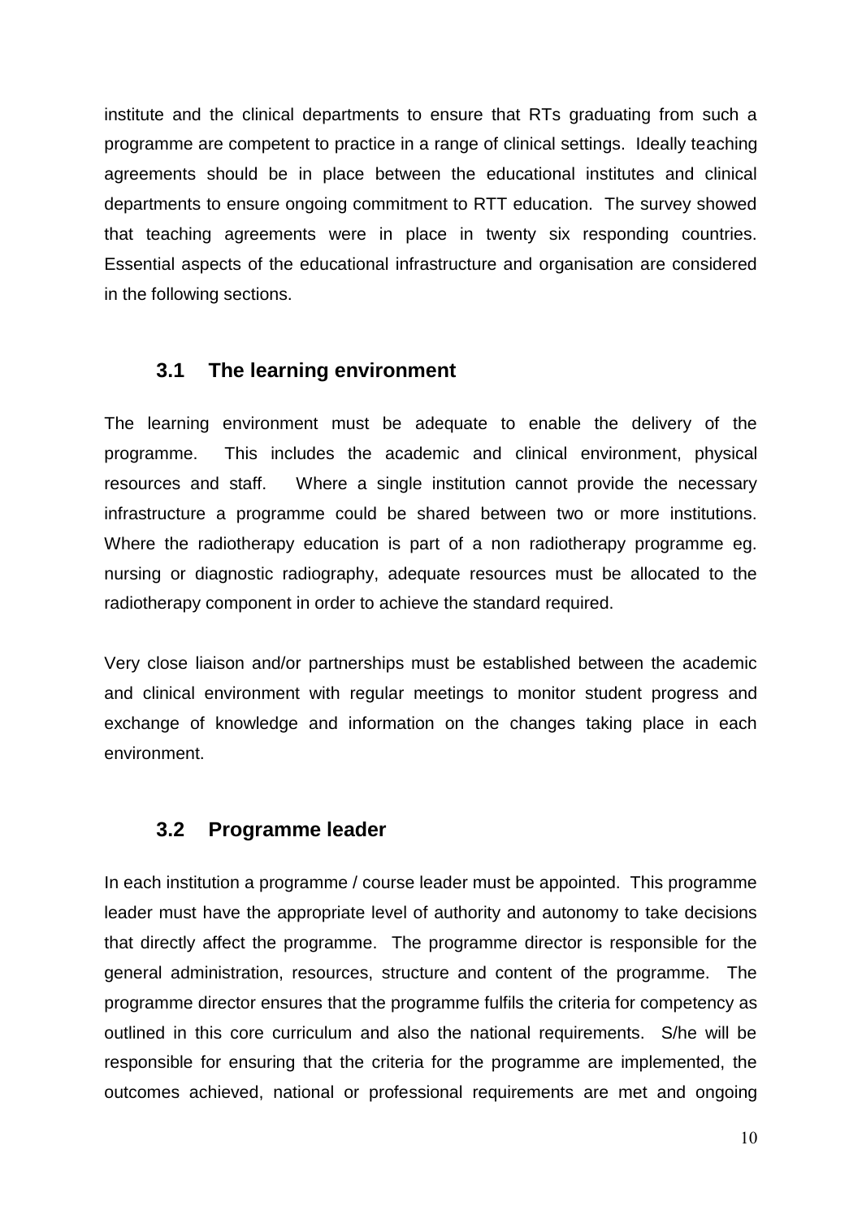institute and the clinical departments to ensure that RTs graduating from such a programme are competent to practice in a range of clinical settings. Ideally teaching agreements should be in place between the educational institutes and clinical departments to ensure ongoing commitment to RTT education. The survey showed that teaching agreements were in place in twenty six responding countries. Essential aspects of the educational infrastructure and organisation are considered in the following sections.

## 3.1 The learning environment

The learning environment must be adequate to enable the delivery of the programme. This includes the academic and clinical environment, physical resources and staff. Where a single institution cannot provide the necessary infrastructure a programme could be shared between two or more institutions. Where the radiotherapy education is part of a non radiotherapy programme eg. nursing or diagnostic radiography, adequate resources must be allocated to the radiotherapy component in order to achieve the standard required.

Very close liaison and/or partnerships must be established between the academic and clinical environment with regular meetings to monitor student progress and exchange of knowledge and information on the changes taking place in each environment.

## 3.2 Programme leader

In each institution a programme / course leader must be appointed. This programme leader must have the appropriate level of authority and autonomy to take decisions that directly affect the programme. The programme director is responsible for the general administration, resources, structure and content of the programme. The programme director ensures that the programme fulfils the criteria for competency as outlined in this core curriculum and also the national requirements. S/he will be responsible for ensuring that the criteria for the programme are implemented, the outcomes achieved, national or professional requirements are met and ongoing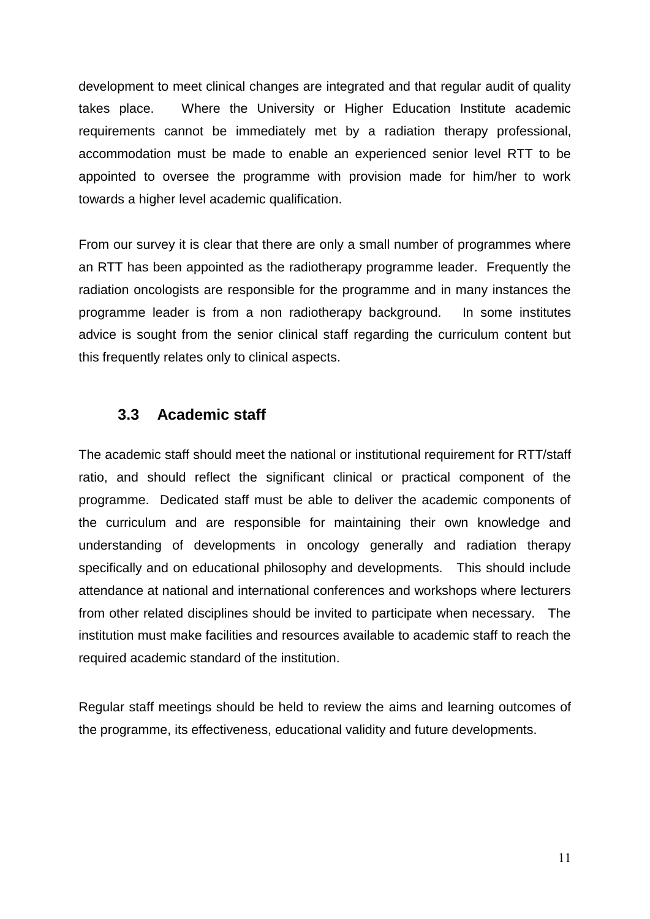development to meet clinical changes are integrated and that regular audit of quality takes place. Where the University or Higher Education Institute academic requirements cannot be immediately met by a radiation therapy professional, accommodation must be made to enable an experienced senior level RTT to be appointed to oversee the programme with provision made for him/her to work towards a higher level academic qualification.

From our survey it is clear that there are only a small number of programmes where an RTT has been appointed as the radiotherapy programme leader. Frequently the radiation oncologists are responsible for the programme and in many instances the programme leader is from a non radiotherapy background. In some institutes advice is sought from the senior clinical staff regarding the curriculum content but this frequently relates only to clinical aspects.

### 3.3 Academic staff

The academic staff should meet the national or institutional requirement for RTT/staff ratio, and should reflect the significant clinical or practical component of the programme. Dedicated staff must be able to deliver the academic components of the curriculum and are responsible for maintaining their own knowledge and understanding of developments in oncology generally and radiation therapy specifically and on educational philosophy and developments. This should include attendance at national and international conferences and workshops where lecturers from other related disciplines should be invited to participate when necessary. The institution must make facilities and resources available to academic staff to reach the required academic standard of the institution.

Regular staff meetings should be held to review the aims and learning outcomes of the programme, its effectiveness, educational validity and future developments.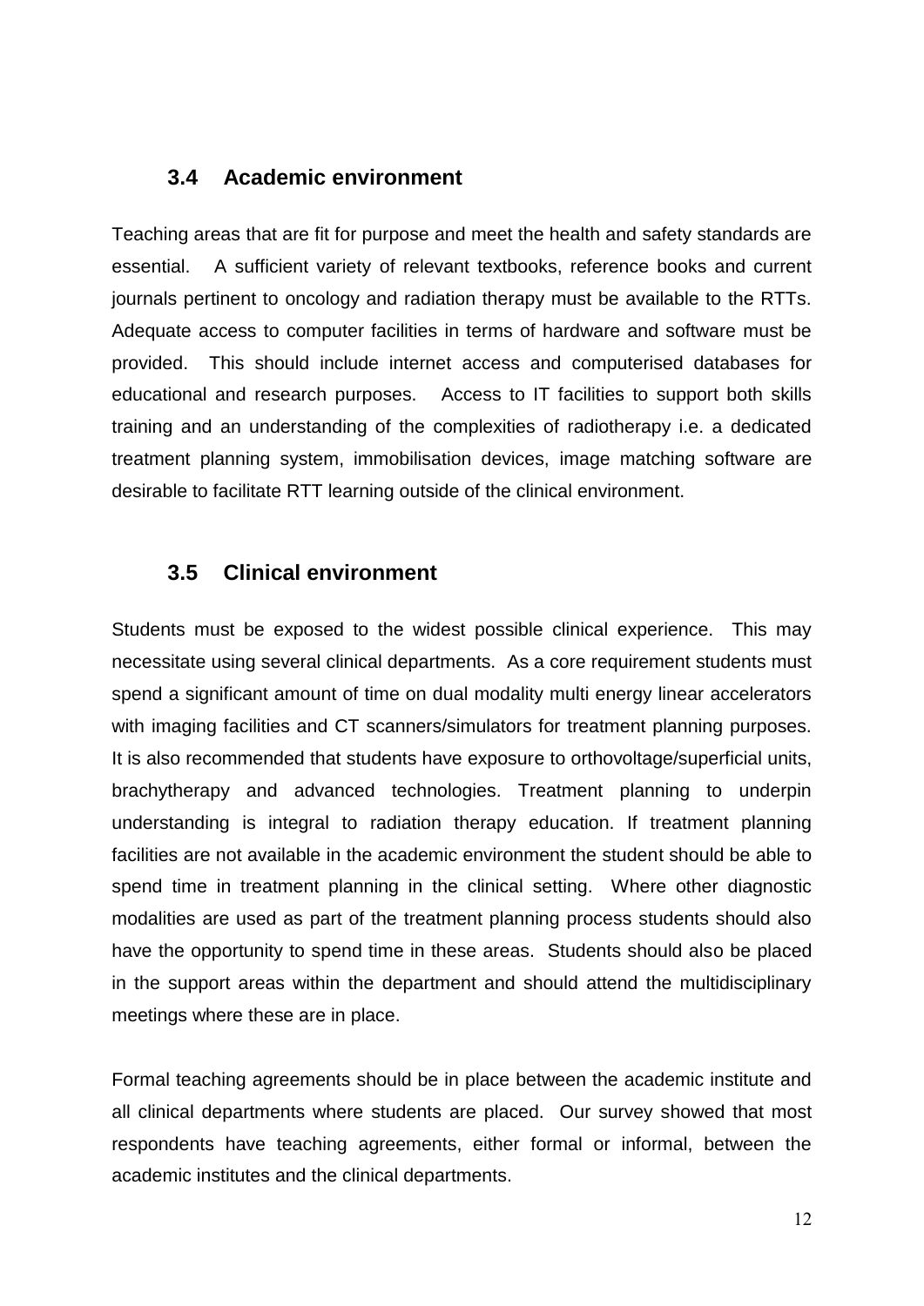### 3.4 Academic environment

Teaching areas that are fit for purpose and meet the health and safety standards are essential. A sufficient variety of relevant textbooks, reference books and current journals pertinent to oncology and radiation therapy must be available to the RTTs. Adequate access to computer facilities in terms of hardware and software must be provided. This should include internet access and computerised databases for educational and research purposes. Access to IT facilities to support both skills training and an understanding of the complexities of radiotherapy i.e. a dedicated treatment planning system, immobilisation devices, image matching software are desirable to facilitate RTT learning outside of the clinical environment.

### 3.5 Clinical environment

Students must be exposed to the widest possible clinical experience. This may necessitate using several clinical departments. As a core requirement students must spend a significant amount of time on dual modality multi energy linear accelerators with imaging facilities and CT scanners/simulators for treatment planning purposes. It is also recommended that students have exposure to orthovoltage/superficial units, brachytherapy and advanced technologies. Treatment planning to underpin understanding is integral to radiation therapy education. If treatment planning facilities are not available in the academic environment the student should be able to spend time in treatment planning in the clinical setting. Where other diagnostic modalities are used as part of the treatment planning process students should also have the opportunity to spend time in these areas. Students should also be placed in the support areas within the department and should attend the multidisciplinary meetings where these are in place.

Formal teaching agreements should be in place between the academic institute and all clinical departments where students are placed. Our survey showed that most respondents have teaching agreements, either formal or informal, between the academic institutes and the clinical departments.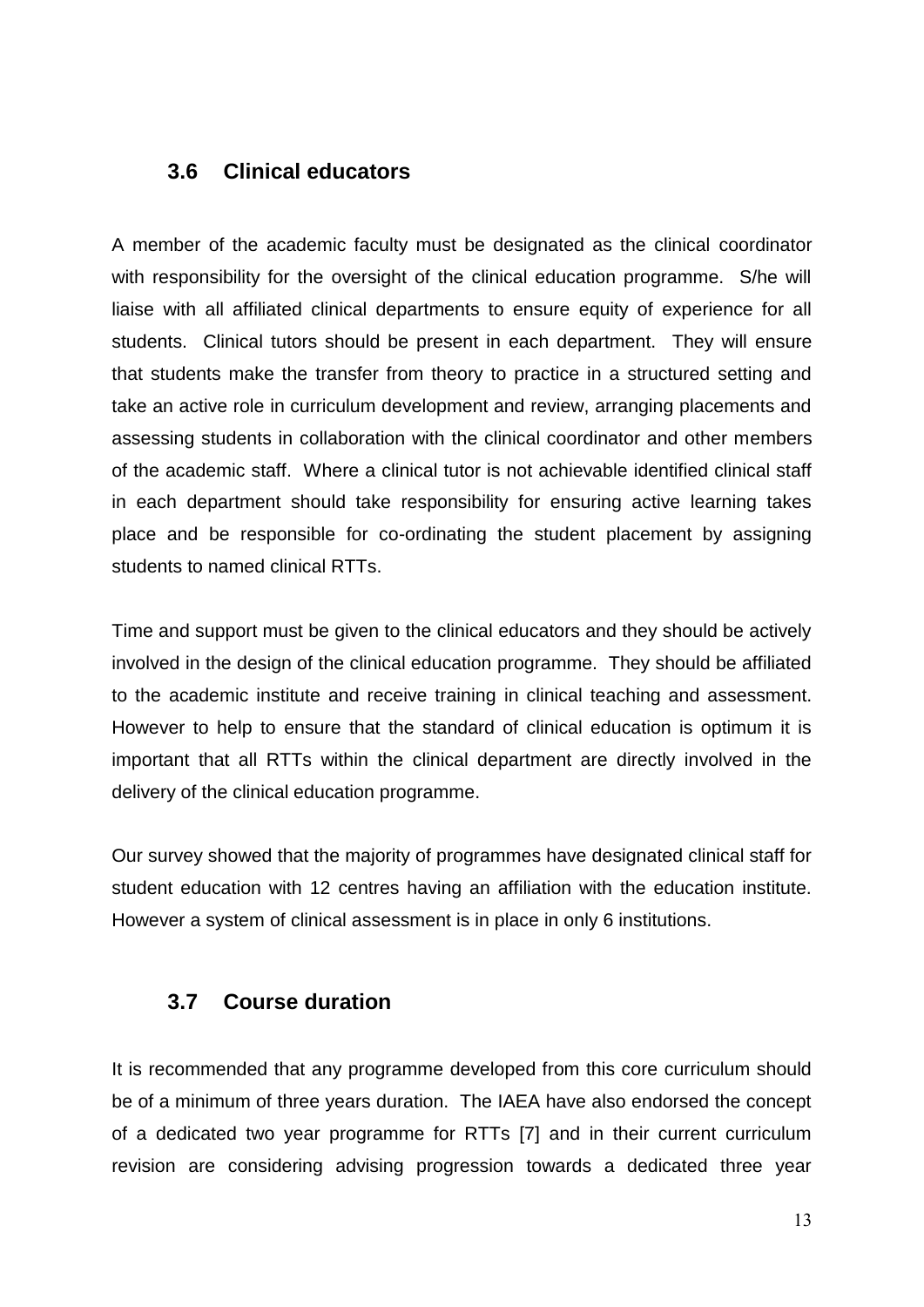### 3.6 Clinical educators

A member of the academic faculty must be designated as the clinical coordinator with responsibility for the oversight of the clinical education programme. S/he will liaise with all affiliated clinical departments to ensure equity of experience for all students. Clinical tutors should be present in each department. They will ensure that students make the transfer from theory to practice in a structured setting and take an active role in curriculum development and review, arranging placements and assessing students in collaboration with the clinical coordinator and other members of the academic staff. Where a clinical tutor is not achievable identified clinical staff in each department should take responsibility for ensuring active learning takes place and be responsible for co-ordinating the student placement by assigning students to named clinical RTTs.

Time and support must be given to the clinical educators and they should be actively involved in the design of the clinical education programme. They should be affiliated to the academic institute and receive training in clinical teaching and assessment. However to help to ensure that the standard of clinical education is optimum it is important that all RTTs within the clinical department are directly involved in the delivery of the clinical education programme.

Our survey showed that the majority of programmes have designated clinical staff for student education with 12 centres having an affiliation with the education institute. However a system of clinical assessment is in place in only 6 institutions.

### 3.7 Course duration

It is recommended that any programme developed from this core curriculum should be of a minimum of three years duration. The IAEA have also endorsed the concept of a dedicated two year programme for RTTs [7] and in their current curriculum revision are considering advising progression towards a dedicated three year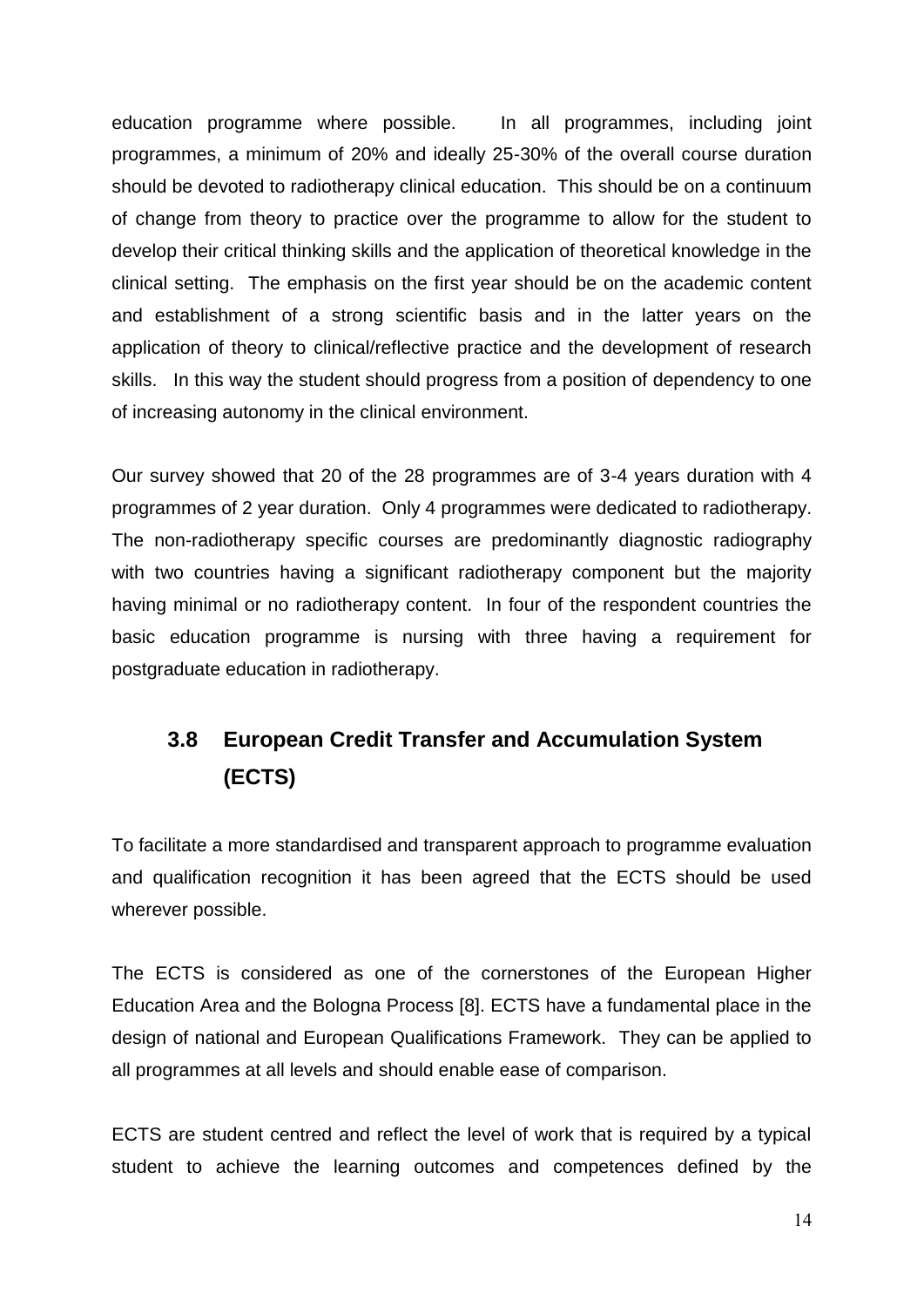education programme where possible. In all programmes, including joint programmes, a minimum of 20% and ideally 25-30% of the overall course duration should be devoted to radiotherapy clinical education. This should be on a continuum of change from theory to practice over the programme to allow for the student to develop their critical thinking skills and the application of theoretical knowledge in the clinical setting. The emphasis on the first year should be on the academic content and establishment of a strong scientific basis and in the latter years on the application of theory to clinical/reflective practice and the development of research skills. In this way the student should progress from a position of dependency to one of increasing autonomy in the clinical environment.

Our survey showed that 20 of the 28 programmes are of 3-4 years duration with 4 programmes of 2 year duration. Only 4 programmes were dedicated to radiotherapy. The non-radiotherapy specific courses are predominantly diagnostic radiography with two countries having a significant radiotherapy component but the majority having minimal or no radiotherapy content. In four of the respondent countries the basic education programme is nursing with three having a requirement for postgraduate education in radiotherapy.

## 3.8 European Credit Transfer and Accumulation System (ECTS)

To facilitate a more standardised and transparent approach to programme evaluation and qualification recognition it has been agreed that the ECTS should be used wherever possible.

The ECTS is considered as one of the cornerstones of the European Higher Education Area and the Bologna Process [8]. ECTS have a fundamental place in the design of national and European Qualifications Framework. They can be applied to all programmes at all levels and should enable ease of comparison.

ECTS are student centred and reflect the level of work that is required by a typical student to achieve the learning outcomes and competences defined by the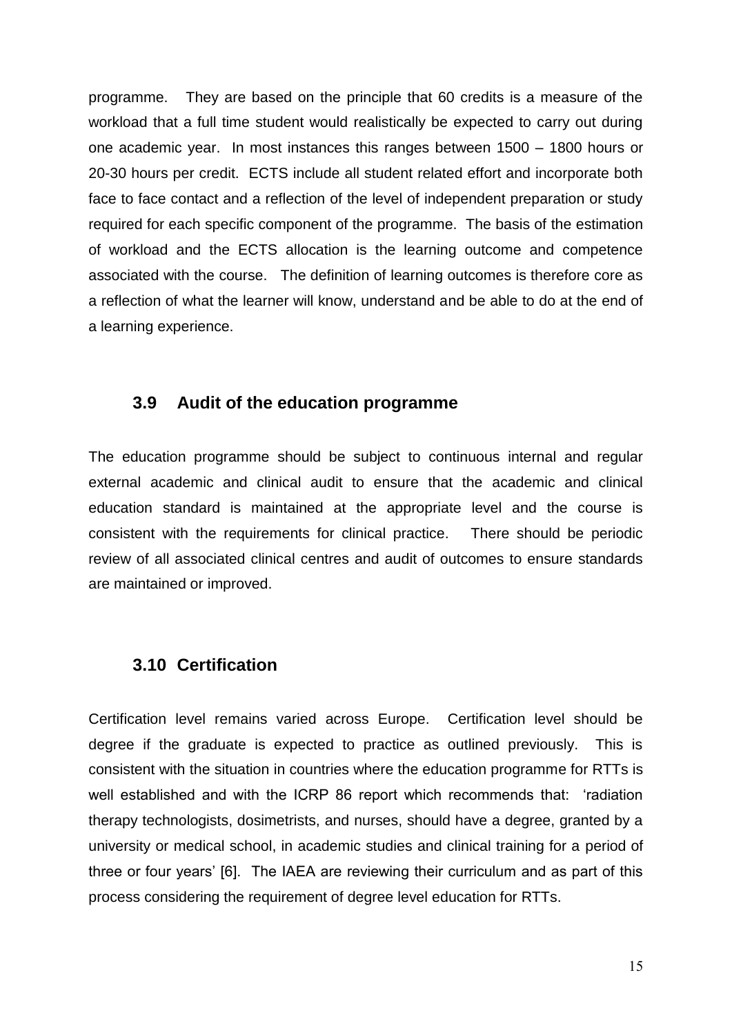programme. They are based on the principle that 60 credits is a measure of the workload that a full time student would realistically be expected to carry out during one academic year. In most instances this ranges between 1500 – 1800 hours or 20-30 hours per credit. ECTS include all student related effort and incorporate both face to face contact and a reflection of the level of independent preparation or study required for each specific component of the programme. The basis of the estimation of workload and the ECTS allocation is the learning outcome and competence associated with the course. The definition of learning outcomes is therefore core as a reflection of what the learner will know, understand and be able to do at the end of a learning experience.

## 3.9 Audit of the education programme

The education programme should be subject to continuous internal and regular external academic and clinical audit to ensure that the academic and clinical education standard is maintained at the appropriate level and the course is consistent with the requirements for clinical practice. There should be periodic review of all associated clinical centres and audit of outcomes to ensure standards are maintained or improved.

## 3.10 Certification

Certification level remains varied across Europe. Certification level should be degree if the graduate is expected to practice as outlined previously. This is consistent with the situation in countries where the education programme for RTTs is well established and with the ICRP 86 report which recommends that: 'radiation therapy technologists, dosimetrists, and nurses, should have a degree, granted by a university or medical school, in academic studies and clinical training for a period of three or four years' [6]. The IAEA are reviewing their curriculum and as part of this process considering the requirement of degree level education for RTTs.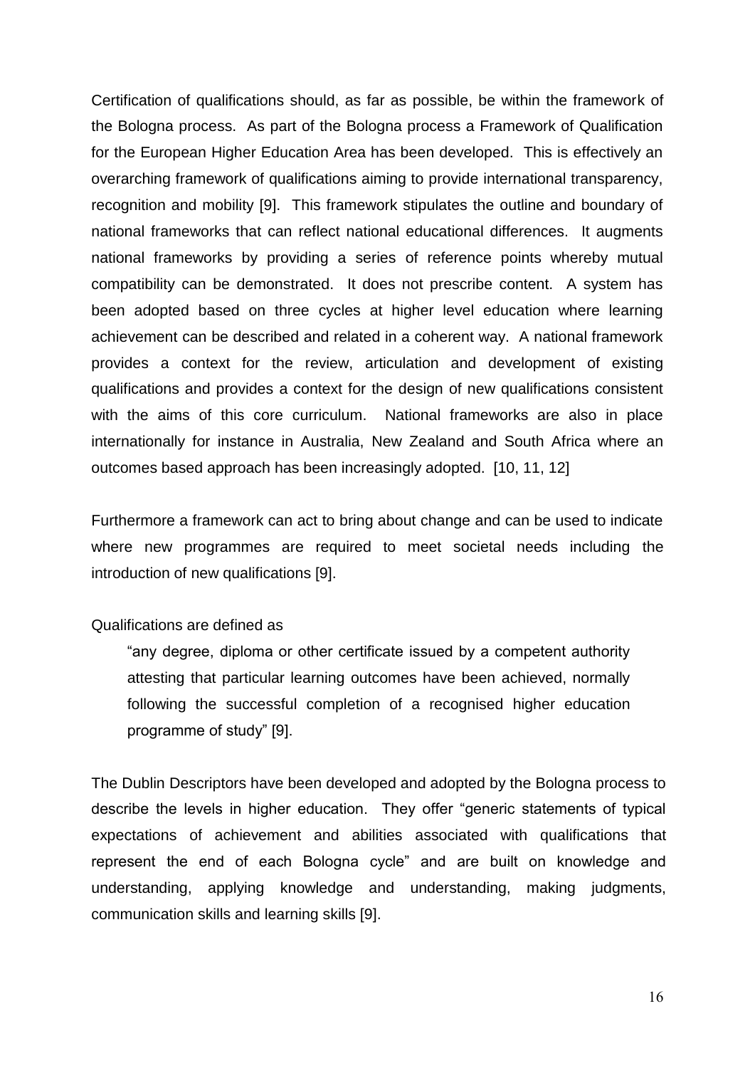Certification of qualifications should, as far as possible, be within the framework of the Bologna process. As part of the Bologna process a Framework of Qualification for the European Higher Education Area has been developed. This is effectively an overarching framework of qualifications aiming to provide international transparency, recognition and mobility [9]. This framework stipulates the outline and boundary of national frameworks that can reflect national educational differences. It augments national frameworks by providing a series of reference points whereby mutual compatibility can be demonstrated. It does not prescribe content. A system has been adopted based on three cycles at higher level education where learning achievement can be described and related in a coherent way. A national framework provides a context for the review, articulation and development of existing qualifications and provides a context for the design of new qualifications consistent with the aims of this core curriculum. National frameworks are also in place internationally for instance in Australia, New Zealand and South Africa where an outcomes based approach has been increasingly adopted. [10, 11, 12]

Furthermore a framework can act to bring about change and can be used to indicate where new programmes are required to meet societal needs including the introduction of new qualifications [9].

Qualifications are defined as

> "any degree, diploma or other certificate issued by a competent authority attesting that particular learning outcomes have been achieved, normally following the successful completion of a recognised higher education programme of study" [9].

The Dublin Descriptors have been developed and adopted by the Bologna process to describe the levels in higher education. They offer "generic statements of typical expectations of achievement and abilities associated with qualifications that represent the end of each Bologna cycle" and are built on knowledge and understanding, applying knowledge and understanding, making judgments, communication skills and learning skills [9].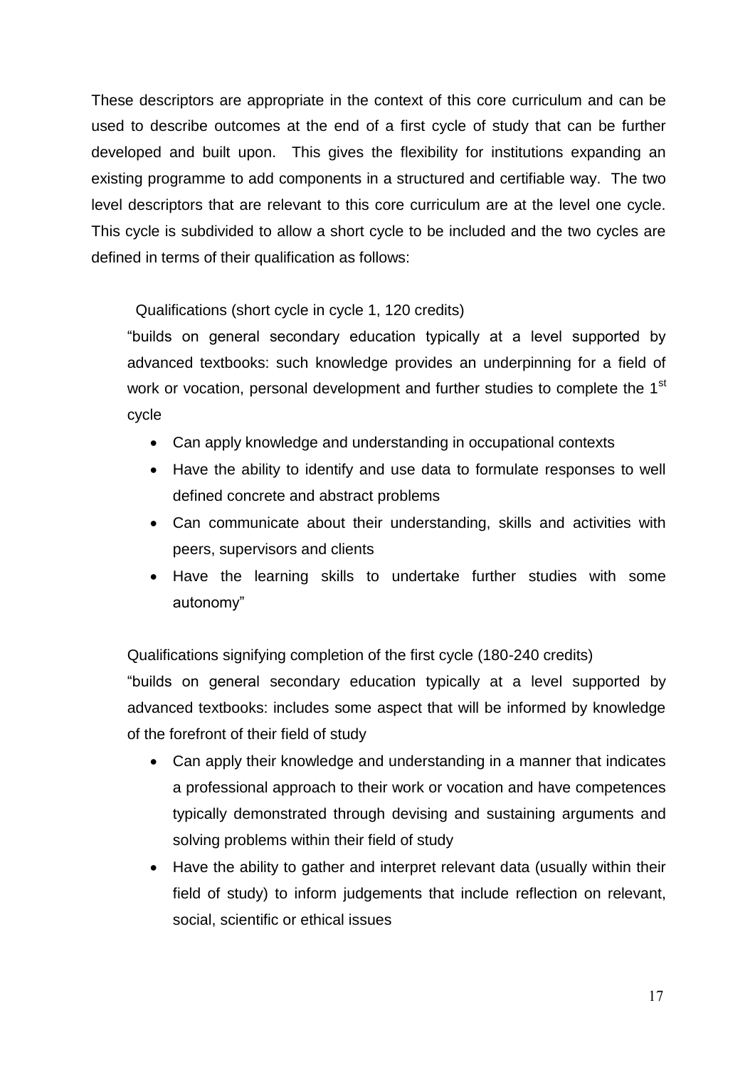These descriptors are appropriate in the context of this core curriculum and can be used to describe outcomes at the end of a first cycle of study that can be further developed and built upon. This gives the flexibility for institutions expanding an existing programme to add components in a structured and certifiable way. The two level descriptors that are relevant to this core curriculum are at the level one cycle. This cycle is subdivided to allow a short cycle to be included and the two cycles are defined in terms of their qualification as follows:

Qualifications (short cycle in cycle 1, 120 credits)

"builds on general secondary education typically at a level supported by advanced textbooks: such knowledge provides an underpinning for a field of work or vocation, personal development and further studies to complete the 1st cycle

- Can apply knowledge and understanding in occupational contexts
- Have the ability to identify and use data to formulate responses to well defined concrete and abstract problems
- Can communicate about their understanding, skills and activities with peers, supervisors and clients
- Have the learning skills to undertake further studies with some autonomy"

Qualifications signifying completion of the first cycle (180-240 credits)

"builds on general secondary education typically at a level supported by advanced textbooks: includes some aspect that will be informed by knowledge of the forefront of their field of study

- Can apply their knowledge and understanding in a manner that indicates a professional approach to their work or vocation and have competences typically demonstrated through devising and sustaining arguments and solving problems within their field of study
- Have the ability to gather and interpret relevant data (usually within their field of study) to inform judgements that include reflection on relevant, social, scientific or ethical issues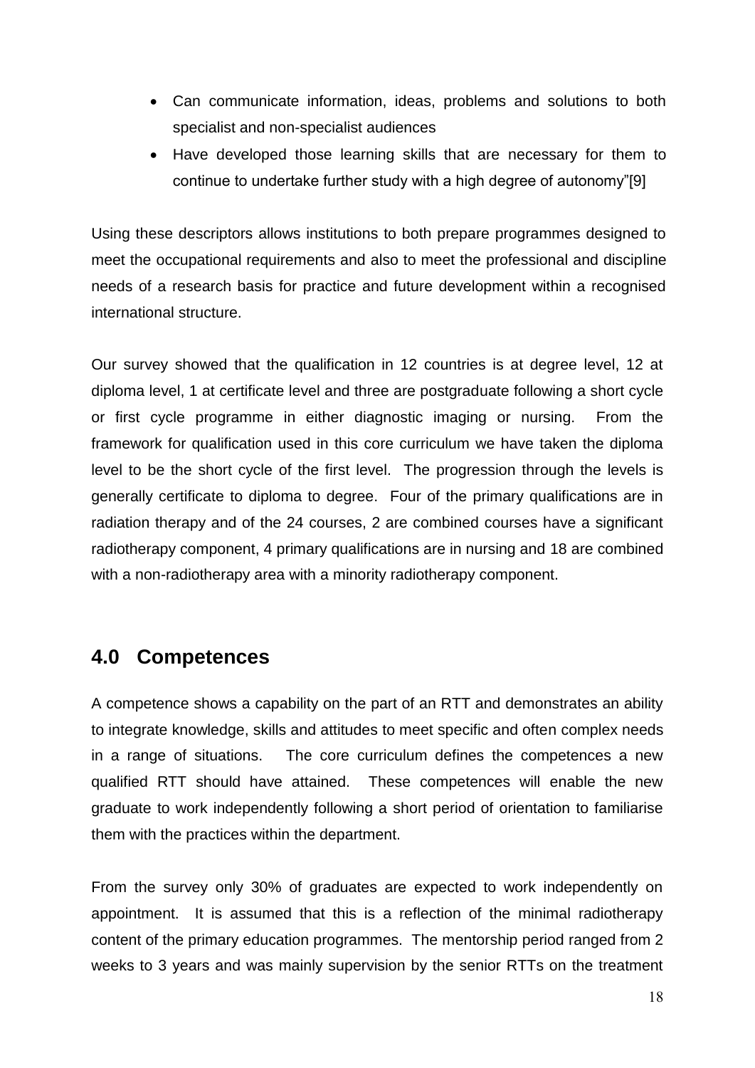- Can communicate information, ideas, problems and solutions to both specialist and non-specialist audiences
- Have developed those learning skills that are necessary for them to continue to undertake further study with a high degree of autonomy"[9]

Using these descriptors allows institutions to both prepare programmes designed to meet the occupational requirements and also to meet the professional and discipline needs of a research basis for practice and future development within a recognised international structure.

Our survey showed that the qualification in 12 countries is at degree level, 12 at diploma level, 1 at certificate level and three are postgraduate following a short cycle or first cycle programme in either diagnostic imaging or nursing. From the framework for qualification used in this core curriculum we have taken the diploma level to be the short cycle of the first level. The progression through the levels is generally certificate to diploma to degree. Four of the primary qualifications are in radiation therapy and of the 24 courses, 2 are combined courses have a significant radiotherapy component, 4 primary qualifications are in nursing and 18 are combined with a non-radiotherapy area with a minority radiotherapy component.

## 4.0 Competences

A competence shows a capability on the part of an RTT and demonstrates an ability to integrate knowledge, skills and attitudes to meet specific and often complex needs in a range of situations. The core curriculum defines the competences a new qualified RTT should have attained. These competences will enable the new graduate to work independently following a short period of orientation to familiarise them with the practices within the department.

From the survey only 30% of graduates are expected to work independently on appointment. It is assumed that this is a reflection of the minimal radiotherapy content of the primary education programmes. The mentorship period ranged from 2 weeks to 3 years and was mainly supervision by the senior RTTs on the treatment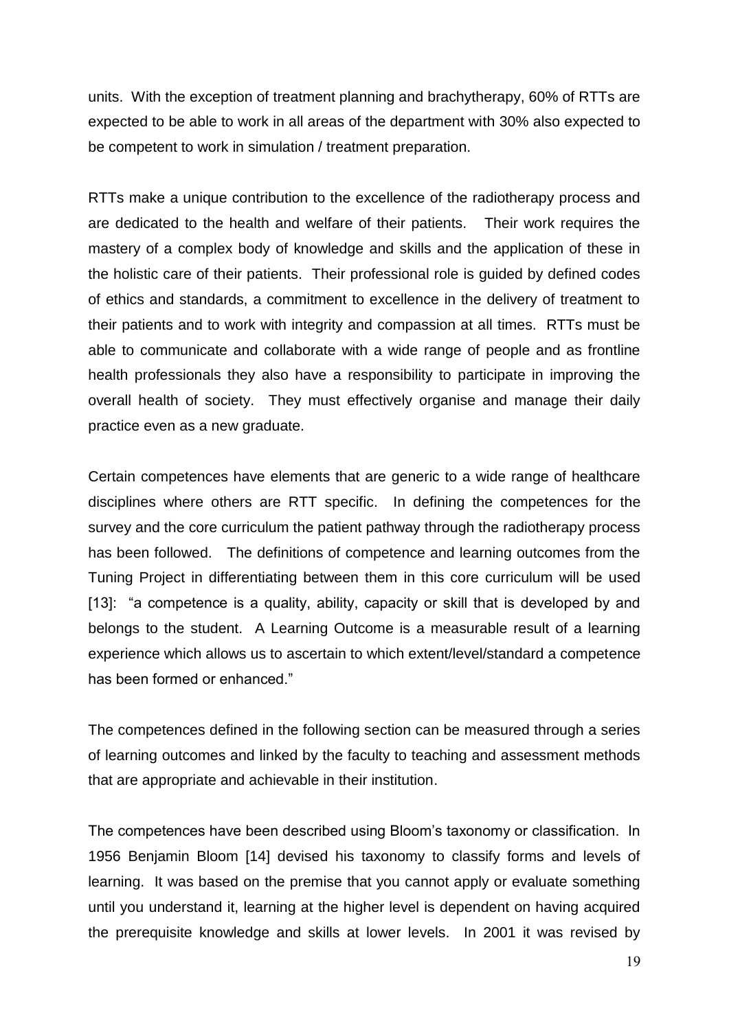units. With the exception of treatment planning and brachytherapy, 60% of RTTs are expected to be able to work in all areas of the department with 30% also expected to be competent to work in simulation / treatment preparation.

RTTs make a unique contribution to the excellence of the radiotherapy process and are dedicated to the health and welfare of their patients. Their work requires the mastery of a complex body of knowledge and skills and the application of these in the holistic care of their patients. Their professional role is guided by defined codes of ethics and standards, a commitment to excellence in the delivery of treatment to their patients and to work with integrity and compassion at all times. RTTs must be able to communicate and collaborate with a wide range of people and as frontline health professionals they also have a responsibility to participate in improving the overall health of society. They must effectively organise and manage their daily practice even as a new graduate.

Certain competences have elements that are generic to a wide range of healthcare disciplines where others are RTT specific. In defining the competences for the survey and the core curriculum the patient pathway through the radiotherapy process has been followed. The definitions of competence and learning outcomes from the Tuning Project in differentiating between them in this core curriculum will be used [13]: "a competence is a quality, ability, capacity or skill that is developed by and belongs to the student. A Learning Outcome is a measurable result of a learning experience which allows us to ascertain to which extent/level/standard a competence has been formed or enhanced."

The competences defined in the following section can be measured through a series of learning outcomes and linked by the faculty to teaching and assessment methods that are appropriate and achievable in their institution.

The competences have been described using Bloom's taxonomy or classification. In 1956 Benjamin Bloom [14] devised his taxonomy to classify forms and levels of learning. It was based on the premise that you cannot apply or evaluate something until you understand it, learning at the higher level is dependent on having acquired the prerequisite knowledge and skills at lower levels. In 2001 it was revised by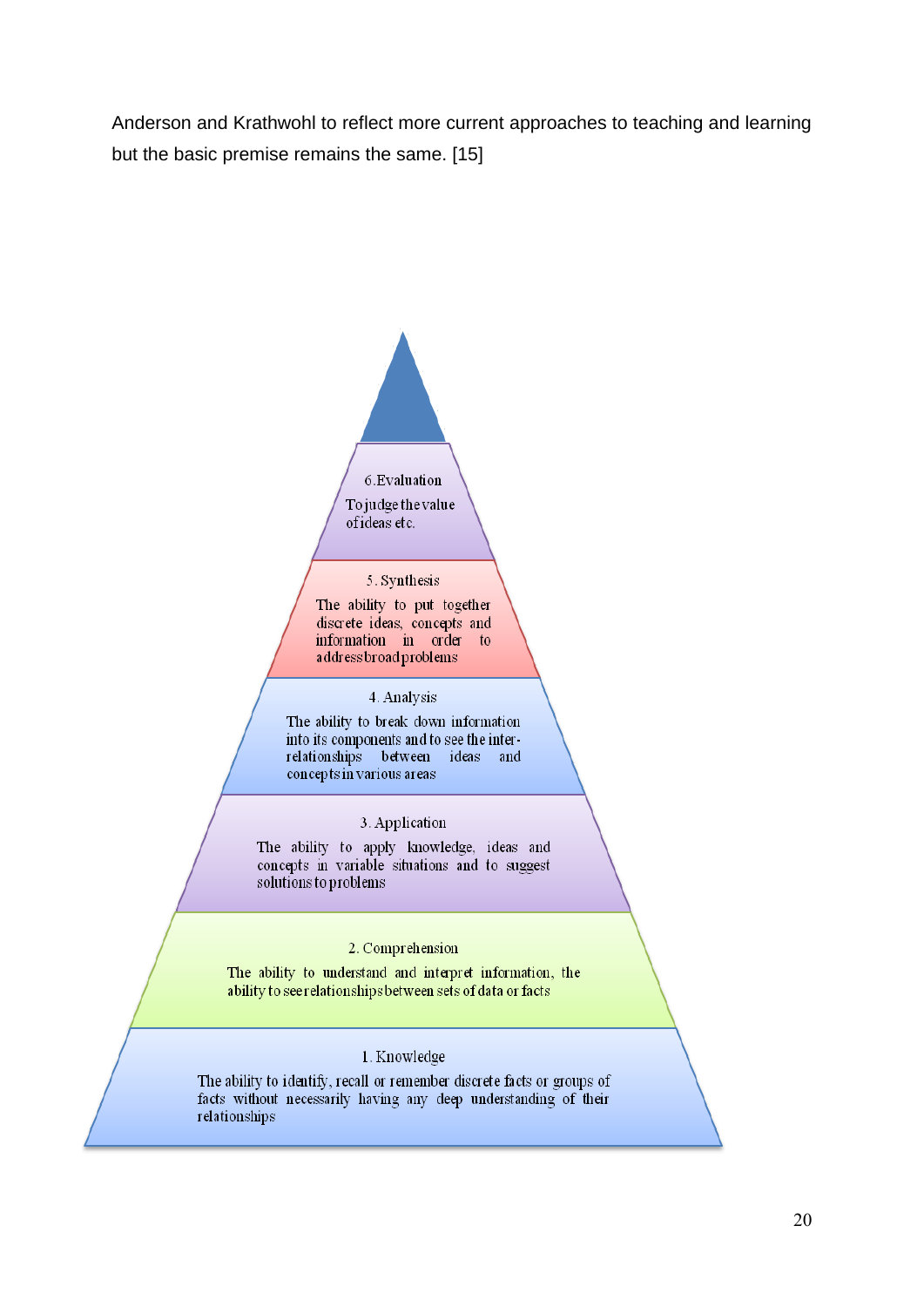Anderson and Krathwohl to reflect more current approaches to teaching and learning but the basic premise remains the same. [15]

6. Evaluation

To judge the value of ideas etc.

5. Synthesis

The ability to put together discrete ideas, concepts and information in order to address broad problems

4. Analysis

The ability to break down information into its components and to see the inter-relationships between ideas and concepts in various areas

3. Application

The ability to apply knowledge, ideas and concepts in variable situations and to suggest solutions to problems

2. Comprehension

The ability to understand and interpret information, the ability to see relationships between sets of data or facts

1. Knowledge

The ability to identify, recall or remember discrete facts or groups of facts without necessarily having any deep understanding of their relationships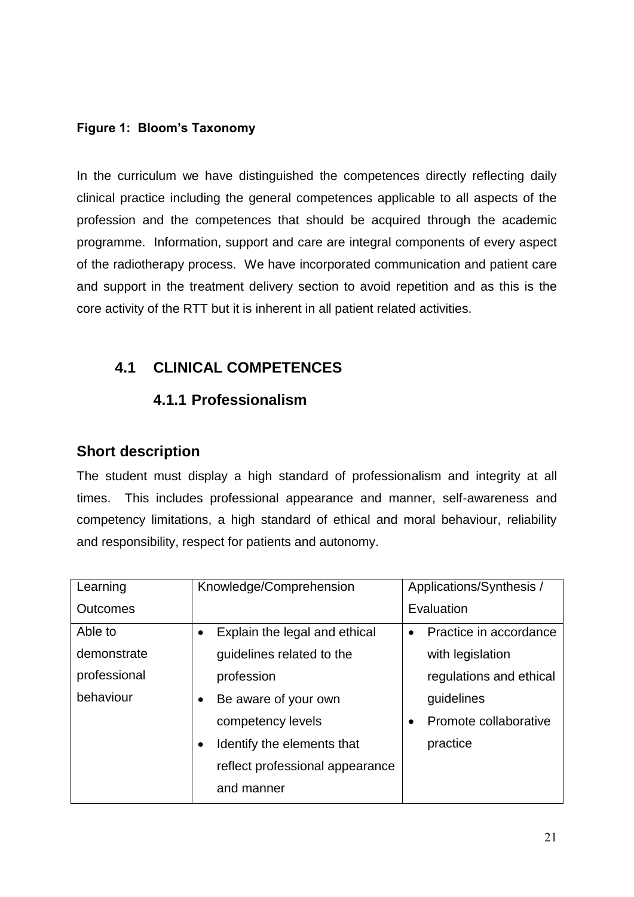**Figure 1: Bloom's Taxonomy**

In the curriculum we have distinguished the competences directly reflecting daily clinical practice including the general competences applicable to all aspects of the profession and the competences that should be acquired through the academic programme. Information, support and care are integral components of every aspect of the radiotherapy process. We have incorporated communication and patient care and support in the treatment delivery section to avoid repetition and as this is the core activity of the RTT but it is inherent in all patient related activities.

## 4.1 CLINICAL COMPETENCES

### 4.1.1 Professionalism

### Short description

The student must display a high standard of professionalism and integrity at all times. This includes professional appearance and manner, self-awareness and competency limitations, a high standard of ethical and moral behaviour, reliability and responsibility, respect for patients and autonomy.

| Learning Outcomes | Knowledge/Comprehension | Applications/Synthesis / Evaluation |
|---|---|---|
| Able to demonstrate professional behaviour | • Explain the legal and ethical guidelines related to the profession<br>• Be aware of your own competency levels<br>• Identify the elements that reflect professional appearance and manner | • Practice in accordance with legislation regulations and ethical guidelines<br>• Promote collaborative practice |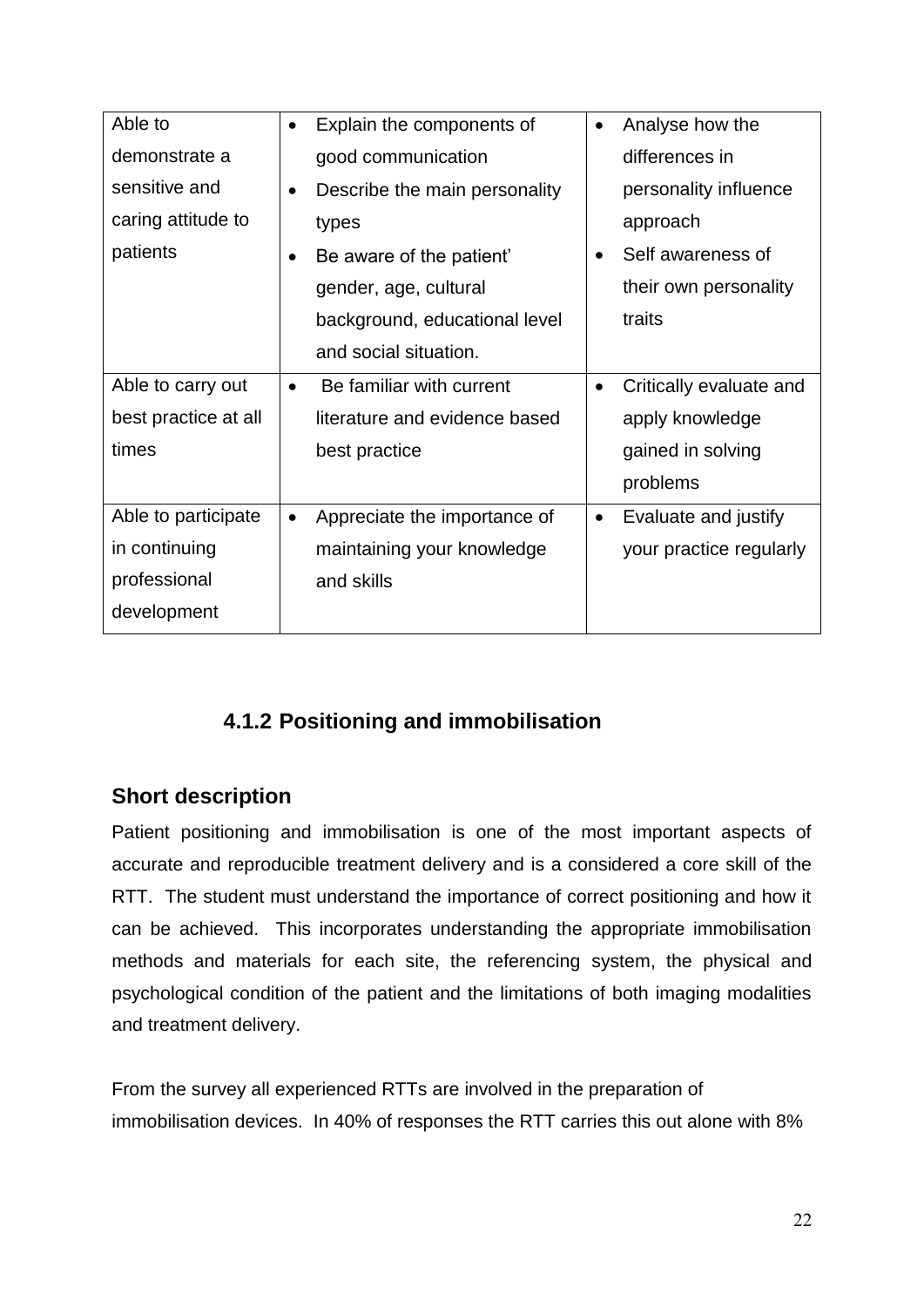| | | |
|---|---|---|
| Able to demonstrate a sensitive and caring attitude to patients | • Explain the components of good communication<br>• Describe the main personality types<br>• Be aware of the patient' gender, age, cultural background, educational level and social situation. | • Analyse how the differences in personality influence approach<br>• Self awareness of their own personality traits |
| Able to carry out best practice at all times | • Be familiar with current literature and evidence based best practice | • Critically evaluate and apply knowledge gained in solving problems |
| Able to participate in continuing professional development | • Appreciate the importance of maintaining your knowledge and skills | • Evaluate and justify your practice regularly |

### 4.1.2 Positioning and immobilisation

**Short description**

Patient positioning and immobilisation is one of the most important aspects of accurate and reproducible treatment delivery and is a considered a core skill of the RTT. The student must understand the importance of correct positioning and how it can be achieved. This incorporates understanding the appropriate immobilisation methods and materials for each site, the referencing system, the physical and psychological condition of the patient and the limitations of both imaging modalities and treatment delivery.

From the survey all experienced RTTs are involved in the preparation of immobilisation devices. In 40% of responses the RTT carries this out alone with 8%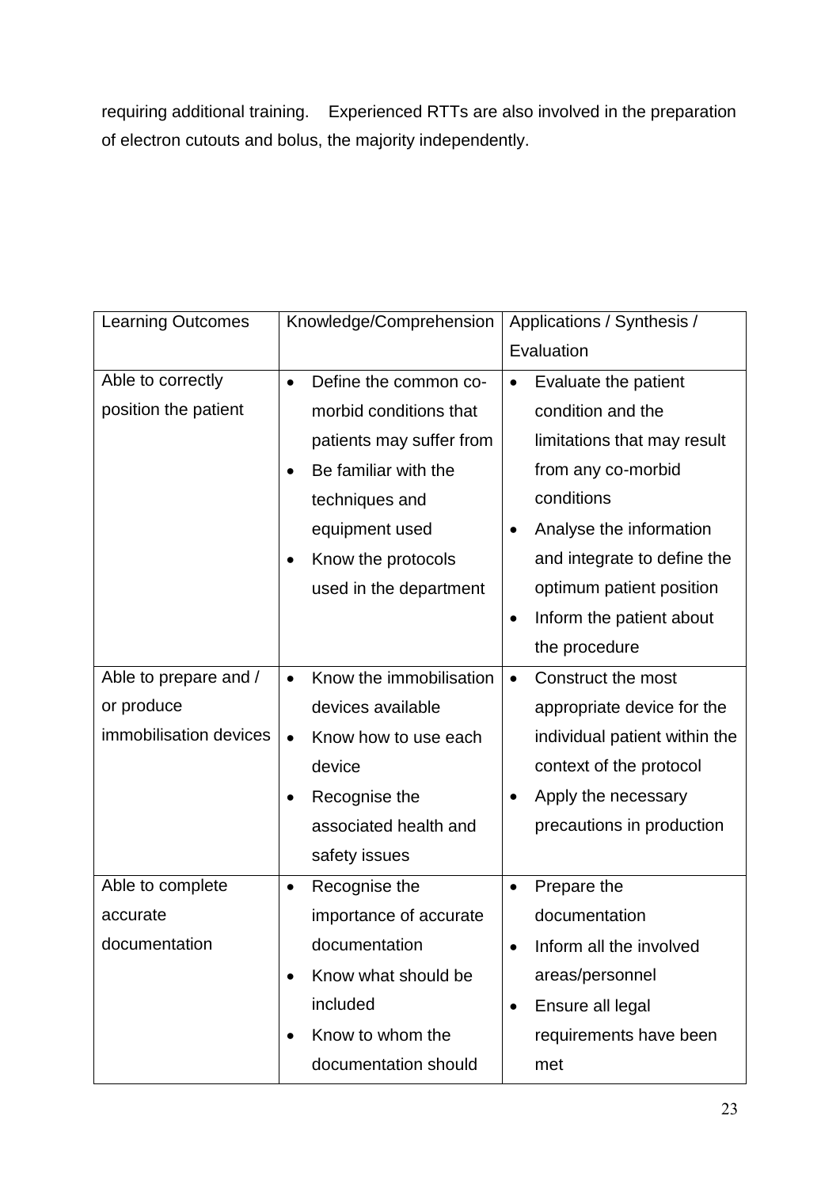requiring additional training. Experienced RTTs are also involved in the preparation of electron cutouts and bolus, the majority independently.

| Learning Outcomes | Knowledge/Comprehension | Applications / Synthesis / Evaluation |
|---|---|---|
| Able to correctly position the patient | • Define the common co-morbid conditions that patients may suffer from<br>• Be familiar with the techniques and equipment used<br>• Know the protocols used in the department | • Evaluate the patient condition and the limitations that may result from any co-morbid conditions<br>• Analyse the information and integrate to define the optimum patient position<br>• Inform the patient about the procedure |
| Able to prepare and / or produce immobilisation devices | • Know the immobilisation devices available<br>• Know how to use each device<br>• Recognise the associated health and safety issues | • Construct the most appropriate device for the individual patient within the context of the protocol<br>• Apply the necessary precautions in production |
| Able to complete accurate documentation | • Recognise the importance of accurate documentation<br>• Know what should be included<br>• Know to whom the documentation should | • Prepare the documentation<br>• Inform all the involved areas/personnel<br>• Ensure all legal requirements have been met |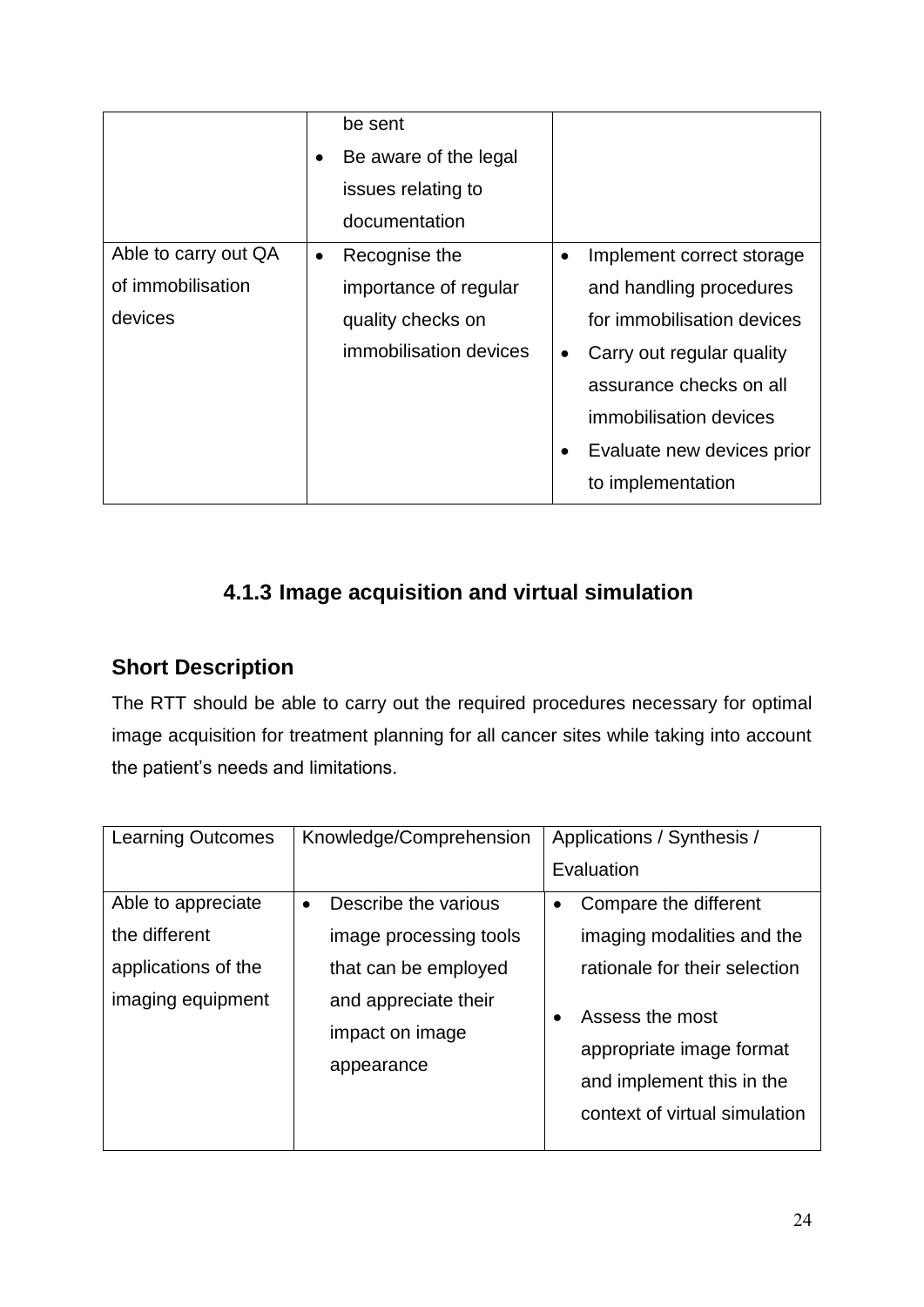| | • be sent<br>• Be aware of the legal issues relating to documentation | |
|---|---|---|
| Able to carry out QA of immobilisation devices | • Recognise the importance of regular quality checks on immobilisation devices | • Implement correct storage and handling procedures for immobilisation devices<br>• Carry out regular quality assurance checks on all immobilisation devices<br>• Evaluate new devices prior to implementation |

### 4.1.3 Image acquisition and virtual simulation

**Short Description**

The RTT should be able to carry out the required procedures necessary for optimal image acquisition for treatment planning for all cancer sites while taking into account the patient's needs and limitations.

| Learning Outcomes | Knowledge/Comprehension | Applications / Synthesis / Evaluation |
|---|---|---|
| Able to appreciate the different applications of the imaging equipment | • Describe the various image processing tools that can be employed and appreciate their impact on image appearance | • Compare the different imaging modalities and the rationale for their selection<br>• Assess the most appropriate image format and implement this in the context of virtual simulation |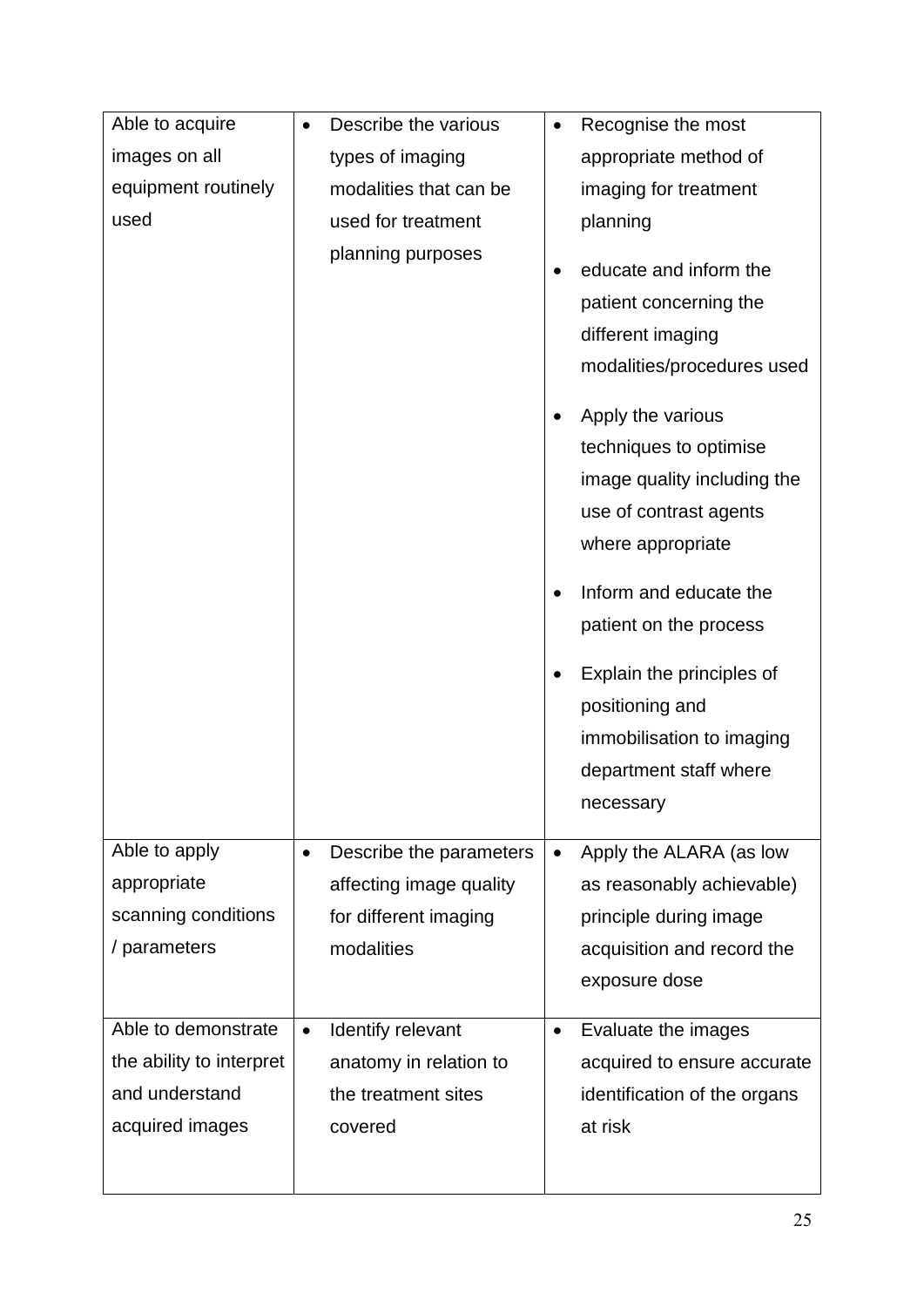| | | |
|---|---|---|
| Able to acquire images on all equipment routinely used | • Describe the various types of imaging modalities that can be used for treatment planning purposes | • Recognise the most appropriate method of imaging for treatment planning<br>• educate and inform the patient concerning the different imaging modalities/procedures used<br>• Apply the various techniques to optimise image quality including the use of contrast agents where appropriate<br>• Inform and educate the patient on the process<br>• Explain the principles of positioning and immobilisation to imaging department staff where necessary |
| Able to apply appropriate scanning conditions / parameters | • Describe the parameters affecting image quality for different imaging modalities | • Apply the ALARA (as low as reasonably achievable) principle during image acquisition and record the exposure dose |
| Able to demonstrate the ability to interpret and understand acquired images | • Identify relevant anatomy in relation to the treatment sites covered | • Evaluate the images acquired to ensure accurate identification of the organs at risk |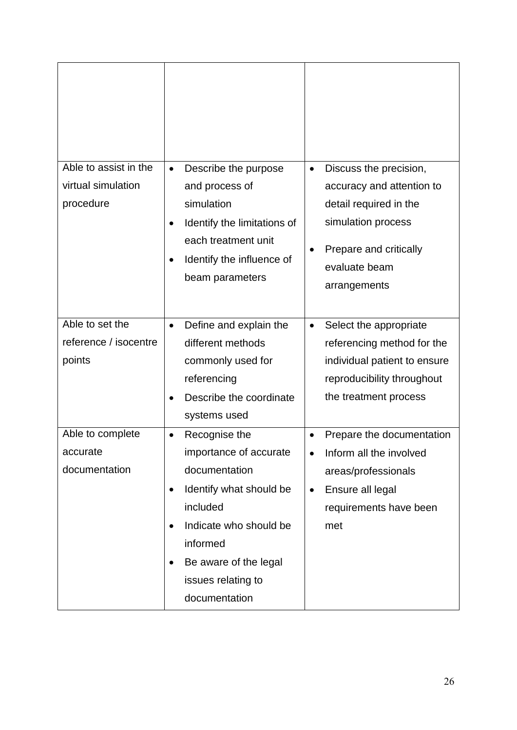| | | |
|---|---|---|
| | | |
| Able to assist in the virtual simulation procedure | • Describe the purpose and process of simulation<br>• Identify the limitations of each treatment unit<br>• Identify the influence of beam parameters | • Discuss the precision, accuracy and attention to detail required in the simulation process<br>• Prepare and critically evaluate beam arrangements |
| Able to set the reference / isocentre points | • Define and explain the different methods commonly used for referencing<br>• Describe the coordinate systems used | • Select the appropriate referencing method for the individual patient to ensure reproducibility throughout the treatment process |
| Able to complete accurate documentation | • Recognise the importance of accurate documentation<br>• Identify what should be included<br>• Indicate who should be informed<br>• Be aware of the legal issues relating to documentation | • Prepare the documentation<br>• Inform all the involved areas/professionals<br>• Ensure all legal requirements have been met |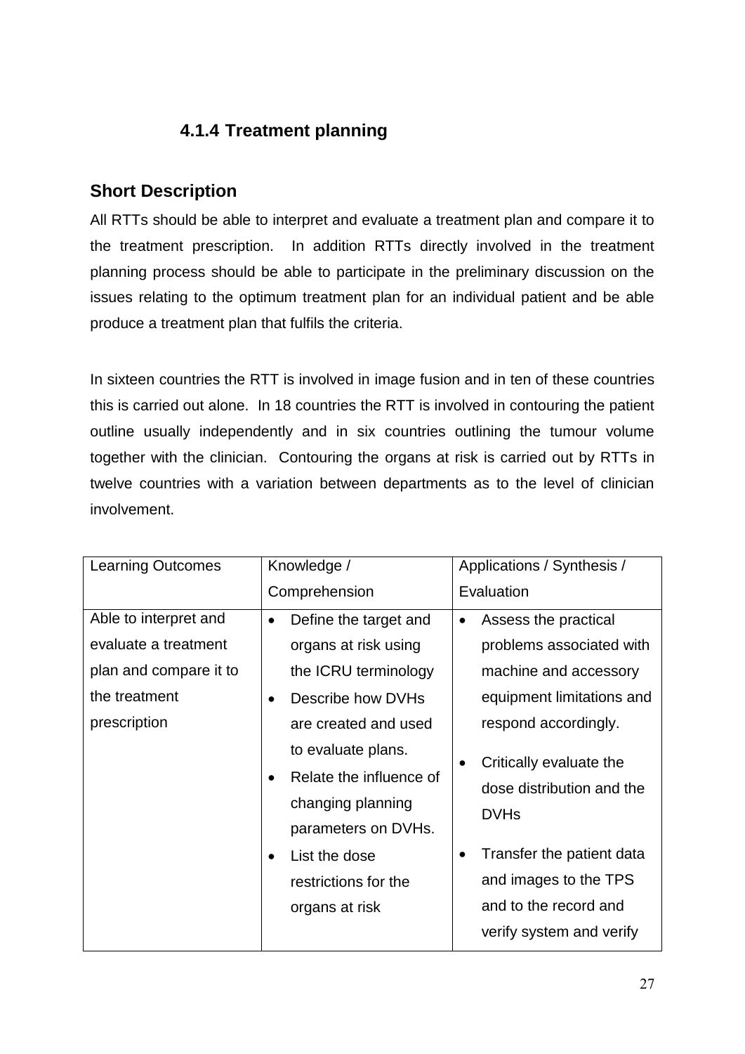### 4.1.4 Treatment planning

## Short Description

All RTTs should be able to interpret and evaluate a treatment plan and compare it to the treatment prescription. In addition RTTs directly involved in the treatment planning process should be able to participate in the preliminary discussion on the issues relating to the optimum treatment plan for an individual patient and be able produce a treatment plan that fulfils the criteria.

In sixteen countries the RTT is involved in image fusion and in ten of these countries this is carried out alone. In 18 countries the RTT is involved in contouring the patient outline usually independently and in six countries outlining the tumour volume together with the clinician. Contouring the organs at risk is carried out by RTTs in twelve countries with a variation between departments as to the level of clinician involvement.

| Learning Outcomes | Knowledge / Comprehension | Applications / Synthesis / Evaluation |
|---|---|---|
| Able to interpret and evaluate a treatment plan and compare it to the treatment prescription | • Define the target and organs at risk using the ICRU terminology<br>• Describe how DVHs are created and used to evaluate plans.<br>• Relate the influence of changing planning parameters on DVHs.<br>• List the dose restrictions for the organs at risk | • Assess the practical problems associated with machine and accessory equipment limitations and respond accordingly.<br>• Critically evaluate the dose distribution and the DVHs<br>• Transfer the patient data and images to the TPS and to the record and verify system and verify |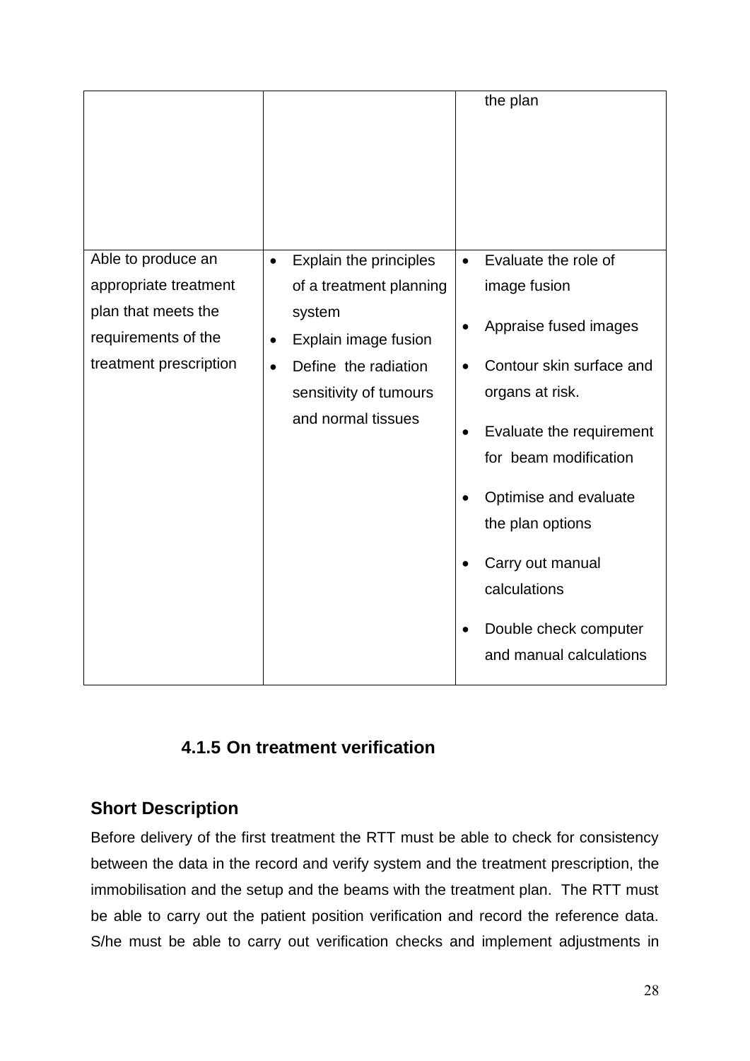| | | |
|---|---|---|
| | | the plan |
| Able to produce an appropriate treatment plan that meets the requirements of the treatment prescription | • Explain the principles of a treatment planning system<br>• Explain image fusion<br>• Define the radiation sensitivity of tumours and normal tissues | • Evaluate the role of image fusion<br>• Appraise fused images<br>• Contour skin surface and organs at risk.<br>• Evaluate the requirement for beam modification<br>• Optimise and evaluate the plan options<br>• Carry out manual calculations<br>• Double check computer and manual calculations |

### 4.1.5 On treatment verification

**Short Description**

Before delivery of the first treatment the RTT must be able to check for consistency between the data in the record and verify system and the treatment prescription, the immobilisation and the setup and the beams with the treatment plan. The RTT must be able to carry out the patient position verification and record the reference data. S/he must be able to carry out verification checks and implement adjustments in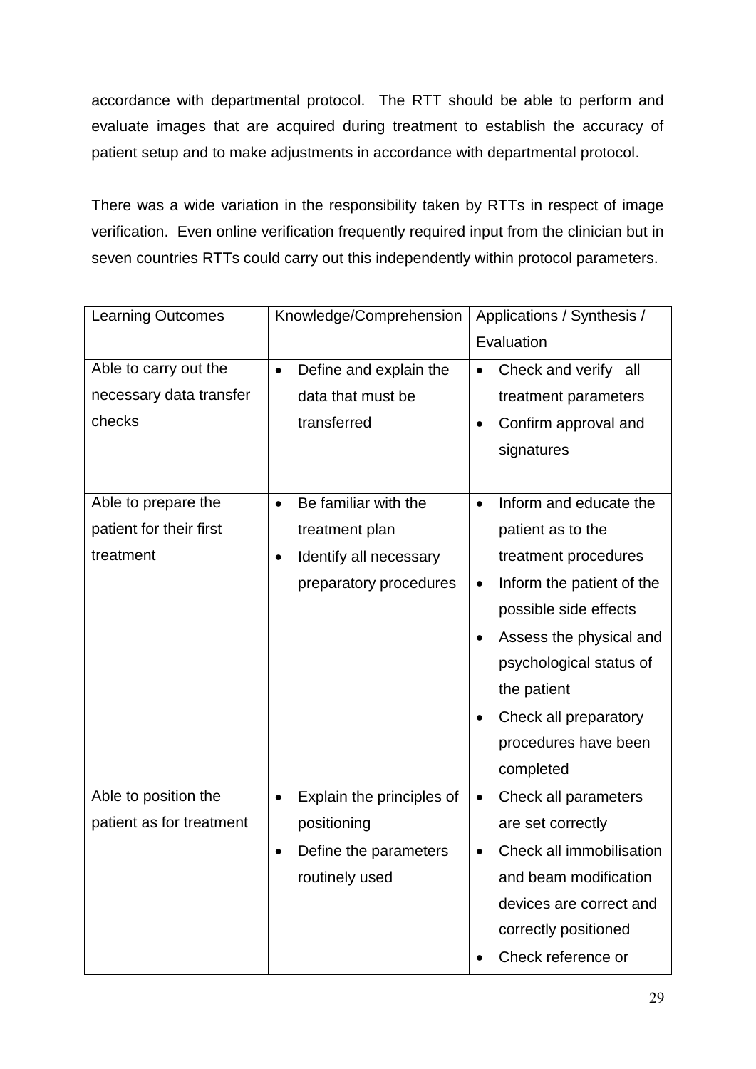accordance with departmental protocol. The RTT should be able to perform and evaluate images that are acquired during treatment to establish the accuracy of patient setup and to make adjustments in accordance with departmental protocol.

There was a wide variation in the responsibility taken by RTTs in respect of image verification. Even online verification frequently required input from the clinician but in seven countries RTTs could carry out this independently within protocol parameters.

| Learning Outcomes | Knowledge/Comprehension | Applications / Synthesis / Evaluation |
| --- | --- | --- |
| Able to carry out the necessary data transfer checks | • Define and explain the data that must be transferred | • Check and verify all treatment parameters<br>• Confirm approval and signatures |
| Able to prepare the patient for their first treatment | • Be familiar with the treatment plan<br>• Identify all necessary preparatory procedures | • Inform and educate the patient as to the treatment procedures<br>• Inform the patient of the possible side effects<br>• Assess the physical and psychological status of the patient<br>• Check all preparatory procedures have been completed |
| Able to position the patient as for treatment | • Explain the principles of positioning<br>• Define the parameters routinely used | • Check all parameters are set correctly<br>• Check all immobilisation and beam modification devices are correct and correctly positioned<br>• Check reference or |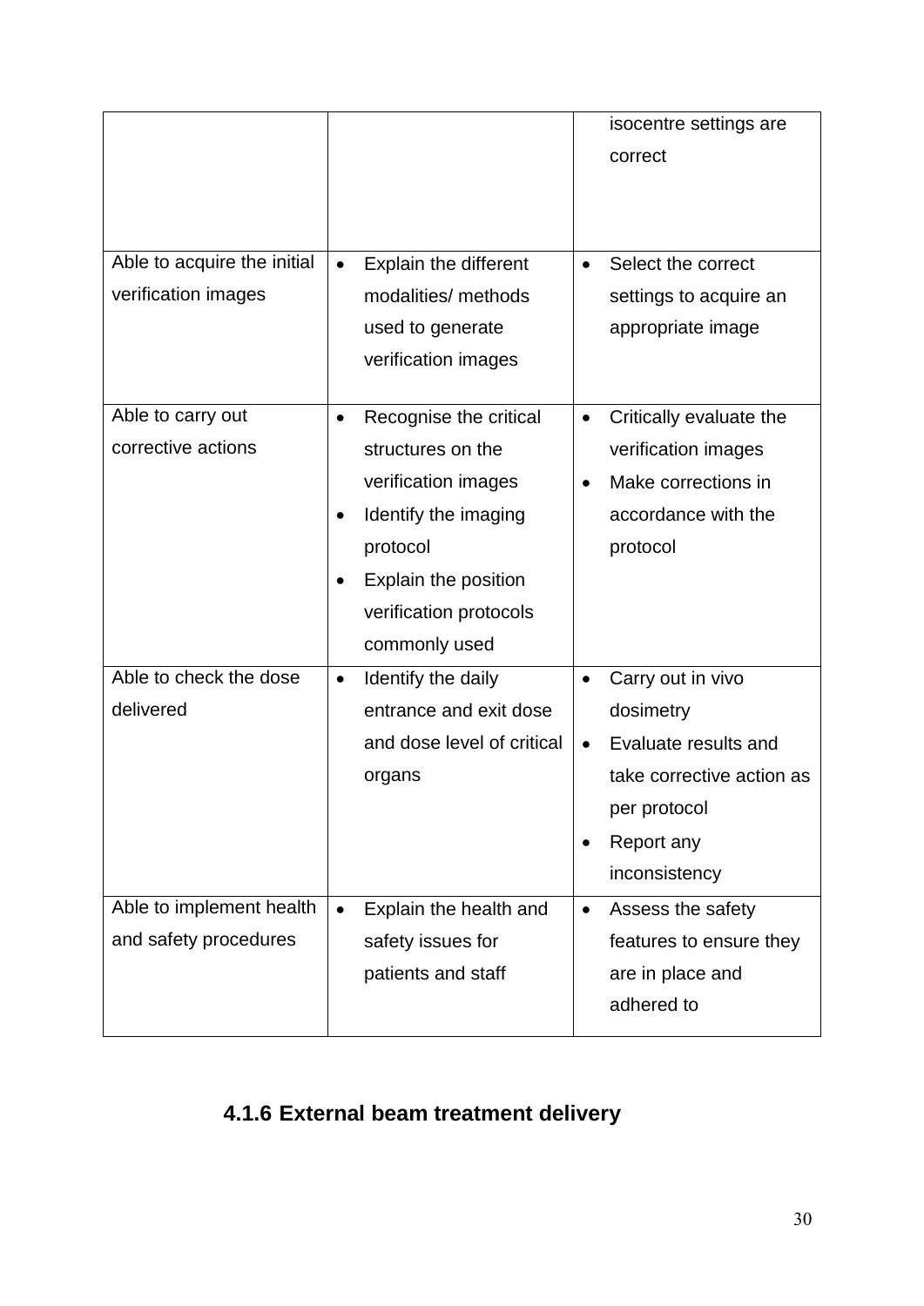| | | |
|---|---|---|
| | | isocentre settings are correct |
| Able to acquire the initial verification images | • Explain the different modalities/ methods used to generate verification images | • Select the correct settings to acquire an appropriate image |
| Able to carry out corrective actions | • Recognise the critical structures on the verification images<br>• Identify the imaging protocol<br>• Explain the position verification protocols commonly used | • Critically evaluate the verification images<br>• Make corrections in accordance with the protocol |
| Able to check the dose delivered | • Identify the daily entrance and exit dose and dose level of critical organs | • Carry out in vivo dosimetry<br>• Evaluate results and take corrective action as per protocol<br>• Report any inconsistency |
| Able to implement health and safety procedures | • Explain the health and safety issues for patients and staff | • Assess the safety features to ensure they are in place and adhered to |

### 4.1.6 External beam treatment delivery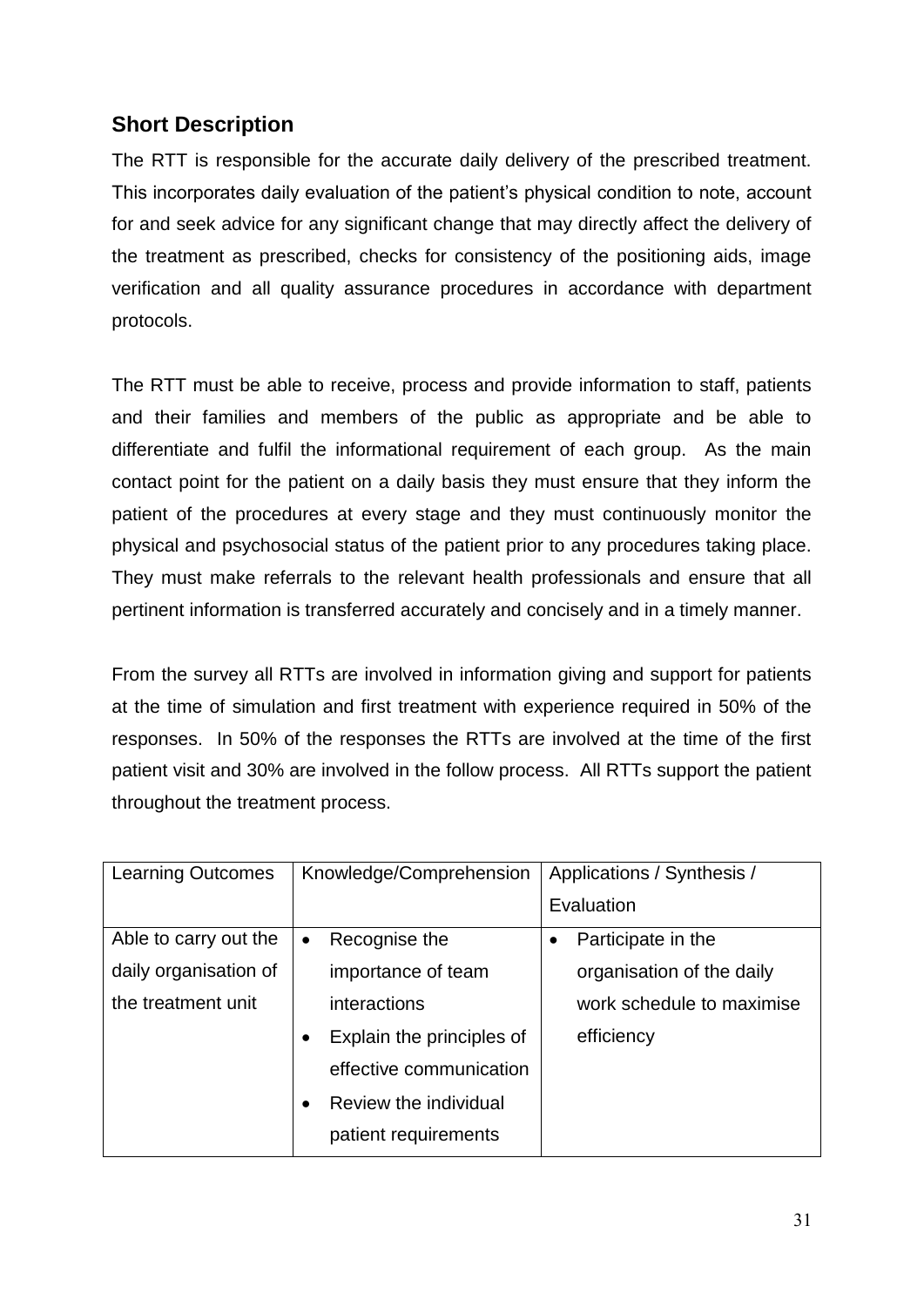## Short Description

The RTT is responsible for the accurate daily delivery of the prescribed treatment. This incorporates daily evaluation of the patient's physical condition to note, account for and seek advice for any significant change that may directly affect the delivery of the treatment as prescribed, checks for consistency of the positioning aids, image verification and all quality assurance procedures in accordance with department protocols.

The RTT must be able to receive, process and provide information to staff, patients and their families and members of the public as appropriate and be able to differentiate and fulfil the informational requirement of each group. As the main contact point for the patient on a daily basis they must ensure that they inform the patient of the procedures at every stage and they must continuously monitor the physical and psychosocial status of the patient prior to any procedures taking place. They must make referrals to the relevant health professionals and ensure that all pertinent information is transferred accurately and concisely and in a timely manner.

From the survey all RTTs are involved in information giving and support for patients at the time of simulation and first treatment with experience required in 50% of the responses. In 50% of the responses the RTTs are involved at the time of the first patient visit and 30% are involved in the follow process. All RTTs support the patient throughout the treatment process.

| Learning Outcomes | Knowledge/Comprehension | Applications / Synthesis / Evaluation |
|---|---|---|
| Able to carry out the daily organisation of the treatment unit | • Recognise the importance of team interactions<br>• Explain the principles of effective communication<br>• Review the individual patient requirements | • Participate in the organisation of the daily work schedule to maximise efficiency |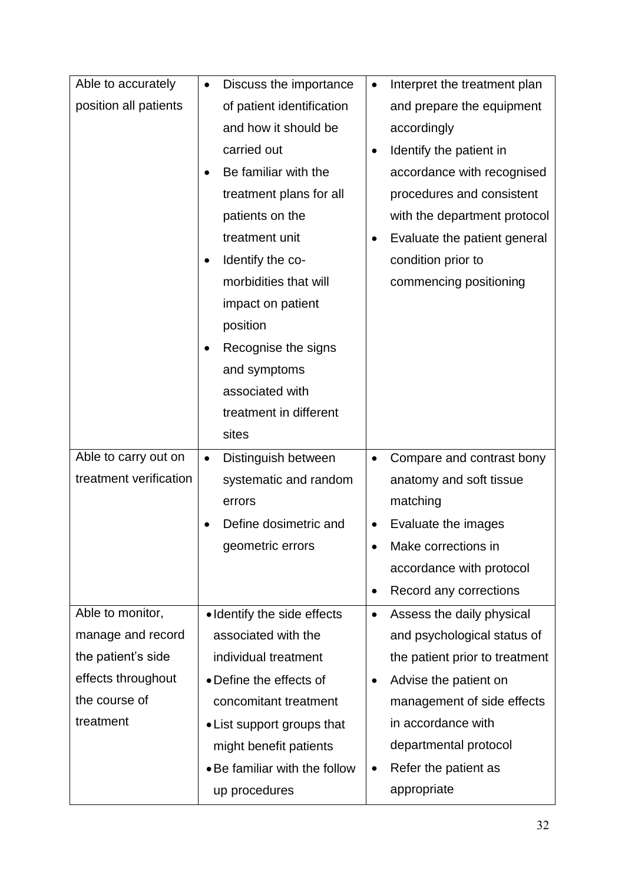| | | |
|---|---|---|
| Able to accurately position all patients | • Discuss the importance of patient identification and how it should be carried out<br>• Be familiar with the treatment plans for all patients on the treatment unit<br>• Identify the co-morbidities that will impact on patient position<br>• Recognise the signs and symptoms associated with treatment in different sites | • Interpret the treatment plan and prepare the equipment accordingly<br>• Identify the patient in accordance with recognised procedures and consistent with the department protocol<br>• Evaluate the patient general condition prior to commencing positioning |
| Able to carry out on treatment verification | • Distinguish between systematic and random errors<br>• Define dosimetric and geometric errors | • Compare and contrast bony anatomy and soft tissue matching<br>• Evaluate the images<br>• Make corrections in accordance with protocol<br>• Record any corrections |
| Able to monitor, manage and record the patient's side effects throughout the course of treatment | • Identify the side effects associated with the individual treatment<br>• Define the effects of concomitant treatment<br>• List support groups that might benefit patients<br>• Be familiar with the follow up procedures | • Assess the daily physical and psychological status of the patient prior to treatment<br>• Advise the patient on management of side effects in accordance with departmental protocol<br>• Refer the patient as appropriate |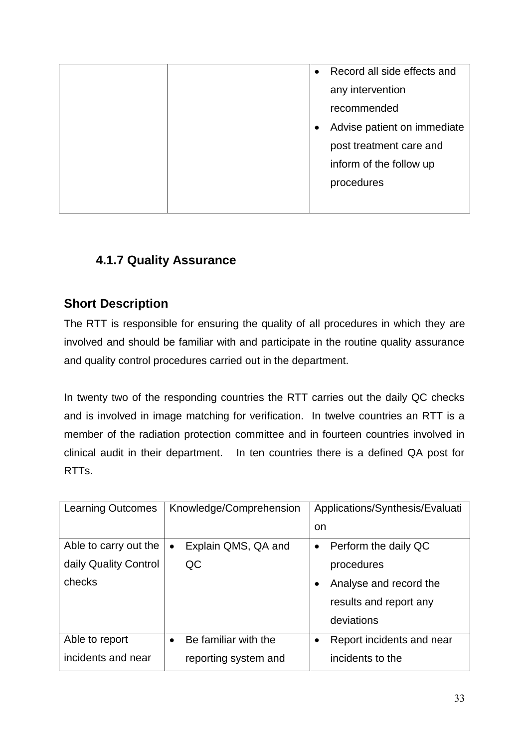| | | • Record all side effects and any intervention recommended<br>• Advise patient on immediate post treatment care and inform of the follow up procedures |
|---|---|---|

### 4.1.7 Quality Assurance

## Short Description

The RTT is responsible for ensuring the quality of all procedures in which they are involved and should be familiar with and participate in the routine quality assurance and quality control procedures carried out in the department.

In twenty two of the responding countries the RTT carries out the daily QC checks and is involved in image matching for verification. In twelve countries an RTT is a member of the radiation protection committee and in fourteen countries involved in clinical audit in their department. In ten countries there is a defined QA post for RTTs.

| Learning Outcomes | Knowledge/Comprehension | Applications/Synthesis/Evaluation |
|---|---|---|
| Able to carry out the daily Quality Control checks | • Explain QMS, QA and QC | • Perform the daily QC procedures<br>• Analyse and record the results and report any deviations |
| Able to report incidents and near | • Be familiar with the reporting system and | • Report incidents and near incidents to the |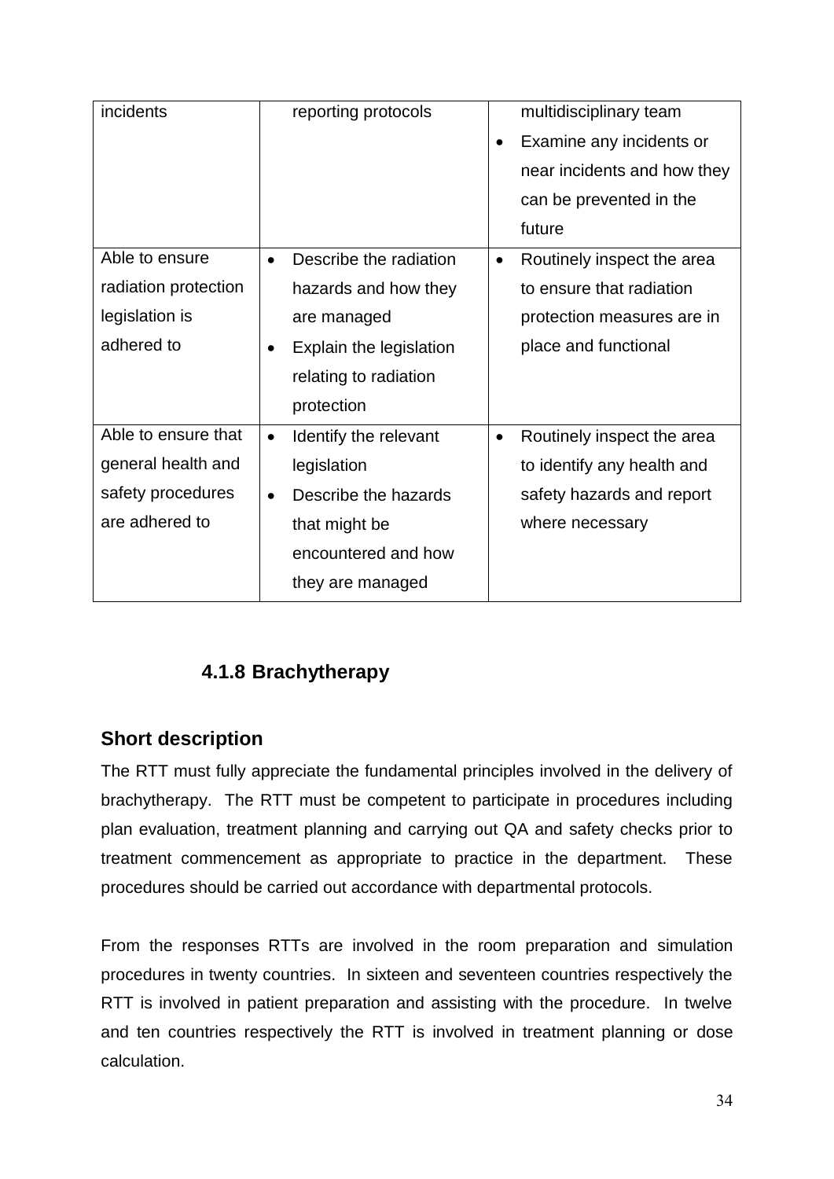| | | |
|---|---|---|
| incidents | reporting protocols | multidisciplinary team<br>• Examine any incidents or near incidents and how they can be prevented in the future |
| Able to ensure radiation protection legislation is adhered to | • Describe the radiation hazards and how they are managed<br>• Explain the legislation relating to radiation protection | • Routinely inspect the area to ensure that radiation protection measures are in place and functional |
| Able to ensure that general health and safety procedures are adhered to | • Identify the relevant legislation<br>• Describe the hazards that might be encountered and how they are managed | • Routinely inspect the area to identify any health and safety hazards and report where necessary |

### 4.1.8 Brachytherapy

## Short description

The RTT must fully appreciate the fundamental principles involved in the delivery of brachytherapy. The RTT must be competent to participate in procedures including plan evaluation, treatment planning and carrying out QA and safety checks prior to treatment commencement as appropriate to practice in the department. These procedures should be carried out accordance with departmental protocols.

From the responses RTTs are involved in the room preparation and simulation procedures in twenty countries. In sixteen and seventeen countries respectively the RTT is involved in patient preparation and assisting with the procedure. In twelve and ten countries respectively the RTT is involved in treatment planning or dose calculation.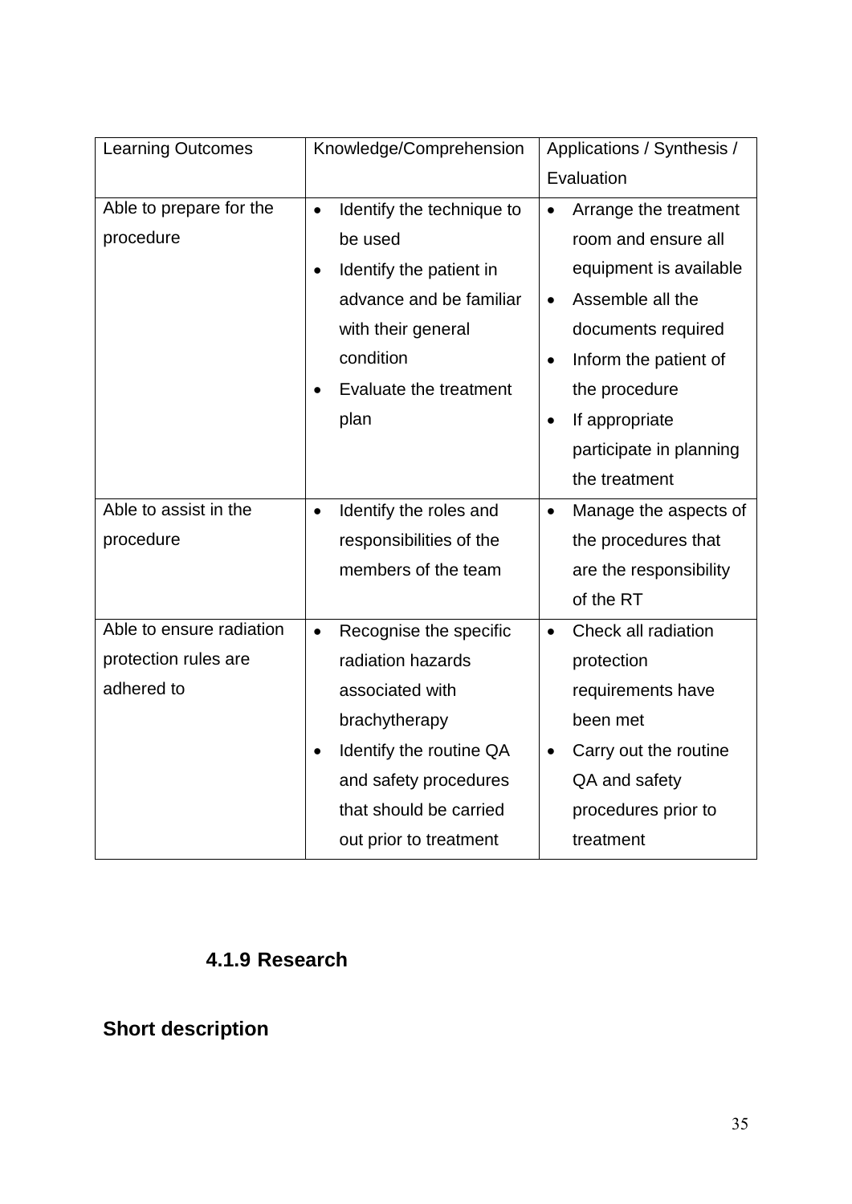| Learning Outcomes | Knowledge/Comprehension | Applications / Synthesis / Evaluation |
| --- | --- | --- |
| Able to prepare for the procedure | • Identify the technique to be used<br>• Identify the patient in advance and be familiar with their general condition<br>• Evaluate the treatment plan | • Arrange the treatment room and ensure all equipment is available<br>• Assemble all the documents required<br>• Inform the patient of the procedure<br>• If appropriate participate in planning the treatment |
| Able to assist in the procedure | • Identify the roles and responsibilities of the members of the team | • Manage the aspects of the procedures that are the responsibility of the RT |
| Able to ensure radiation protection rules are adhered to | • Recognise the specific radiation hazards associated with brachytherapy<br>• Identify the routine QA and safety procedures that should be carried out prior to treatment | • Check all radiation protection requirements have been met<br>• Carry out the routine QA and safety procedures prior to treatment |

### 4.1.9 Research

**Short description**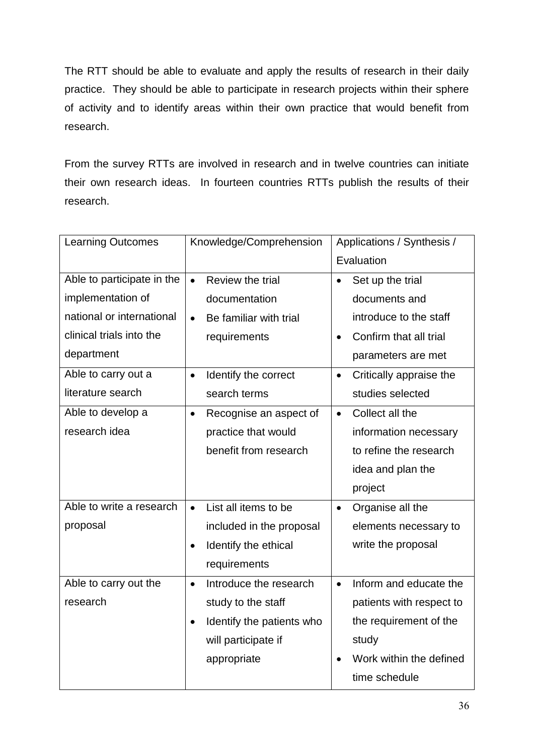The RTT should be able to evaluate and apply the results of research in their daily practice. They should be able to participate in research projects within their sphere of activity and to identify areas within their own practice that would benefit from research.

From the survey RTTs are involved in research and in twelve countries can initiate their own research ideas. In fourteen countries RTTs publish the results of their research.

| Learning Outcomes | Knowledge/Comprehension | Applications / Synthesis / Evaluation |
|---|---|---|
| Able to participate in the implementation of national or international clinical trials into the department | • Review the trial documentation<br>• Be familiar with trial requirements | • Set up the trial documents and introduce to the staff<br>• Confirm that all trial parameters are met |
| Able to carry out a literature search | • Identify the correct search terms | • Critically appraise the studies selected |
| Able to develop a research idea | • Recognise an aspect of practice that would benefit from research | • Collect all the information necessary to refine the research idea and plan the project |
| Able to write a research proposal | • List all items to be included in the proposal<br>• Identify the ethical requirements | • Organise all the elements necessary to write the proposal |
| Able to carry out the research | • Introduce the research study to the staff<br>• Identify the patients who will participate if appropriate | • Inform and educate the patients with respect to the requirement of the study<br>• Work within the defined time schedule |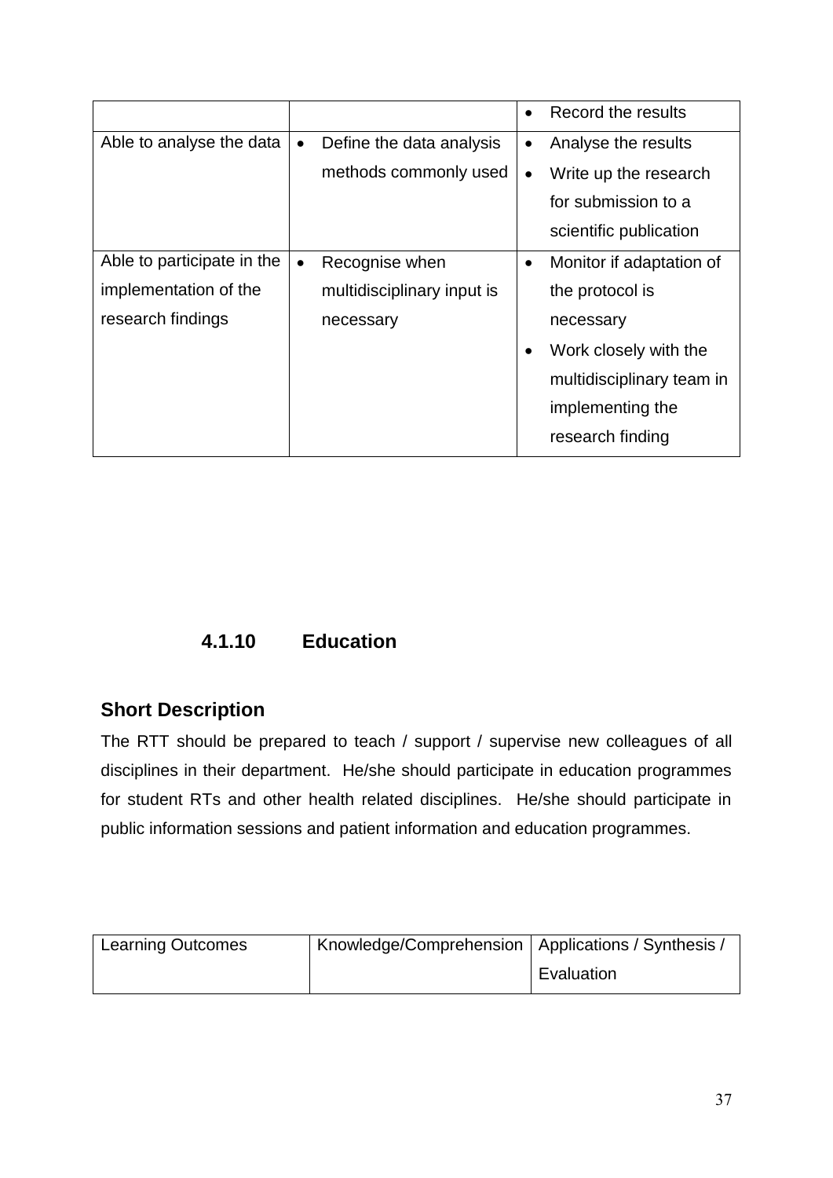| | | • Record the results |
|---|---|---|
| Able to analyse the data | • Define the data analysis methods commonly used | • Analyse the results<br>• Write up the research for submission to a scientific publication |
| Able to participate in the implementation of the research findings | • Recognise when multidisciplinary input is necessary | • Monitor if adaptation of the protocol is necessary<br>• Work closely with the multidisciplinary team in implementing the research finding |

### 4.1.10 Education

**Short Description**

The RTT should be prepared to teach / support / supervise new colleagues of all disciplines in their department. He/she should participate in education programmes for student RTs and other health related disciplines. He/she should participate in public information sessions and patient information and education programmes.

| Learning Outcomes | Knowledge/Comprehension | Applications / Synthesis / Evaluation |
|---|---|---|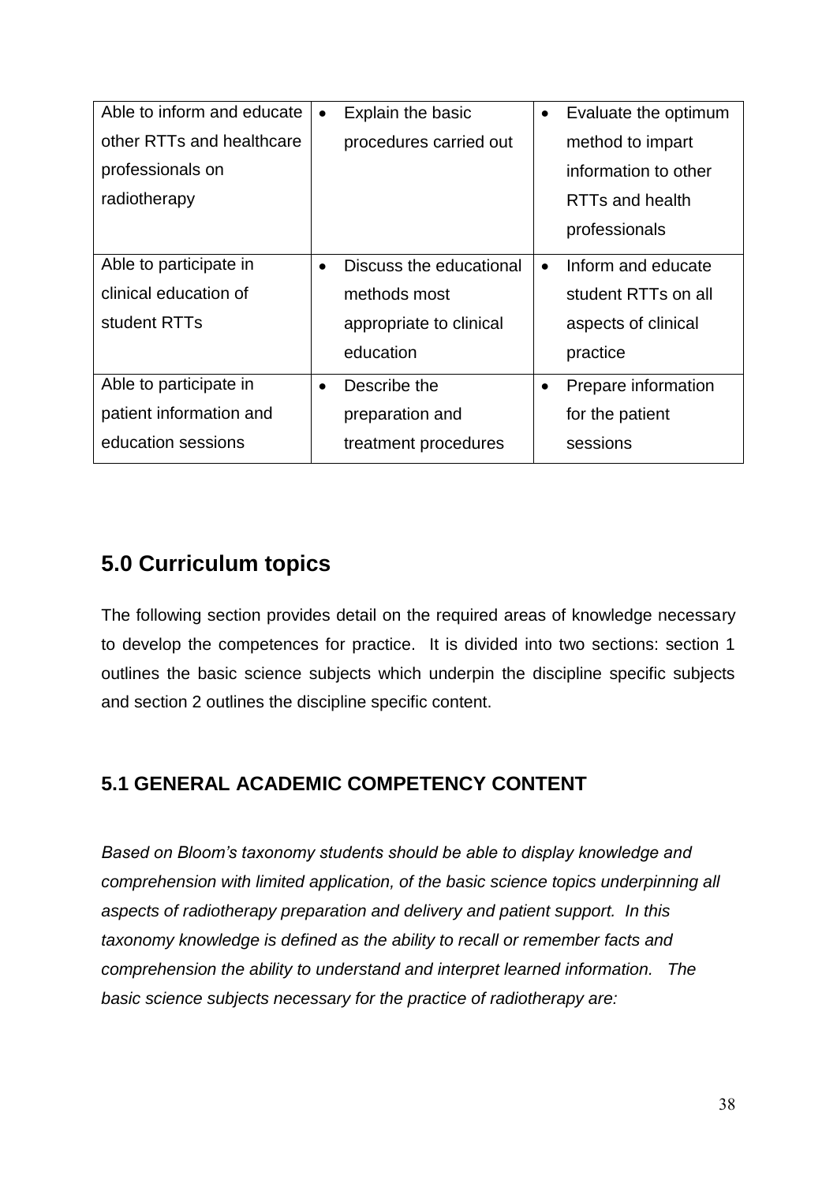| | | |
|---|---|---|
| Able to inform and educate other RTTs and healthcare professionals on radiotherapy | • Explain the basic procedures carried out | • Evaluate the optimum method to impart information to other RTTs and health professionals |
| Able to participate in clinical education of student RTTs | • Discuss the educational methods most appropriate to clinical education | • Inform and educate student RTTs on all aspects of clinical practice |
| Able to participate in patient information and education sessions | • Describe the preparation and treatment procedures | • Prepare information for the patient sessions |

## 5.0 Curriculum topics

The following section provides detail on the required areas of knowledge necessary to develop the competences for practice. It is divided into two sections: section 1 outlines the basic science subjects which underpin the discipline specific subjects and section 2 outlines the discipline specific content.

### 5.1 GENERAL ACADEMIC COMPETENCY CONTENT

*Based on Bloom's taxonomy students should be able to display knowledge and comprehension with limited application, of the basic science topics underpinning all aspects of radiotherapy preparation and delivery and patient support. In this taxonomy knowledge is defined as the ability to recall or remember facts and comprehension the ability to understand and interpret learned information. The basic science subjects necessary for the practice of radiotherapy are:*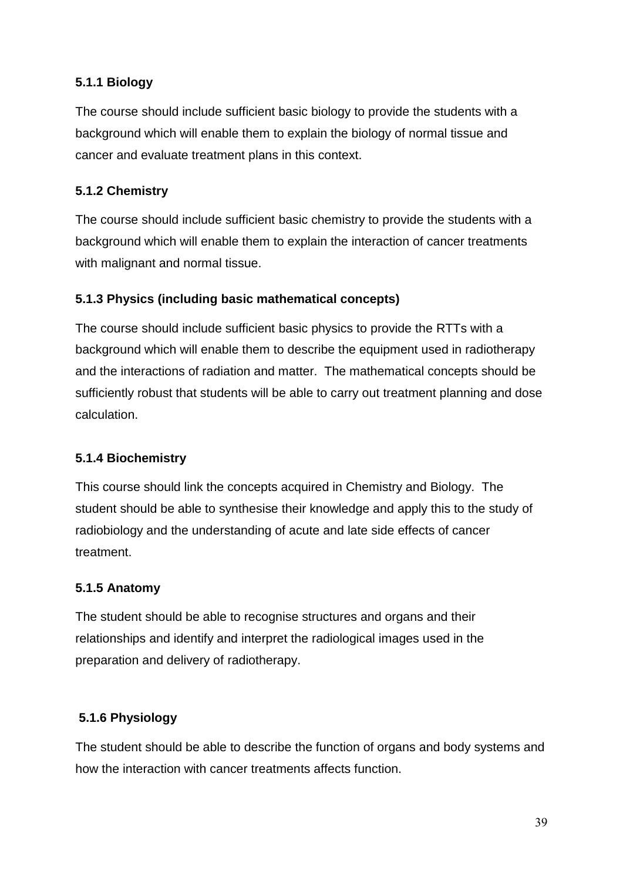#### 5.1.1 Biology

The course should include sufficient basic biology to provide the students with a background which will enable them to explain the biology of normal tissue and cancer and evaluate treatment plans in this context.

#### 5.1.2 Chemistry

The course should include sufficient basic chemistry to provide the students with a background which will enable them to explain the interaction of cancer treatments with malignant and normal tissue.

#### 5.1.3 Physics (including basic mathematical concepts)

The course should include sufficient basic physics to provide the RTTs with a background which will enable them to describe the equipment used in radiotherapy and the interactions of radiation and matter. The mathematical concepts should be sufficiently robust that students will be able to carry out treatment planning and dose calculation.

#### 5.1.4 Biochemistry

This course should link the concepts acquired in Chemistry and Biology. The student should be able to synthesise their knowledge and apply this to the study of radiobiology and the understanding of acute and late side effects of cancer treatment.

#### 5.1.5 Anatomy

The student should be able to recognise structures and organs and their relationships and identify and interpret the radiological images used in the preparation and delivery of radiotherapy.

#### 5.1.6 Physiology

The student should be able to describe the function of organs and body systems and how the interaction with cancer treatments affects function.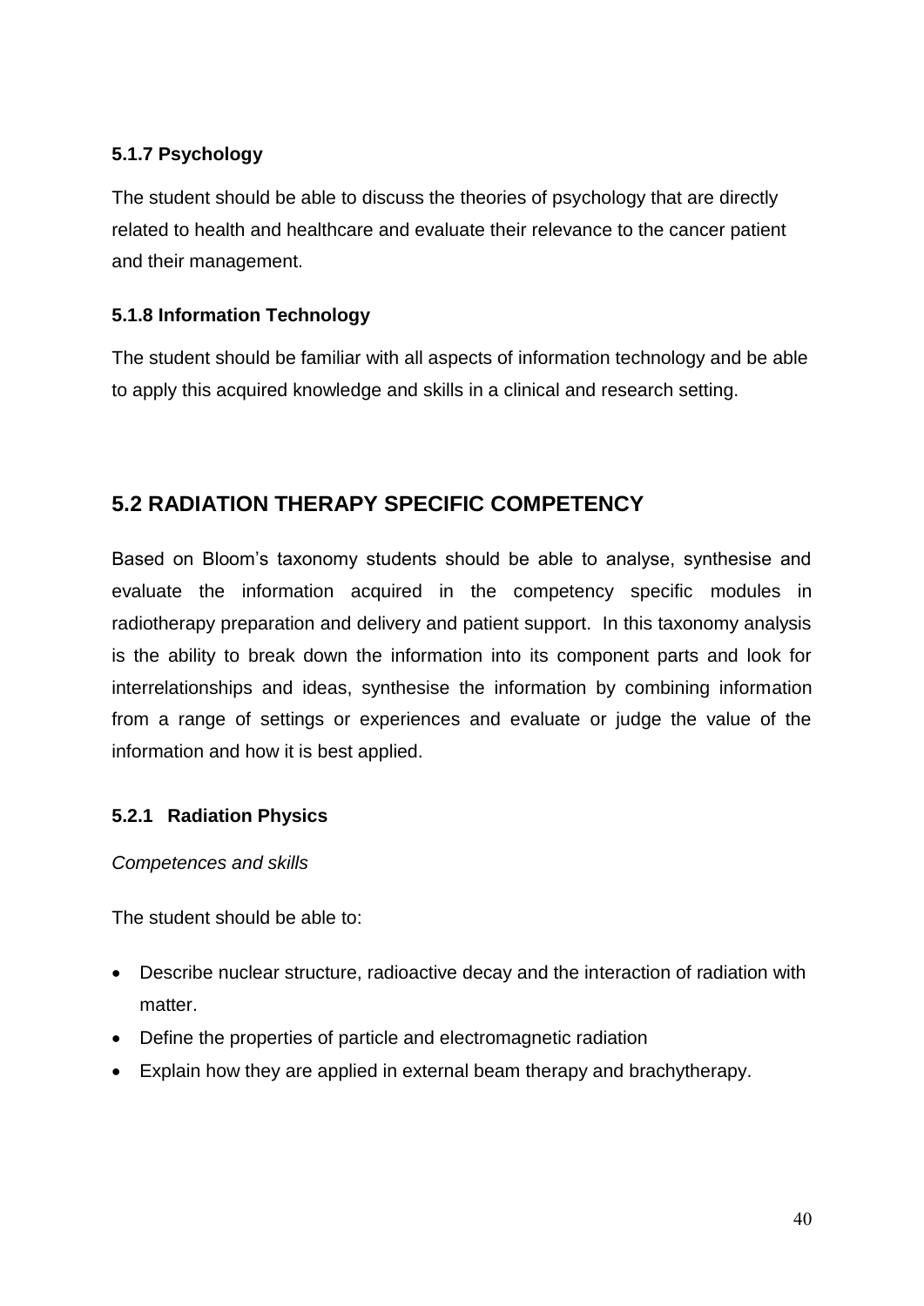#### 5.1.7 Psychology

The student should be able to discuss the theories of psychology that are directly related to health and healthcare and evaluate their relevance to the cancer patient and their management.

#### 5.1.8 Information Technology

The student should be familiar with all aspects of information technology and be able to apply this acquired knowledge and skills in a clinical and research setting.

## 5.2 RADIATION THERAPY SPECIFIC COMPETENCY

Based on Bloom's taxonomy students should be able to analyse, synthesise and evaluate the information acquired in the competency specific modules in radiotherapy preparation and delivery and patient support. In this taxonomy analysis is the ability to break down the information into its component parts and look for interrelationships and ideas, synthesise the information by combining information from a range of settings or experiences and evaluate or judge the value of the information and how it is best applied.

### 5.2.1 Radiation Physics

*Competences and skills*

The student should be able to:

- Describe nuclear structure, radioactive decay and the interaction of radiation with matter.
- Define the properties of particle and electromagnetic radiation
- Explain how they are applied in external beam therapy and brachytherapy.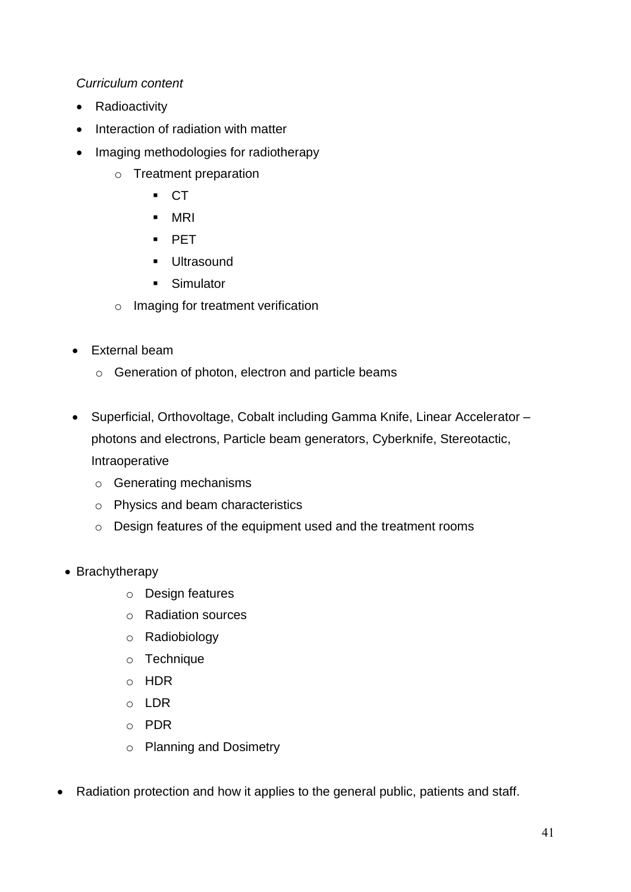*Curriculum content*

- Radioactivity
- Interaction of radiation with matter
- Imaging methodologies for radiotherapy
    - Treatment preparation
        - CT
        - MRI
        - PET
        - Ultrasound
        - Simulator
    - Imaging for treatment verification

- External beam
    - Generation of photon, electron and particle beams

- Superficial, Orthovoltage, Cobalt including Gamma Knife, Linear Accelerator – photons and electrons, Particle beam generators, Cyberknife, Stereotactic, Intraoperative
    - Generating mechanisms
    - Physics and beam characteristics
    - Design features of the equipment used and the treatment rooms

- Brachytherapy
    - Design features
    - Radiation sources
    - Radiobiology
    - Technique
    - HDR
    - LDR
    - PDR
    - Planning and Dosimetry

- Radiation protection and how it applies to the general public, patients and staff.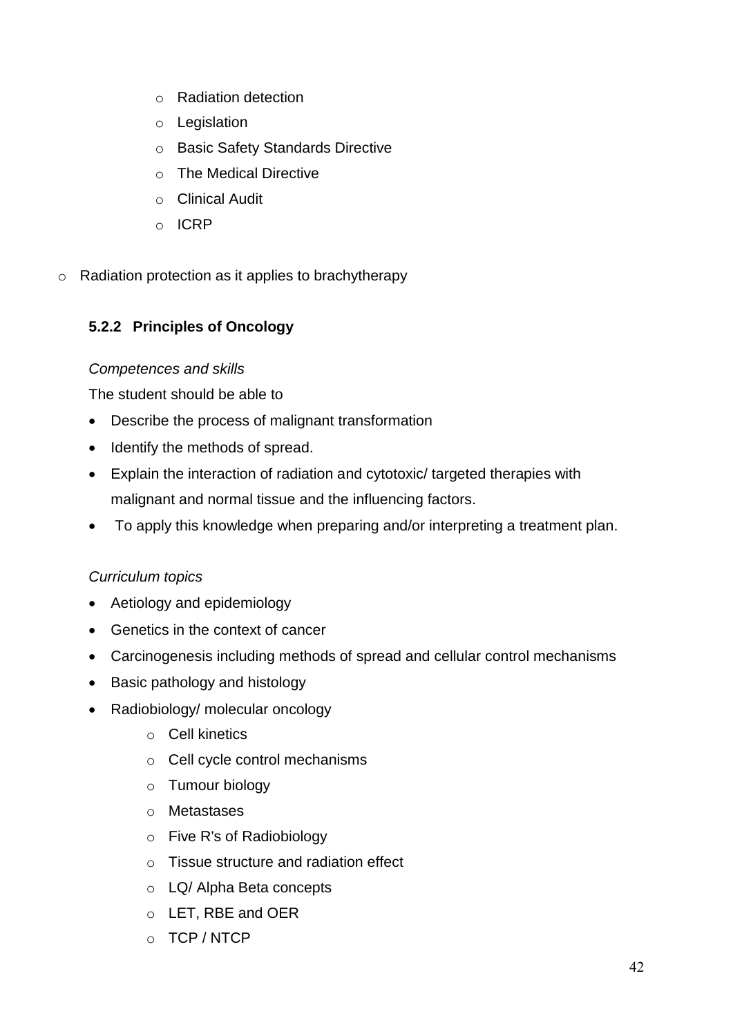- Radiation detection
  - Legislation
  - Basic Safety Standards Directive
  - The Medical Directive
  - Clinical Audit
  - ICRP

- Radiation protection as it applies to brachytherapy

### 5.2.2 Principles of Oncology

*Competences and skills*

The student should be able to

- Describe the process of malignant transformation
- Identify the methods of spread.
- Explain the interaction of radiation and cytotoxic/ targeted therapies with malignant and normal tissue and the influencing factors.
- To apply this knowledge when preparing and/or interpreting a treatment plan.

*Curriculum topics*

- Aetiology and epidemiology
- Genetics in the context of cancer
- Carcinogenesis including methods of spread and cellular control mechanisms
- Basic pathology and histology
- Radiobiology/ molecular oncology
  - Cell kinetics
  - Cell cycle control mechanisms
  - Tumour biology
  - Metastases
  - Five R's of Radiobiology
  - Tissue structure and radiation effect
  - LQ/ Alpha Beta concepts
  - LET, RBE and OER
  - TCP / NTCP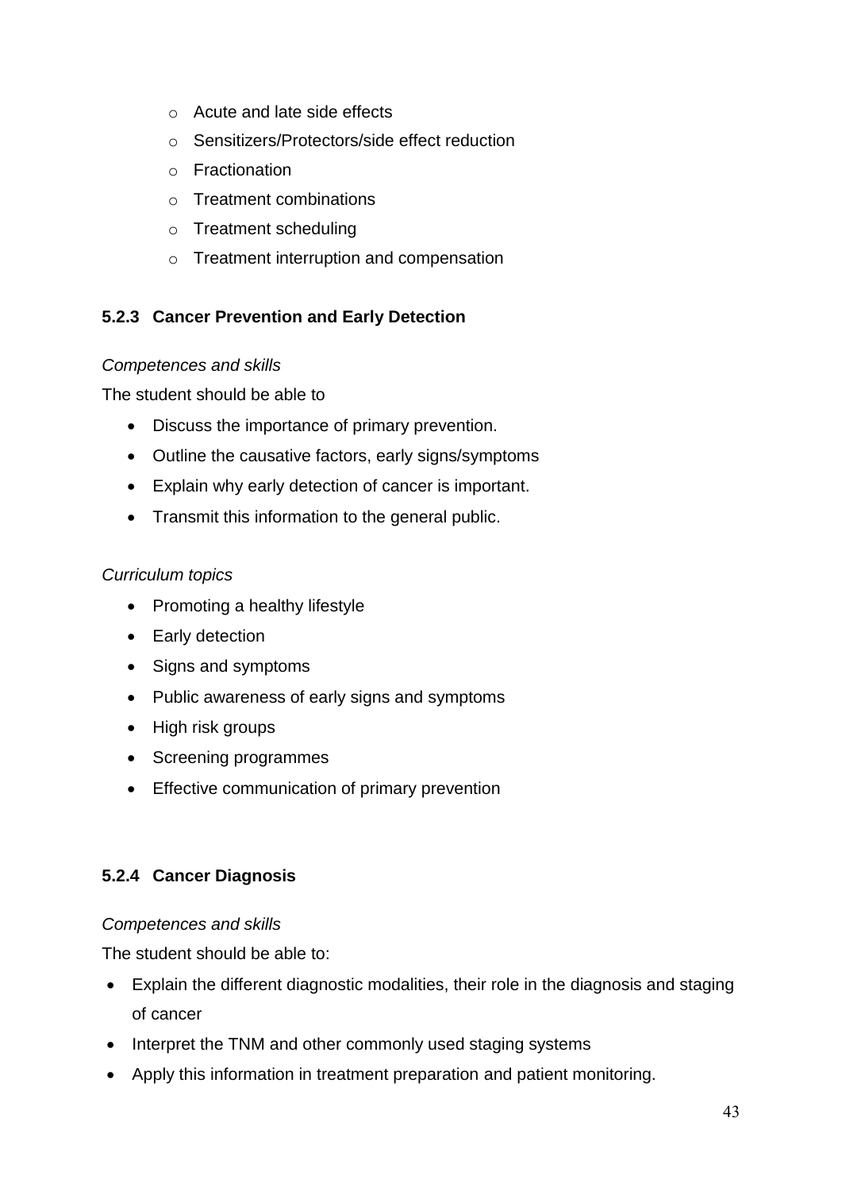- Acute and late side effects
  - Sensitizers/Protectors/side effect reduction
  - Fractionation
  - Treatment combinations
  - Treatment scheduling
  - Treatment interruption and compensation

### 5.2.3 Cancer Prevention and Early Detection

*Competences and skills*

The student should be able to

- Discuss the importance of primary prevention.
- Outline the causative factors, early signs/symptoms
- Explain why early detection of cancer is important.
- Transmit this information to the general public.

*Curriculum topics*

- Promoting a healthy lifestyle
- Early detection
- Signs and symptoms
- Public awareness of early signs and symptoms
- High risk groups
- Screening programmes
- Effective communication of primary prevention

### 5.2.4 Cancer Diagnosis

*Competences and skills*

The student should be able to:

- Explain the different diagnostic modalities, their role in the diagnosis and staging of cancer
- Interpret the TNM and other commonly used staging systems
- Apply this information in treatment preparation and patient monitoring.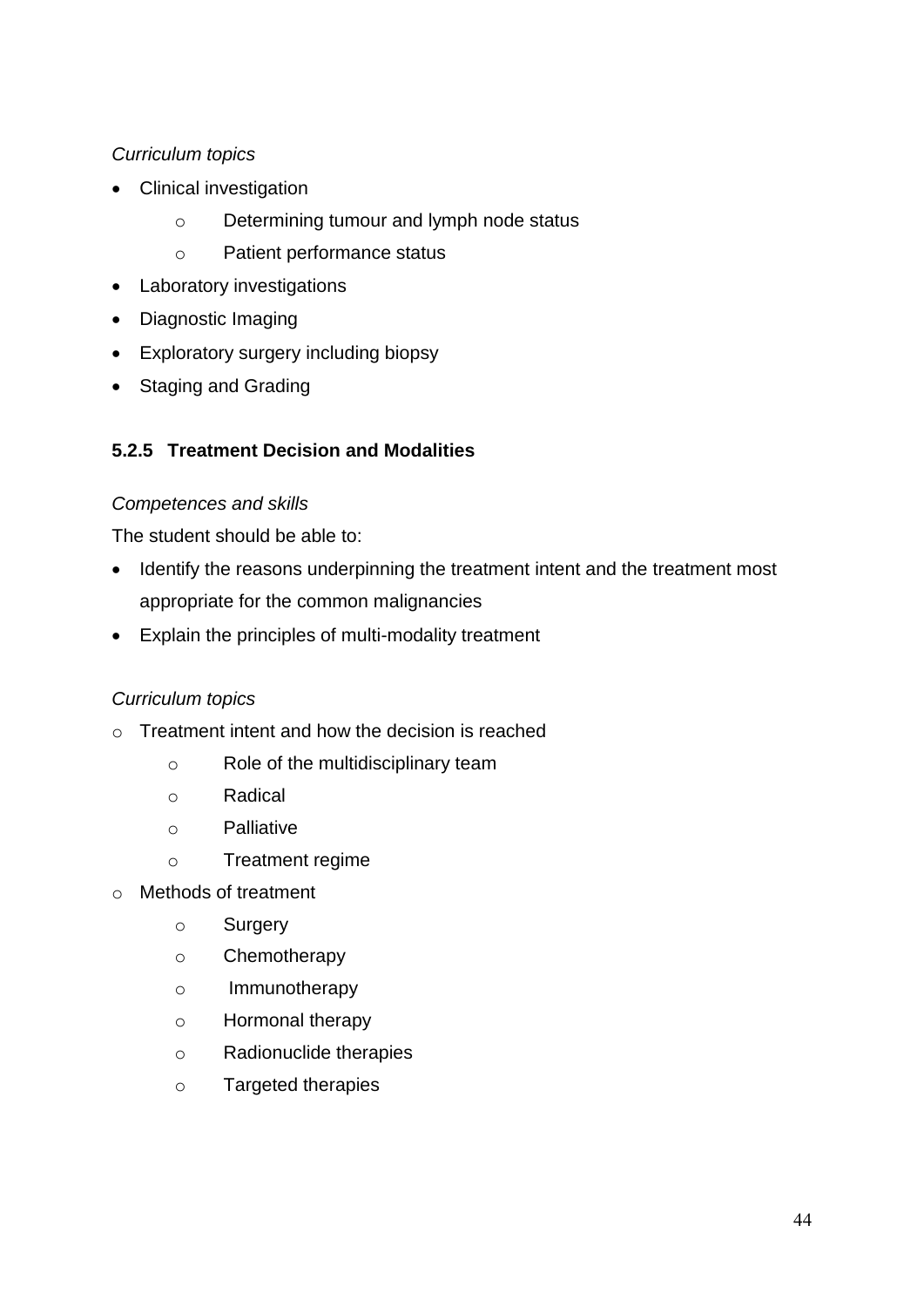*Curriculum topics*

- Clinical investigation
    - Determining tumour and lymph node status
    - Patient performance status
- Laboratory investigations
- Diagnostic Imaging
- Exploratory surgery including biopsy
- Staging and Grading

### 5.2.5 Treatment Decision and Modalities

*Competences and skills*

The student should be able to:

- Identify the reasons underpinning the treatment intent and the treatment most appropriate for the common malignancies
- Explain the principles of multi-modality treatment

*Curriculum topics*

- Treatment intent and how the decision is reached
    - Role of the multidisciplinary team
    - Radical
    - Palliative
    - Treatment regime
- Methods of treatment
    - Surgery
    - Chemotherapy
    - Immunotherapy
    - Hormonal therapy
    - Radionuclide therapies
    - Targeted therapies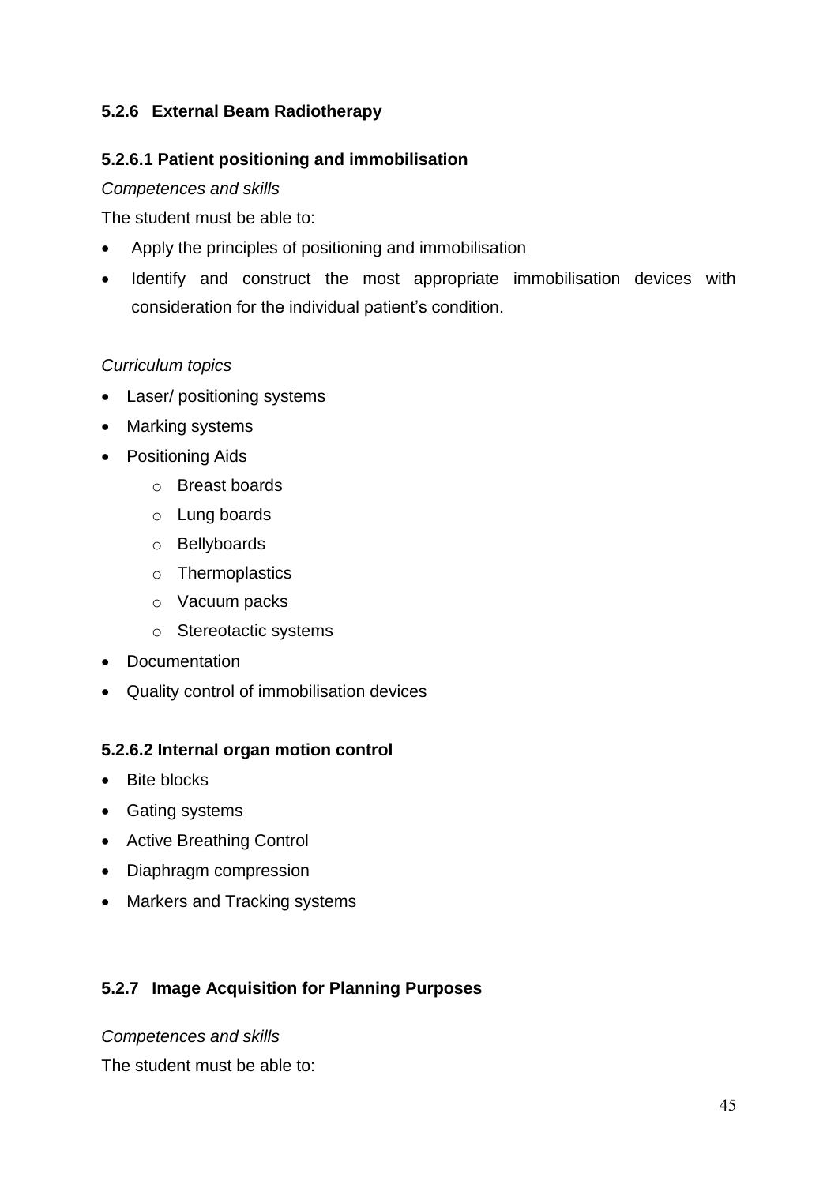### 5.2.6 External Beam Radiotherapy

#### 5.2.6.1 Patient positioning and immobilisation

*Competences and skills*

The student must be able to:

- Apply the principles of positioning and immobilisation
- Identify and construct the most appropriate immobilisation devices with consideration for the individual patient's condition.

*Curriculum topics*

- Laser/ positioning systems
- Marking systems
- Positioning Aids
  - Breast boards
  - Lung boards
  - Bellyboards
  - Thermoplastics
  - Vacuum packs
  - Stereotactic systems
- Documentation
- Quality control of immobilisation devices

#### 5.2.6.2 Internal organ motion control

- Bite blocks
- Gating systems
- Active Breathing Control
- Diaphragm compression
- Markers and Tracking systems

### 5.2.7 Image Acquisition for Planning Purposes

*Competences and skills*

The student must be able to: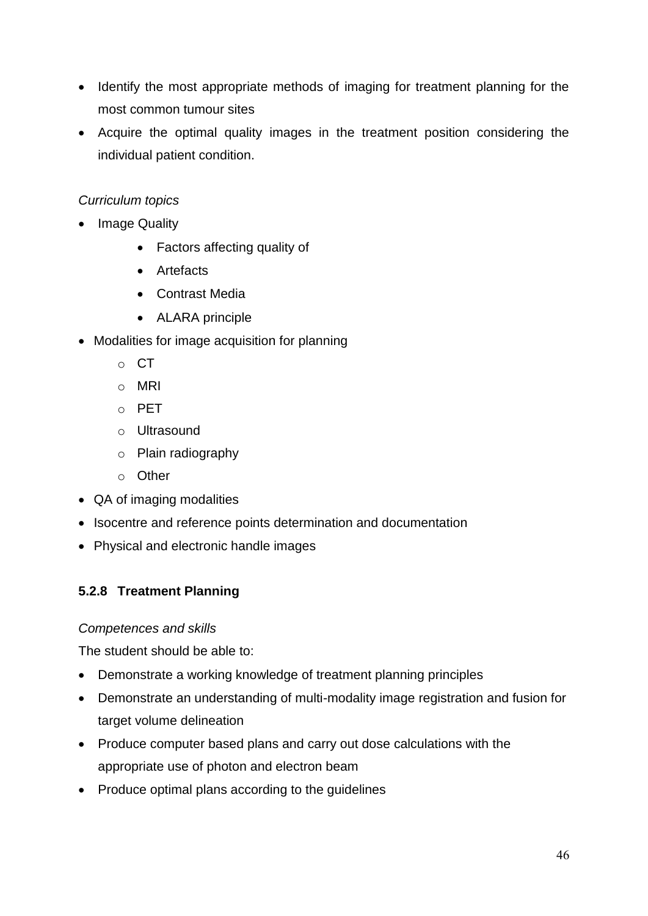- Identify the most appropriate methods of imaging for treatment planning for the most common tumour sites
- Acquire the optimal quality images in the treatment position considering the individual patient condition.

*Curriculum topics*

- Image Quality
    - Factors affecting quality of
    - Artefacts
    - Contrast Media
    - ALARA principle
- Modalities for image acquisition for planning
    - CT
    - MRI
    - PET
    - Ultrasound
    - Plain radiography
    - Other
- QA of imaging modalities
- Isocentre and reference points determination and documentation
- Physical and electronic handle images

### 5.2.8 Treatment Planning

*Competences and skills*

The student should be able to:

- Demonstrate a working knowledge of treatment planning principles
- Demonstrate an understanding of multi-modality image registration and fusion for target volume delineation
- Produce computer based plans and carry out dose calculations with the appropriate use of photon and electron beam
- Produce optimal plans according to the guidelines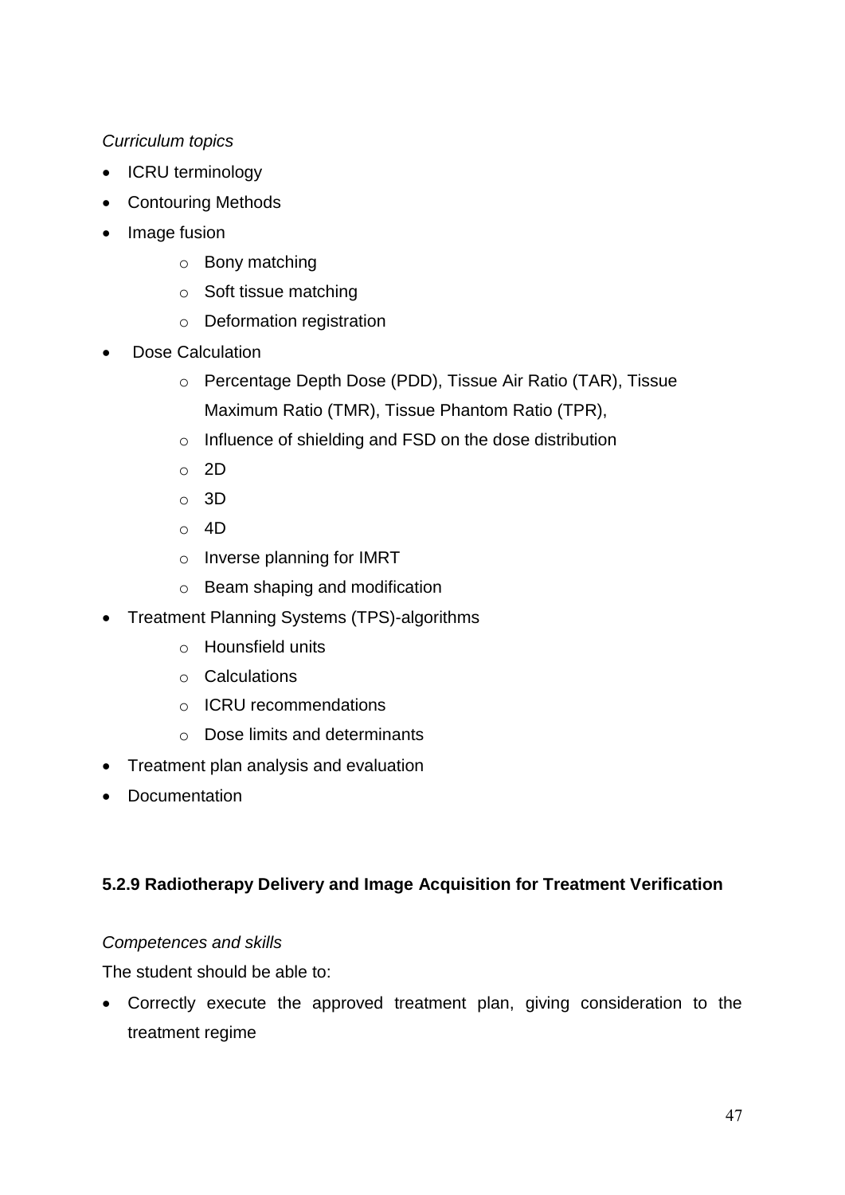*Curriculum topics*

- ICRU terminology
- Contouring Methods
- Image fusion
    - Bony matching
    - Soft tissue matching
    - Deformation registration
- Dose Calculation
    - Percentage Depth Dose (PDD), Tissue Air Ratio (TAR), Tissue Maximum Ratio (TMR), Tissue Phantom Ratio (TPR),
    - Influence of shielding and FSD on the dose distribution
    - 2D
    - 3D
    - 4D
    - Inverse planning for IMRT
    - Beam shaping and modification
- Treatment Planning Systems (TPS)-algorithms
    - Hounsfield units
    - Calculations
    - ICRU recommendations
    - Dose limits and determinants
- Treatment plan analysis and evaluation
- Documentation

### 5.2.9 Radiotherapy Delivery and Image Acquisition for Treatment Verification

*Competences and skills*

The student should be able to:

- Correctly execute the approved treatment plan, giving consideration to the treatment regime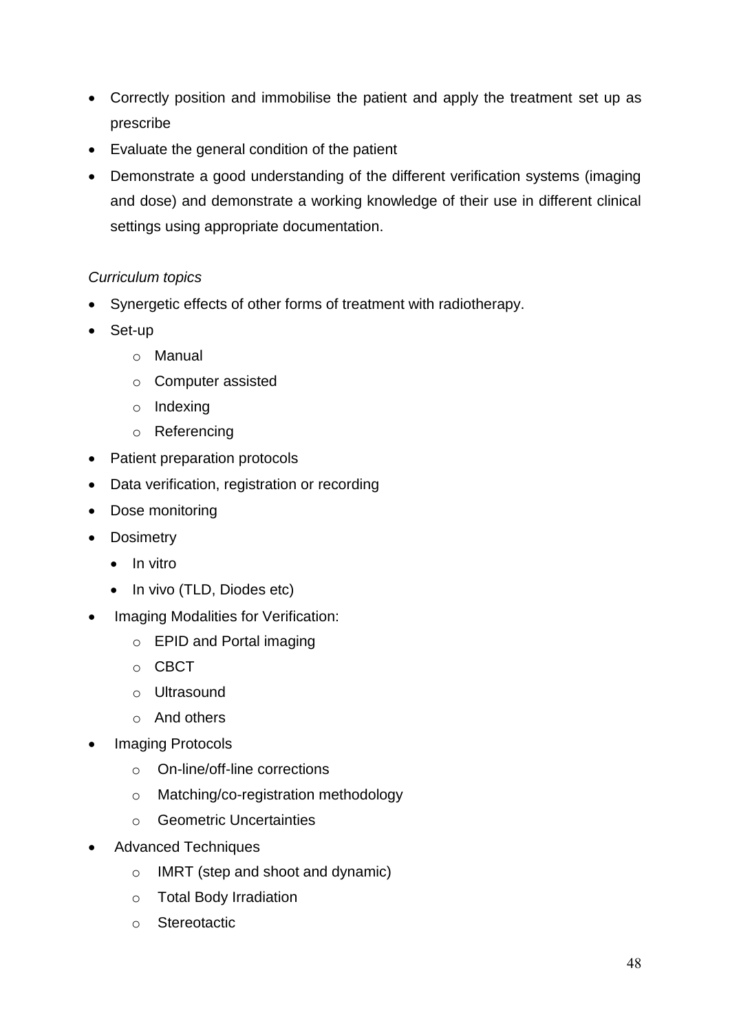- Correctly position and immobilise the patient and apply the treatment set up as prescribe
- Evaluate the general condition of the patient
- Demonstrate a good understanding of the different verification systems (imaging and dose) and demonstrate a working knowledge of their use in different clinical settings using appropriate documentation.

*Curriculum topics*

- Synergetic effects of other forms of treatment with radiotherapy.
- Set-up
    - Manual
    - Computer assisted
    - Indexing
    - Referencing
- Patient preparation protocols
- Data verification, registration or recording
- Dose monitoring
- Dosimetry
    - In vitro
    - In vivo (TLD, Diodes etc)
- Imaging Modalities for Verification:
    - EPID and Portal imaging
    - CBCT
    - Ultrasound
    - And others
- Imaging Protocols
    - On-line/off-line corrections
    - Matching/co-registration methodology
    - Geometric Uncertainties
- Advanced Techniques
    - IMRT (step and shoot and dynamic)
    - Total Body Irradiation
    - Stereotactic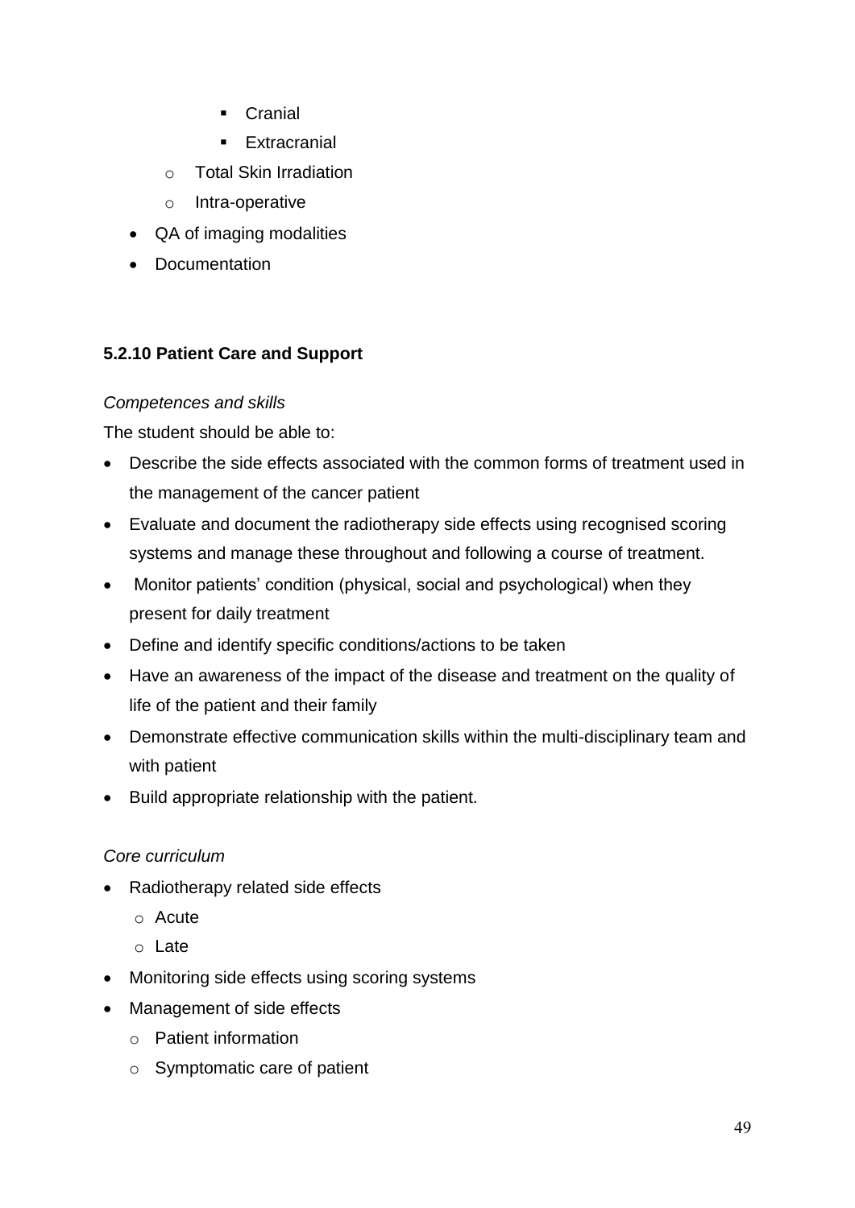- Cranial
        - Extracranial
    - Total Skin Irradiation
    - Intra-operative
- QA of imaging modalities
- Documentation

#### 5.2.10 Patient Care and Support

*Competences and skills*

The student should be able to:

- Describe the side effects associated with the common forms of treatment used in the management of the cancer patient
- Evaluate and document the radiotherapy side effects using recognised scoring systems and manage these throughout and following a course of treatment.
- Monitor patients' condition (physical, social and psychological) when they present for daily treatment
- Define and identify specific conditions/actions to be taken
- Have an awareness of the impact of the disease and treatment on the quality of life of the patient and their family
- Demonstrate effective communication skills within the multi-disciplinary team and with patient
- Build appropriate relationship with the patient.

*Core curriculum*

- Radiotherapy related side effects
    - Acute
    - Late
- Monitoring side effects using scoring systems
- Management of side effects
    - Patient information
    - Symptomatic care of patient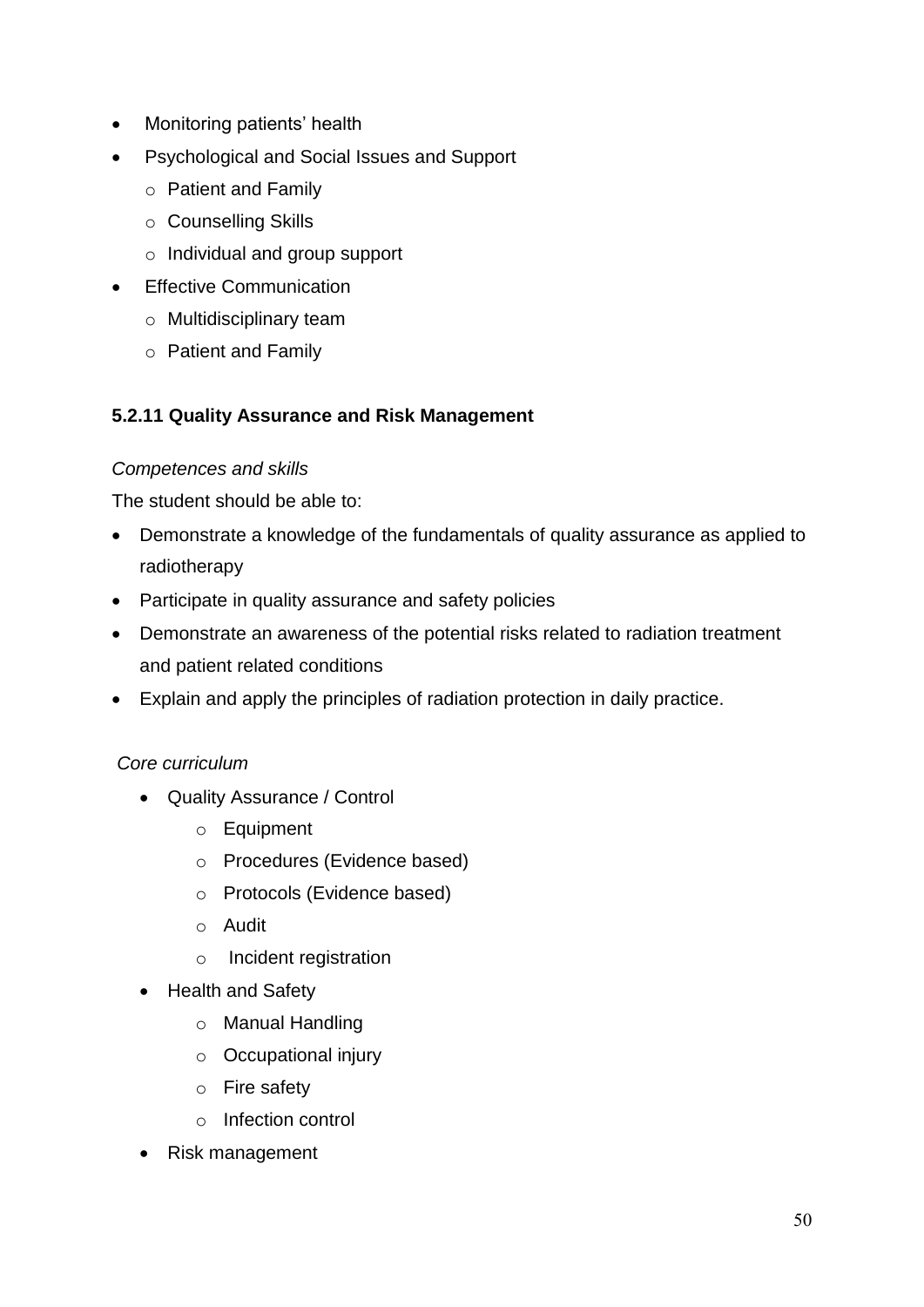- Monitoring patients' health
- Psychological and Social Issues and Support
  - Patient and Family
  - Counselling Skills
  - Individual and group support
- Effective Communication
  - Multidisciplinary team
  - Patient and Family

**5.2.11 Quality Assurance and Risk Management**

*Competences and skills*

The student should be able to:

- Demonstrate a knowledge of the fundamentals of quality assurance as applied to radiotherapy
- Participate in quality assurance and safety policies
- Demonstrate an awareness of the potential risks related to radiation treatment and patient related conditions
- Explain and apply the principles of radiation protection in daily practice.

*Core curriculum*

- Quality Assurance / Control
  - Equipment
  - Procedures (Evidence based)
  - Protocols (Evidence based)
  - Audit
  - Incident registration
- Health and Safety
  - Manual Handling
  - Occupational injury
  - Fire safety
  - Infection control
- Risk management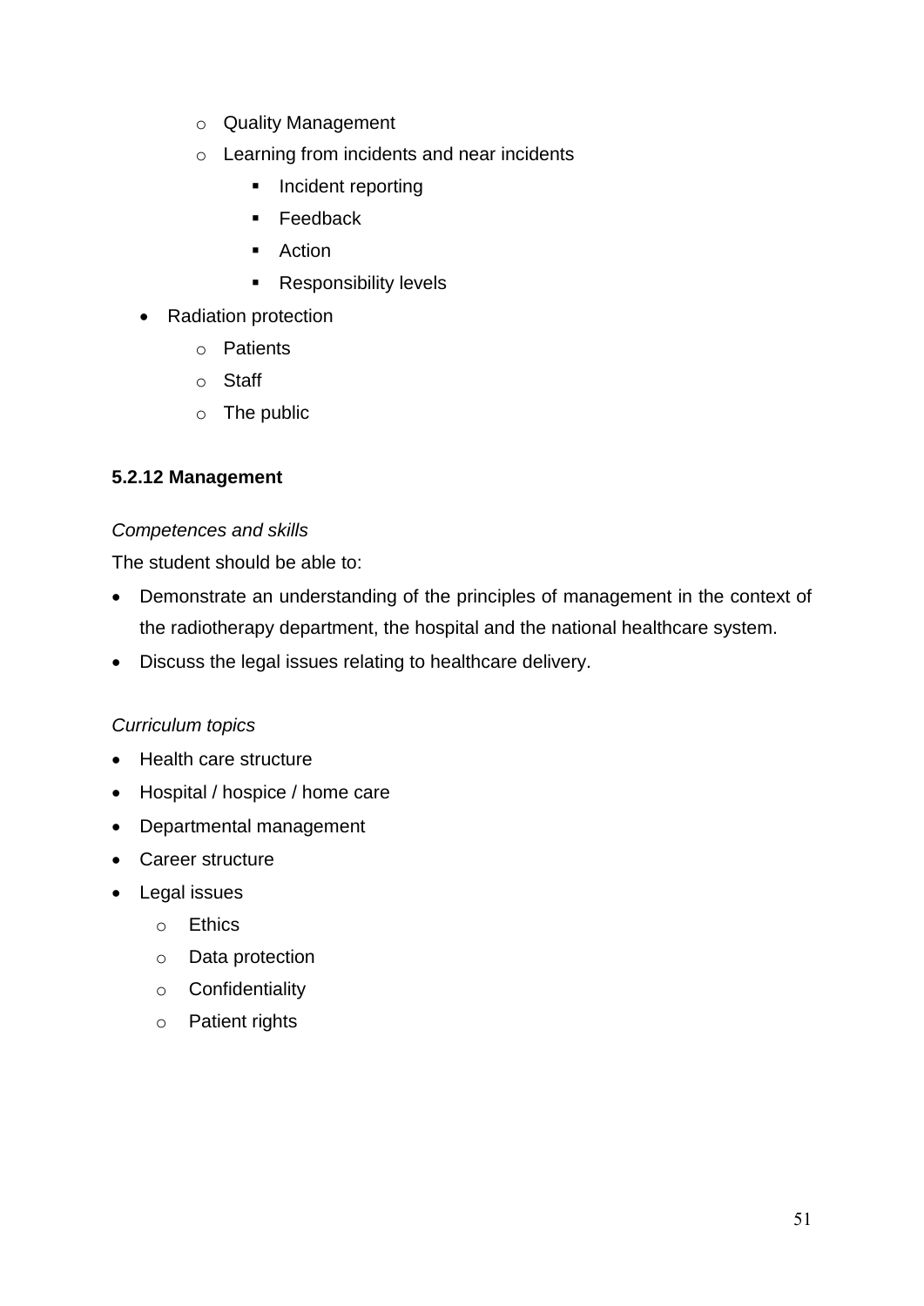- Quality Management
    - Learning from incidents and near incidents
        - Incident reporting
        - Feedback
        - Action
        - Responsibility levels
- Radiation protection
    - Patients
    - Staff
    - The public

### 5.2.12 Management

*Competences and skills*

The student should be able to:

- Demonstrate an understanding of the principles of management in the context of the radiotherapy department, the hospital and the national healthcare system.
- Discuss the legal issues relating to healthcare delivery.

*Curriculum topics*

- Health care structure
- Hospital / hospice / home care
- Departmental management
- Career structure
- Legal issues
    - Ethics
    - Data protection
    - Confidentiality
    - Patient rights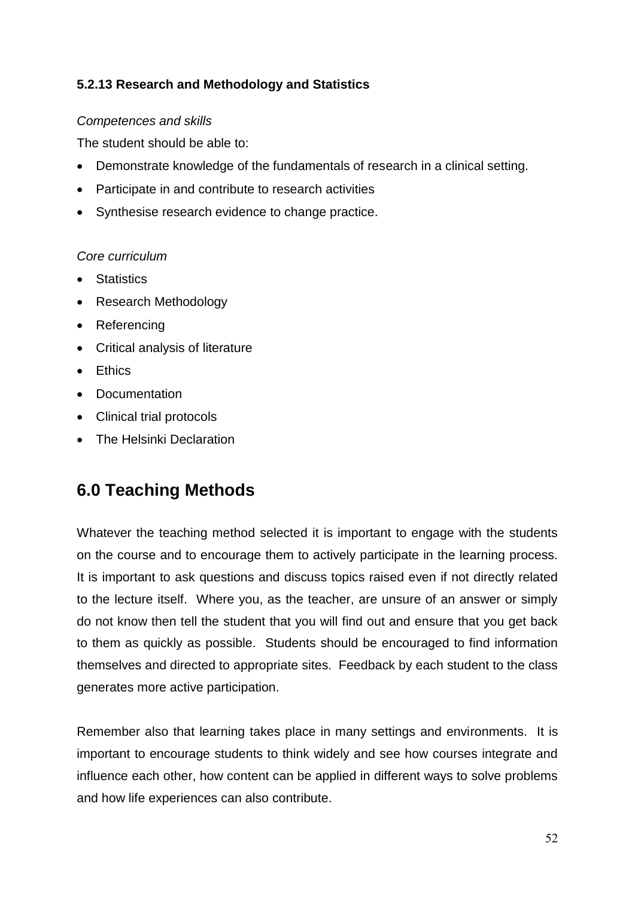#### 5.2.13 Research and Methodology and Statistics

*Competences and skills*

The student should be able to:

- Demonstrate knowledge of the fundamentals of research in a clinical setting.
- Participate in and contribute to research activities
- Synthesise research evidence to change practice.

*Core curriculum*

- Statistics
- Research Methodology
- Referencing
- Critical analysis of literature
- Ethics
- Documentation
- Clinical trial protocols
- The Helsinki Declaration

## 6.0 Teaching Methods

Whatever the teaching method selected it is important to engage with the students on the course and to encourage them to actively participate in the learning process. It is important to ask questions and discuss topics raised even if not directly related to the lecture itself. Where you, as the teacher, are unsure of an answer or simply do not know then tell the student that you will find out and ensure that you get back to them as quickly as possible. Students should be encouraged to find information themselves and directed to appropriate sites. Feedback by each student to the class generates more active participation.

Remember also that learning takes place in many settings and environments. It is important to encourage students to think widely and see how courses integrate and influence each other, how content can be applied in different ways to solve problems and how life experiences can also contribute.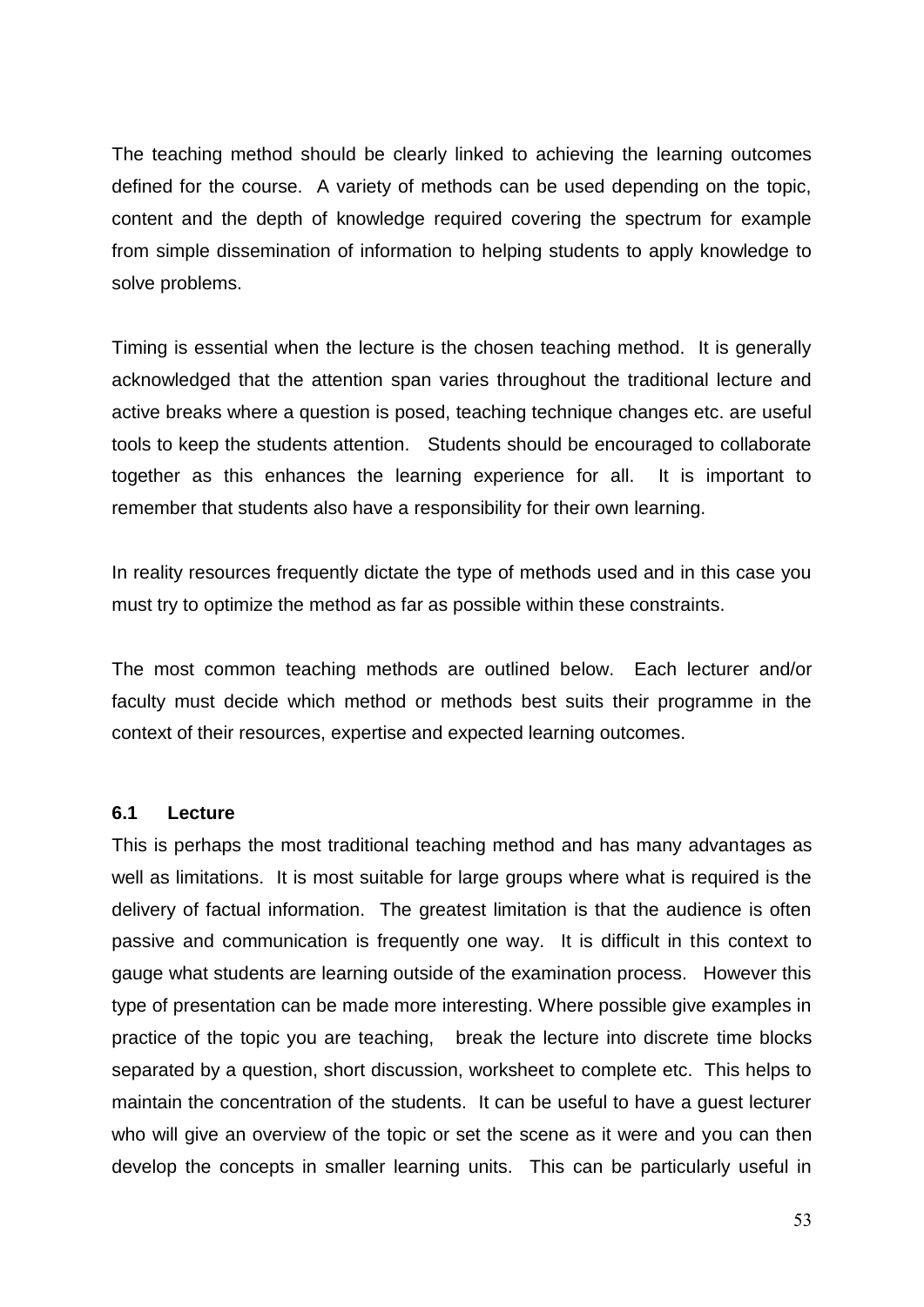The teaching method should be clearly linked to achieving the learning outcomes defined for the course. A variety of methods can be used depending on the topic, content and the depth of knowledge required covering the spectrum for example from simple dissemination of information to helping students to apply knowledge to solve problems.

Timing is essential when the lecture is the chosen teaching method. It is generally acknowledged that the attention span varies throughout the traditional lecture and active breaks where a question is posed, teaching technique changes etc. are useful tools to keep the students attention. Students should be encouraged to collaborate together as this enhances the learning experience for all. It is important to remember that students also have a responsibility for their own learning.

In reality resources frequently dictate the type of methods used and in this case you must try to optimize the method as far as possible within these constraints.

The most common teaching methods are outlined below. Each lecturer and/or faculty must decide which method or methods best suits their programme in the context of their resources, expertise and expected learning outcomes.

### 6.1 Lecture

This is perhaps the most traditional teaching method and has many advantages as well as limitations. It is most suitable for large groups where what is required is the delivery of factual information. The greatest limitation is that the audience is often passive and communication is frequently one way. It is difficult in this context to gauge what students are learning outside of the examination process. However this type of presentation can be made more interesting. Where possible give examples in practice of the topic you are teaching, break the lecture into discrete time blocks separated by a question, short discussion, worksheet to complete etc. This helps to maintain the concentration of the students. It can be useful to have a guest lecturer who will give an overview of the topic or set the scene as it were and you can then develop the concepts in smaller learning units. This can be particularly useful in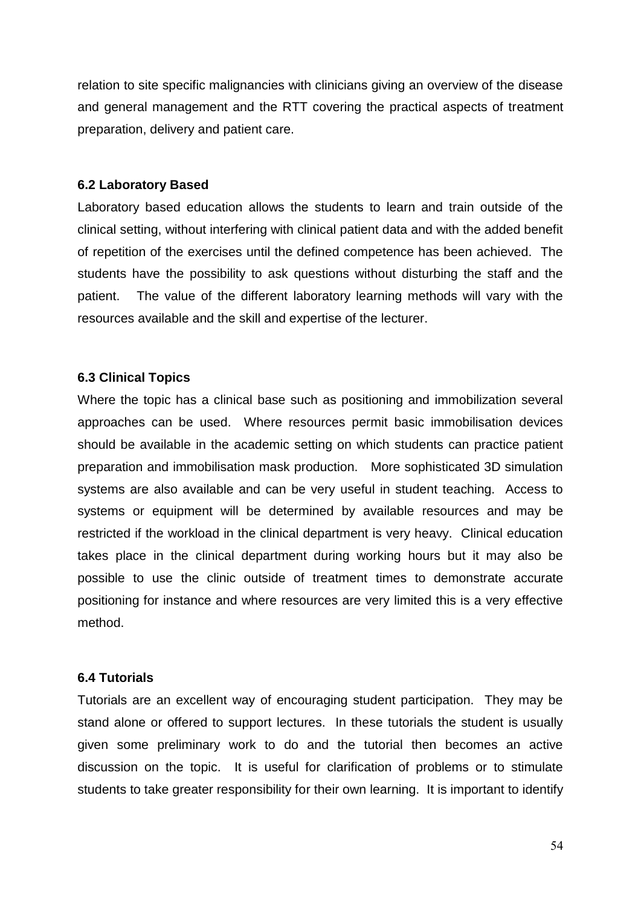relation to site specific malignancies with clinicians giving an overview of the disease and general management and the RTT covering the practical aspects of treatment preparation, delivery and patient care.

### 6.2 Laboratory Based

Laboratory based education allows the students to learn and train outside of the clinical setting, without interfering with clinical patient data and with the added benefit of repetition of the exercises until the defined competence has been achieved. The students have the possibility to ask questions without disturbing the staff and the patient. The value of the different laboratory learning methods will vary with the resources available and the skill and expertise of the lecturer.

### 6.3 Clinical Topics

Where the topic has a clinical base such as positioning and immobilization several approaches can be used. Where resources permit basic immobilisation devices should be available in the academic setting on which students can practice patient preparation and immobilisation mask production. More sophisticated 3D simulation systems are also available and can be very useful in student teaching. Access to systems or equipment will be determined by available resources and may be restricted if the workload in the clinical department is very heavy. Clinical education takes place in the clinical department during working hours but it may also be possible to use the clinic outside of treatment times to demonstrate accurate positioning for instance and where resources are very limited this is a very effective method.

### 6.4 Tutorials

Tutorials are an excellent way of encouraging student participation. They may be stand alone or offered to support lectures. In these tutorials the student is usually given some preliminary work to do and the tutorial then becomes an active discussion on the topic. It is useful for clarification of problems or to stimulate students to take greater responsibility for their own learning. It is important to identify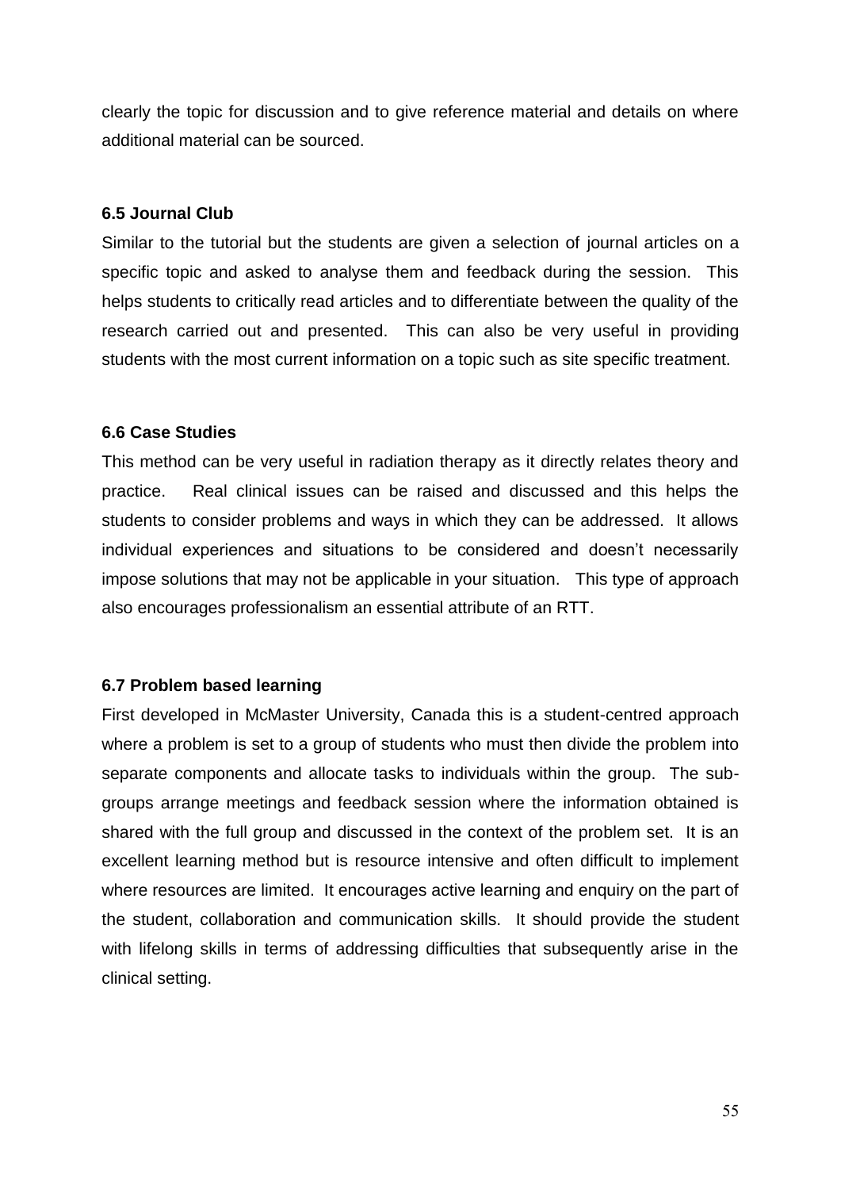clearly the topic for discussion and to give reference material and details on where additional material can be sourced.

### 6.5 Journal Club

Similar to the tutorial but the students are given a selection of journal articles on a specific topic and asked to analyse them and feedback during the session. This helps students to critically read articles and to differentiate between the quality of the research carried out and presented. This can also be very useful in providing students with the most current information on a topic such as site specific treatment.

### 6.6 Case Studies

This method can be very useful in radiation therapy as it directly relates theory and practice. Real clinical issues can be raised and discussed and this helps the students to consider problems and ways in which they can be addressed. It allows individual experiences and situations to be considered and doesn't necessarily impose solutions that may not be applicable in your situation. This type of approach also encourages professionalism an essential attribute of an RTT.

### 6.7 Problem based learning

First developed in McMaster University, Canada this is a student-centred approach where a problem is set to a group of students who must then divide the problem into separate components and allocate tasks to individuals within the group. The sub-groups arrange meetings and feedback session where the information obtained is shared with the full group and discussed in the context of the problem set. It is an excellent learning method but is resource intensive and often difficult to implement where resources are limited. It encourages active learning and enquiry on the part of the student, collaboration and communication skills. It should provide the student with lifelong skills in terms of addressing difficulties that subsequently arise in the clinical setting.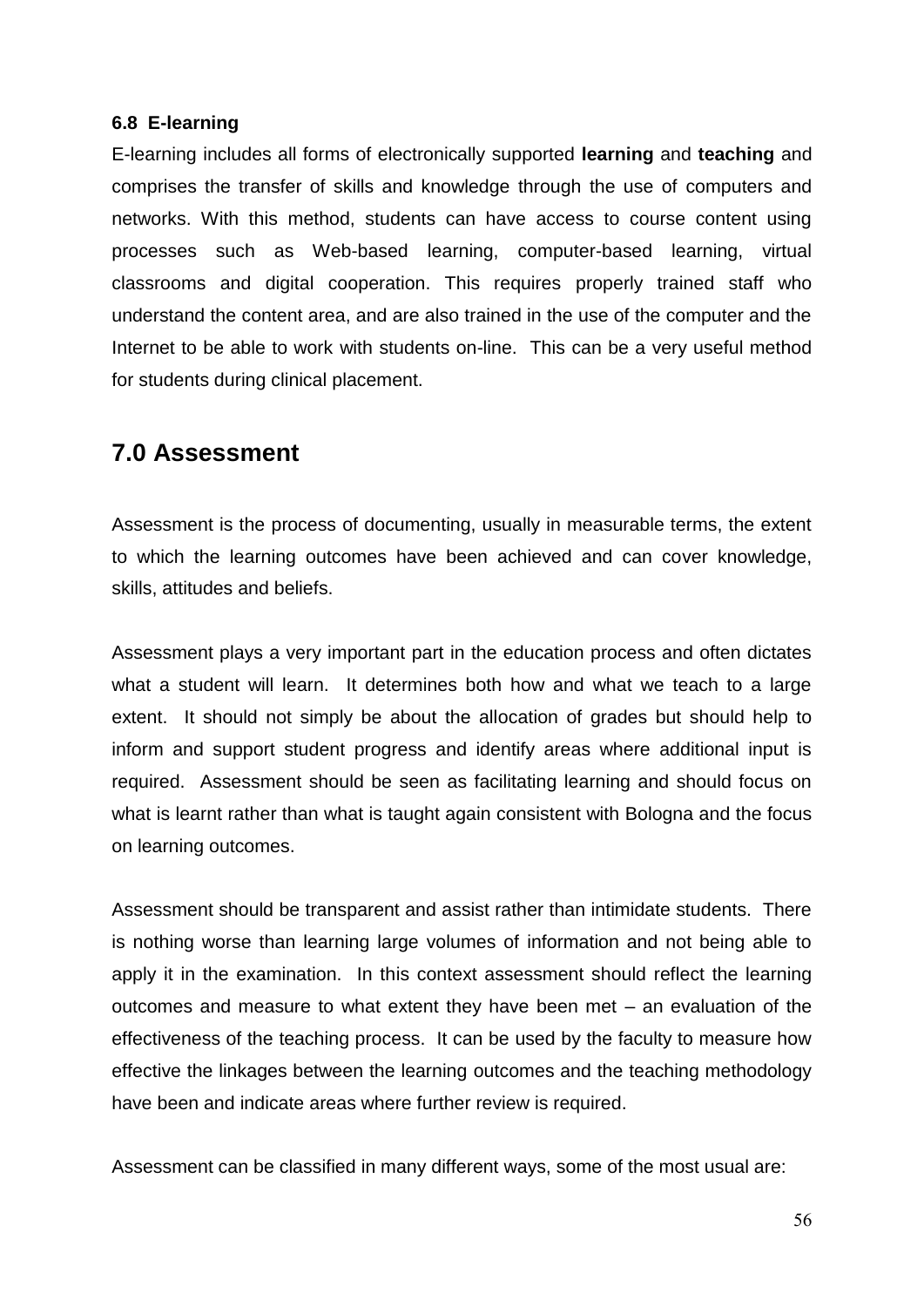### 6.8 E-learning

E-learning includes all forms of electronically supported **learning** and **teaching** and comprises the transfer of skills and knowledge through the use of computers and networks. With this method, students can have access to course content using processes such as Web-based learning, computer-based learning, virtual classrooms and digital cooperation. This requires properly trained staff who understand the content area, and are also trained in the use of the computer and the Internet to be able to work with students on-line. This can be a very useful method for students during clinical placement.

## 7.0 Assessment

Assessment is the process of documenting, usually in measurable terms, the extent to which the learning outcomes have been achieved and can cover knowledge, skills, attitudes and beliefs.

Assessment plays a very important part in the education process and often dictates what a student will learn. It determines both how and what we teach to a large extent. It should not simply be about the allocation of grades but should help to inform and support student progress and identify areas where additional input is required. Assessment should be seen as facilitating learning and should focus on what is learnt rather than what is taught again consistent with Bologna and the focus on learning outcomes.

Assessment should be transparent and assist rather than intimidate students. There is nothing worse than learning large volumes of information and not being able to apply it in the examination. In this context assessment should reflect the learning outcomes and measure to what extent they have been met – an evaluation of the effectiveness of the teaching process. It can be used by the faculty to measure how effective the linkages between the learning outcomes and the teaching methodology have been and indicate areas where further review is required.

Assessment can be classified in many different ways, some of the most usual are: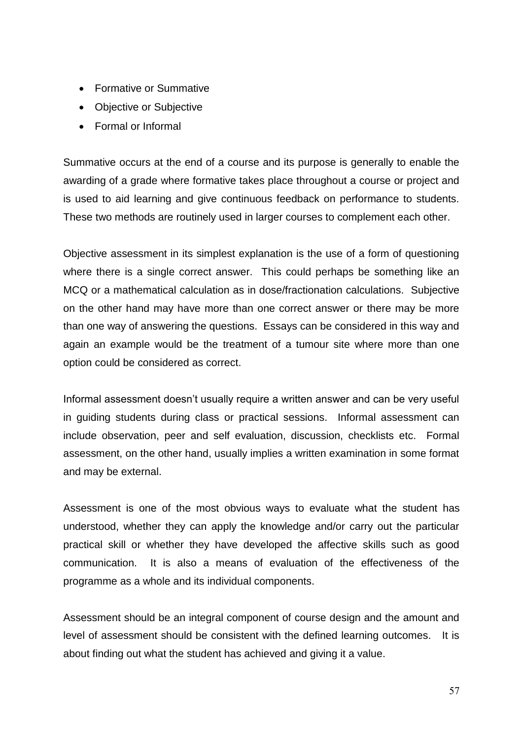- Formative or Summative
- Objective or Subjective
- Formal or Informal

Summative occurs at the end of a course and its purpose is generally to enable the awarding of a grade where formative takes place throughout a course or project and is used to aid learning and give continuous feedback on performance to students. These two methods are routinely used in larger courses to complement each other.

Objective assessment in its simplest explanation is the use of a form of questioning where there is a single correct answer. This could perhaps be something like an MCQ or a mathematical calculation as in dose/fractionation calculations. Subjective on the other hand may have more than one correct answer or there may be more than one way of answering the questions. Essays can be considered in this way and again an example would be the treatment of a tumour site where more than one option could be considered as correct.

Informal assessment doesn't usually require a written answer and can be very useful in guiding students during class or practical sessions. Informal assessment can include observation, peer and self evaluation, discussion, checklists etc. Formal assessment, on the other hand, usually implies a written examination in some format and may be external.

Assessment is one of the most obvious ways to evaluate what the student has understood, whether they can apply the knowledge and/or carry out the particular practical skill or whether they have developed the affective skills such as good communication. It is also a means of evaluation of the effectiveness of the programme as a whole and its individual components.

Assessment should be an integral component of course design and the amount and level of assessment should be consistent with the defined learning outcomes. It is about finding out what the student has achieved and giving it a value.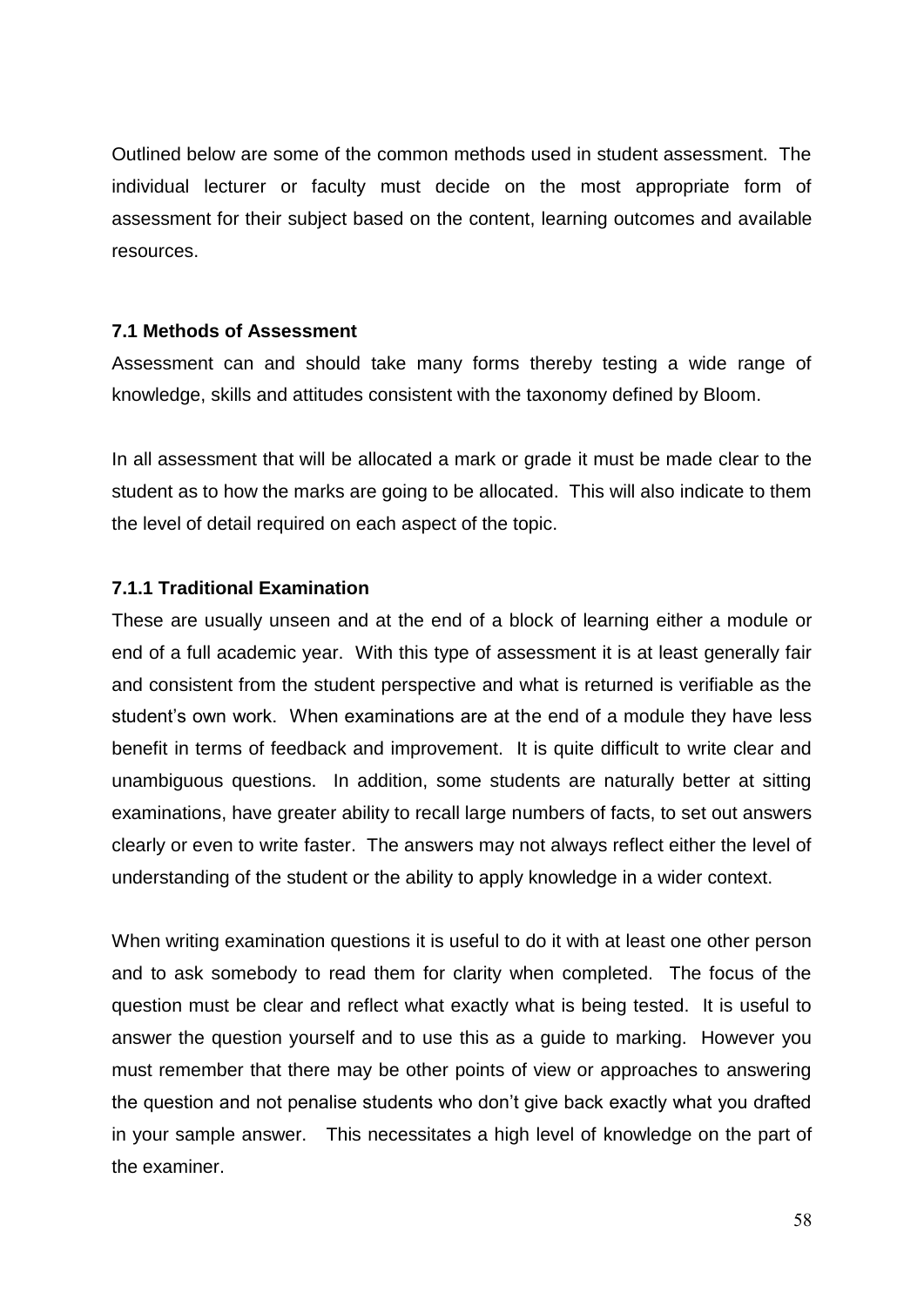Outlined below are some of the common methods used in student assessment. The individual lecturer or faculty must decide on the most appropriate form of assessment for their subject based on the content, learning outcomes and available resources.

### 7.1 Methods of Assessment

Assessment can and should take many forms thereby testing a wide range of knowledge, skills and attitudes consistent with the taxonomy defined by Bloom.

In all assessment that will be allocated a mark or grade it must be made clear to the student as to how the marks are going to be allocated. This will also indicate to them the level of detail required on each aspect of the topic.

#### 7.1.1 Traditional Examination

These are usually unseen and at the end of a block of learning either a module or end of a full academic year. With this type of assessment it is at least generally fair and consistent from the student perspective and what is returned is verifiable as the student's own work. When examinations are at the end of a module they have less benefit in terms of feedback and improvement. It is quite difficult to write clear and unambiguous questions. In addition, some students are naturally better at sitting examinations, have greater ability to recall large numbers of facts, to set out answers clearly or even to write faster. The answers may not always reflect either the level of understanding of the student or the ability to apply knowledge in a wider context.

When writing examination questions it is useful to do it with at least one other person and to ask somebody to read them for clarity when completed. The focus of the question must be clear and reflect what exactly what is being tested. It is useful to answer the question yourself and to use this as a guide to marking. However you must remember that there may be other points of view or approaches to answering the question and not penalise students who don't give back exactly what you drafted in your sample answer. This necessitates a high level of knowledge on the part of the examiner.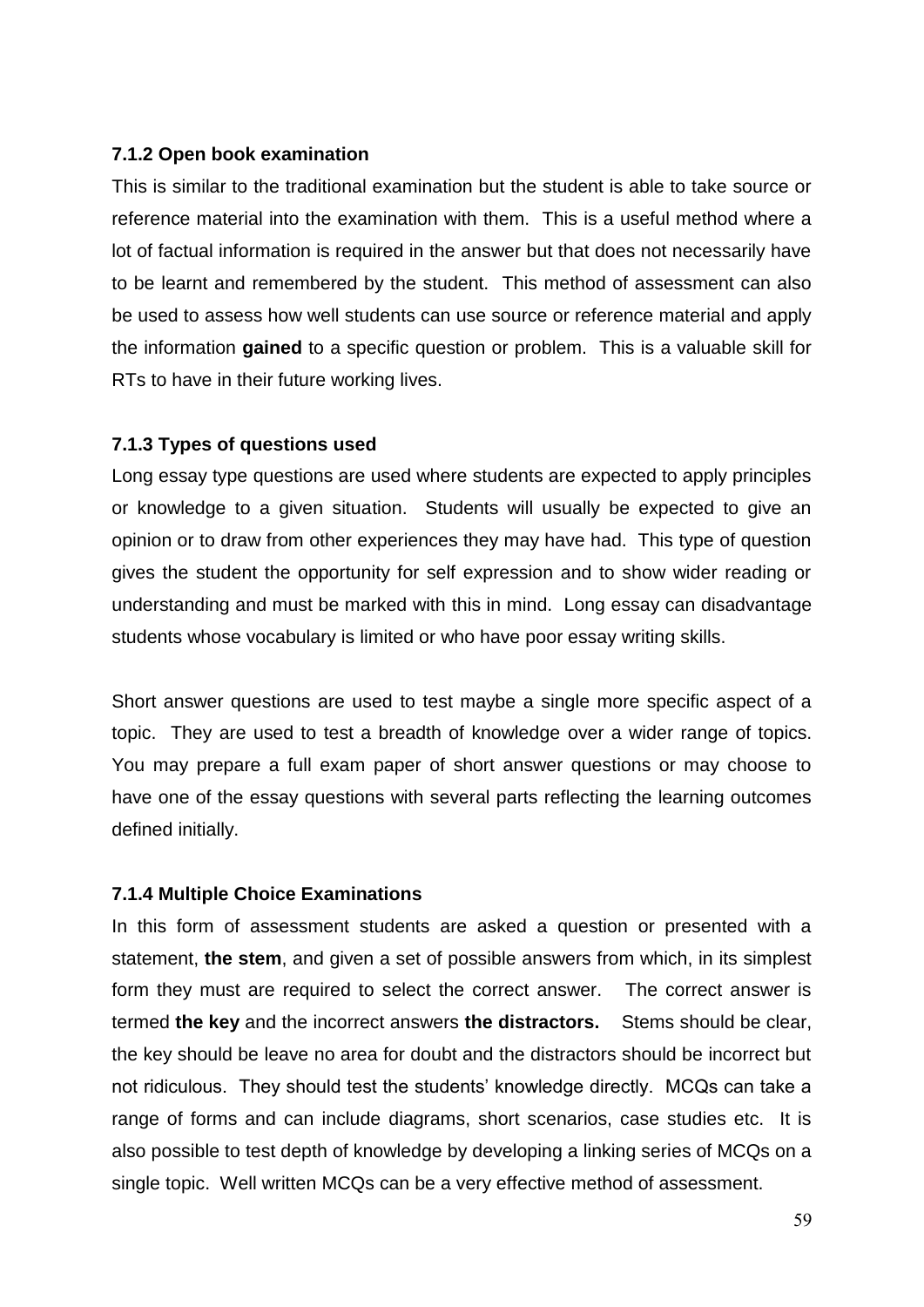### 7.1.2 Open book examination

This is similar to the traditional examination but the student is able to take source or reference material into the examination with them. This is a useful method where a lot of factual information is required in the answer but that does not necessarily have to be learnt and remembered by the student. This method of assessment can also be used to assess how well students can use source or reference material and apply the information **gained** to a specific question or problem. This is a valuable skill for RTs to have in their future working lives.

### 7.1.3 Types of questions used

Long essay type questions are used where students are expected to apply principles or knowledge to a given situation. Students will usually be expected to give an opinion or to draw from other experiences they may have had. This type of question gives the student the opportunity for self expression and to show wider reading or understanding and must be marked with this in mind. Long essay can disadvantage students whose vocabulary is limited or who have poor essay writing skills.

Short answer questions are used to test maybe a single more specific aspect of a topic. They are used to test a breadth of knowledge over a wider range of topics. You may prepare a full exam paper of short answer questions or may choose to have one of the essay questions with several parts reflecting the learning outcomes defined initially.

### 7.1.4 Multiple Choice Examinations

In this form of assessment students are asked a question or presented with a statement, **the stem**, and given a set of possible answers from which, in its simplest form they must are required to select the correct answer. The correct answer is termed **the key** and the incorrect answers **the distractors.** Stems should be clear, the key should be leave no area for doubt and the distractors should be incorrect but not ridiculous. They should test the students' knowledge directly. MCQs can take a range of forms and can include diagrams, short scenarios, case studies etc. It is also possible to test depth of knowledge by developing a linking series of MCQs on a single topic. Well written MCQs can be a very effective method of assessment.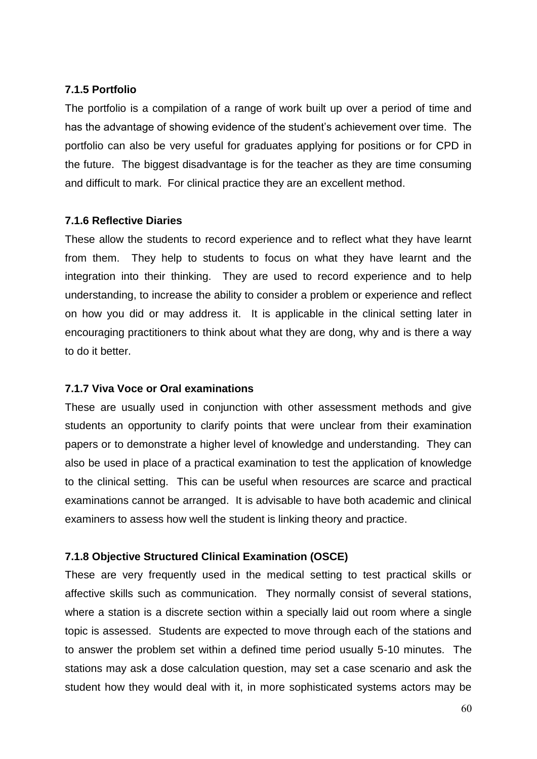#### 7.1.5 Portfolio

The portfolio is a compilation of a range of work built up over a period of time and has the advantage of showing evidence of the student's achievement over time. The portfolio can also be very useful for graduates applying for positions or for CPD in the future. The biggest disadvantage is for the teacher as they are time consuming and difficult to mark. For clinical practice they are an excellent method.

#### 7.1.6 Reflective Diaries

These allow the students to record experience and to reflect what they have learnt from them. They help to students to focus on what they have learnt and the integration into their thinking. They are used to record experience and to help understanding, to increase the ability to consider a problem or experience and reflect on how you did or may address it. It is applicable in the clinical setting later in encouraging practitioners to think about what they are dong, why and is there a way to do it better.

#### 7.1.7 Viva Voce or Oral examinations

These are usually used in conjunction with other assessment methods and give students an opportunity to clarify points that were unclear from their examination papers or to demonstrate a higher level of knowledge and understanding. They can also be used in place of a practical examination to test the application of knowledge to the clinical setting. This can be useful when resources are scarce and practical examinations cannot be arranged. It is advisable to have both academic and clinical examiners to assess how well the student is linking theory and practice.

#### 7.1.8 Objective Structured Clinical Examination (OSCE)

These are very frequently used in the medical setting to test practical skills or affective skills such as communication. They normally consist of several stations, where a station is a discrete section within a specially laid out room where a single topic is assessed. Students are expected to move through each of the stations and to answer the problem set within a defined time period usually 5-10 minutes. The stations may ask a dose calculation question, may set a case scenario and ask the student how they would deal with it, in more sophisticated systems actors may be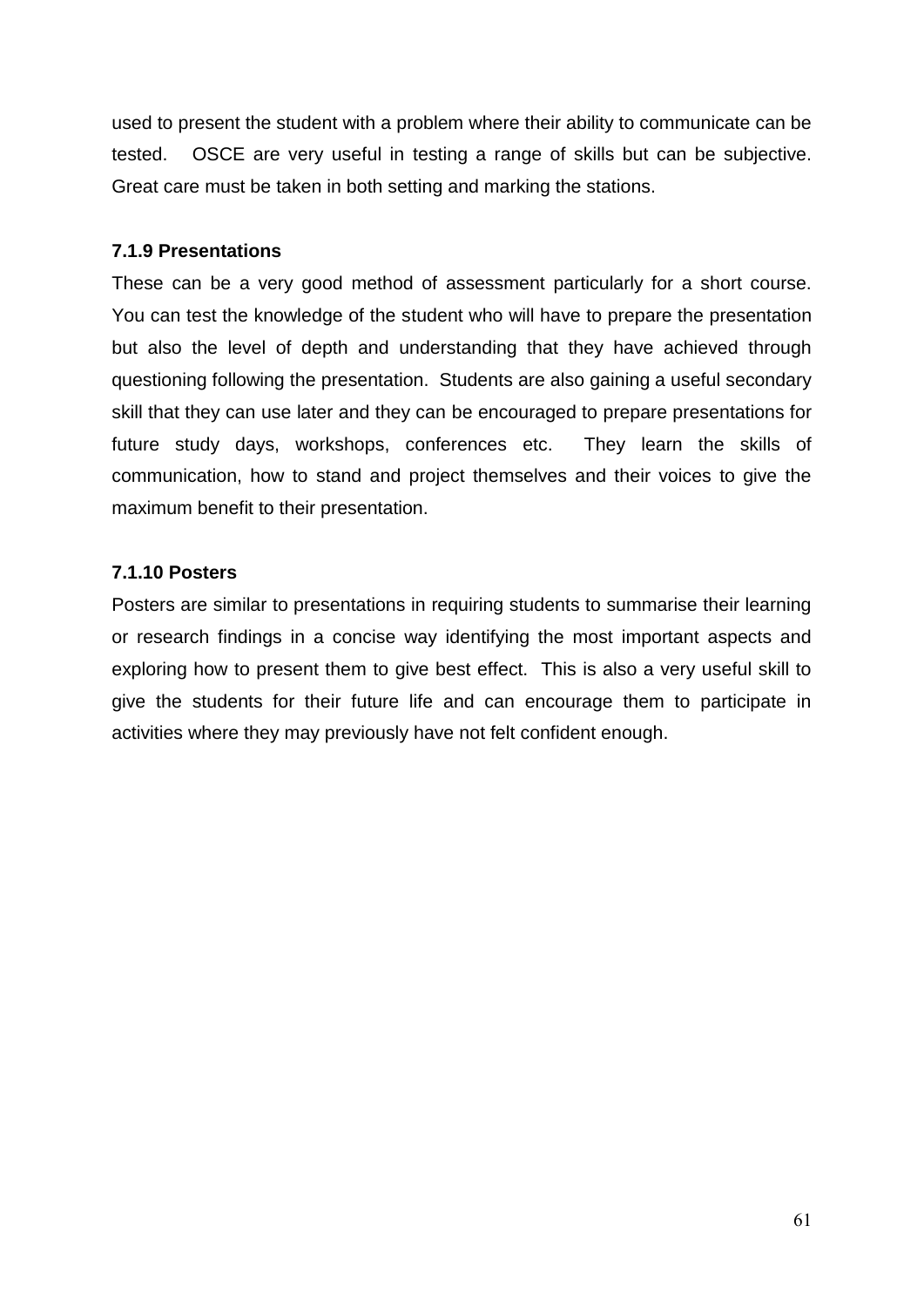used to present the student with a problem where their ability to communicate can be tested. OSCE are very useful in testing a range of skills but can be subjective. Great care must be taken in both setting and marking the stations.

### 7.1.9 Presentations

These can be a very good method of assessment particularly for a short course. You can test the knowledge of the student who will have to prepare the presentation but also the level of depth and understanding that they have achieved through questioning following the presentation. Students are also gaining a useful secondary skill that they can use later and they can be encouraged to prepare presentations for future study days, workshops, conferences etc. They learn the skills of communication, how to stand and project themselves and their voices to give the maximum benefit to their presentation.

### 7.1.10 Posters

Posters are similar to presentations in requiring students to summarise their learning or research findings in a concise way identifying the most important aspects and exploring how to present them to give best effect. This is also a very useful skill to give the students for their future life and can encourage them to participate in activities where they may previously have not felt confident enough.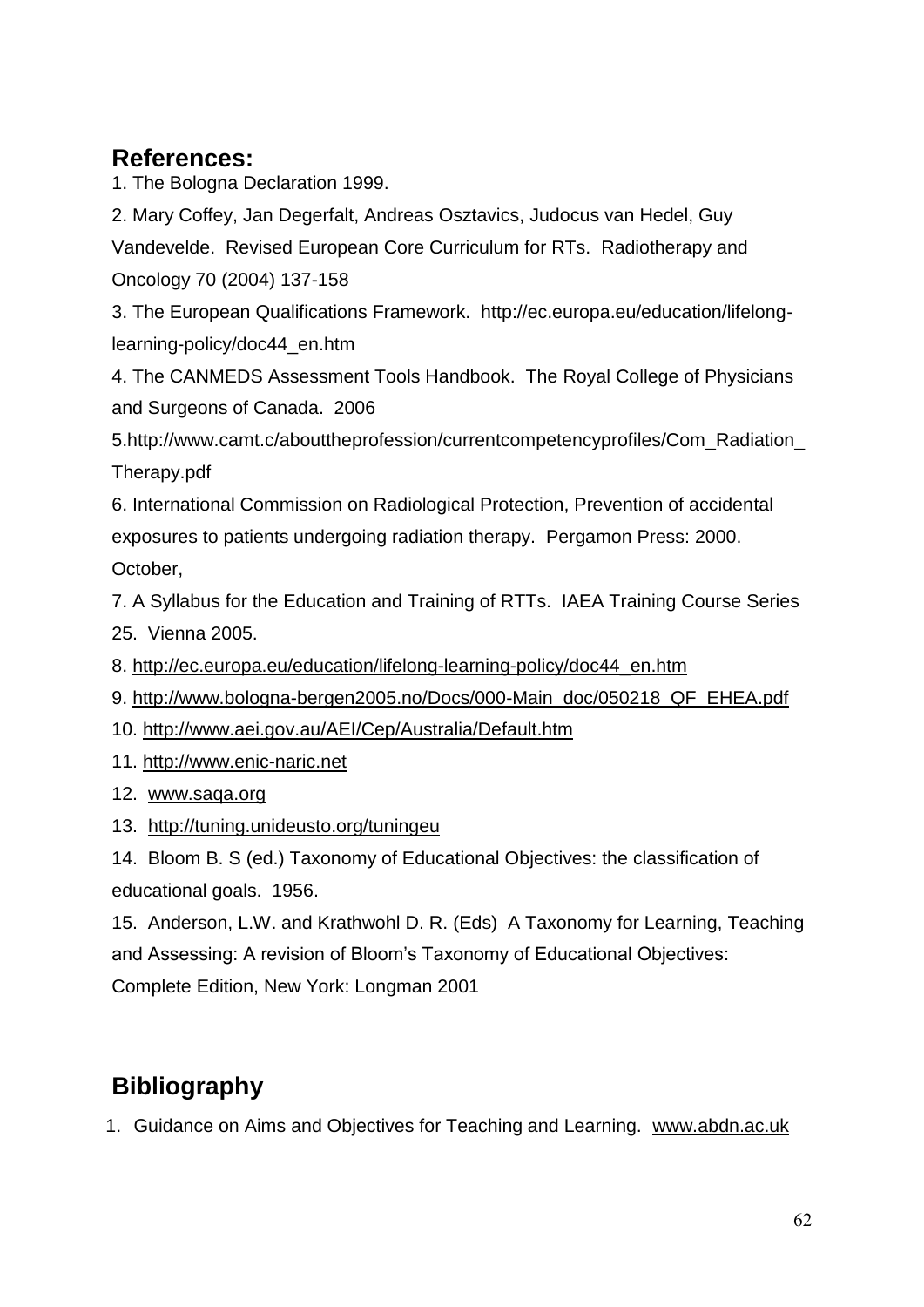## References:

1. The Bologna Declaration 1999.
2. Mary Coffey, Jan Degerfalt, Andreas Osztavics, Judocus van Hedel, Guy Vandevelde. Revised European Core Curriculum for RTs. Radiotherapy and Oncology 70 (2004) 137-158
3. The European Qualifications Framework. http://ec.europa.eu/education/lifelong-learning-policy/doc44_en.htm
4. The CANMEDS Assessment Tools Handbook. The Royal College of Physicians and Surgeons of Canada. 2006
5. http://www.camt.c/abouttheprofession/currentcompetencyprofiles/Com_Radiation_Therapy.pdf
6. International Commission on Radiological Protection, Prevention of accidental exposures to patients undergoing radiation therapy. Pergamon Press: 2000. October,
7. A Syllabus for the Education and Training of RTTs. IAEA Training Course Series 25. Vienna 2005.
8. http://ec.europa.eu/education/lifelong-learning-policy/doc44_en.htm
9. http://www.bologna-bergen2005.no/Docs/000-Main_doc/050218_QF_EHEA.pdf
10. http://www.aei.gov.au/AEI/Cep/Australia/Default.htm
11. http://www.enic-naric.net
12. www.saqa.org
13. http://tuning.unideusto.org/tuningeu
14. Bloom B. S (ed.) Taxonomy of Educational Objectives: the classification of educational goals. 1956.
15. Anderson, L.W. and Krathwohl D. R. (Eds) A Taxonomy for Learning, Teaching and Assessing: A revision of Bloom's Taxonomy of Educational Objectives: Complete Edition, New York: Longman 2001

## Bibliography

1. Guidance on Aims and Objectives for Teaching and Learning. www.abdn.ac.uk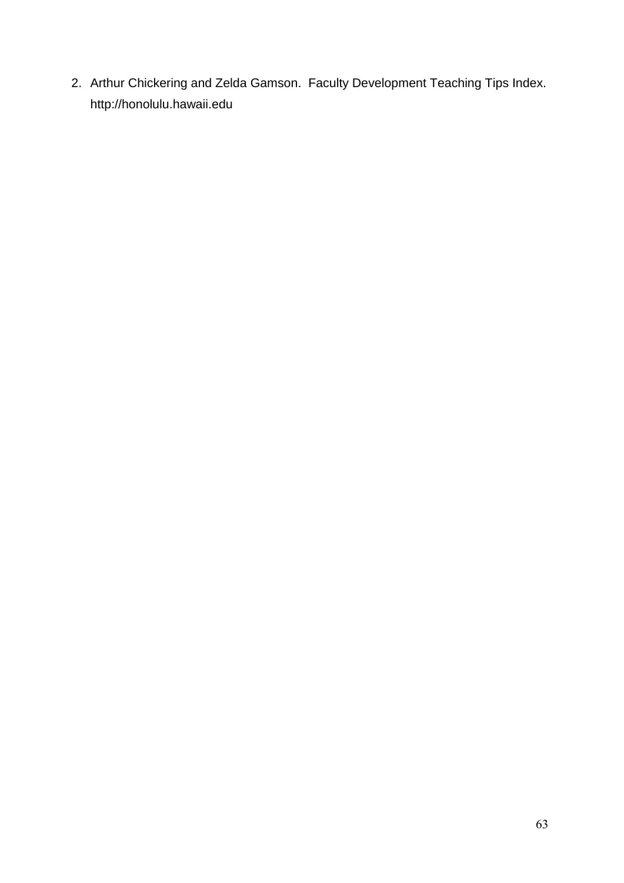2. Arthur Chickering and Zelda Gamson. Faculty Development Teaching Tips Index. http://honolulu.hawaii.edu